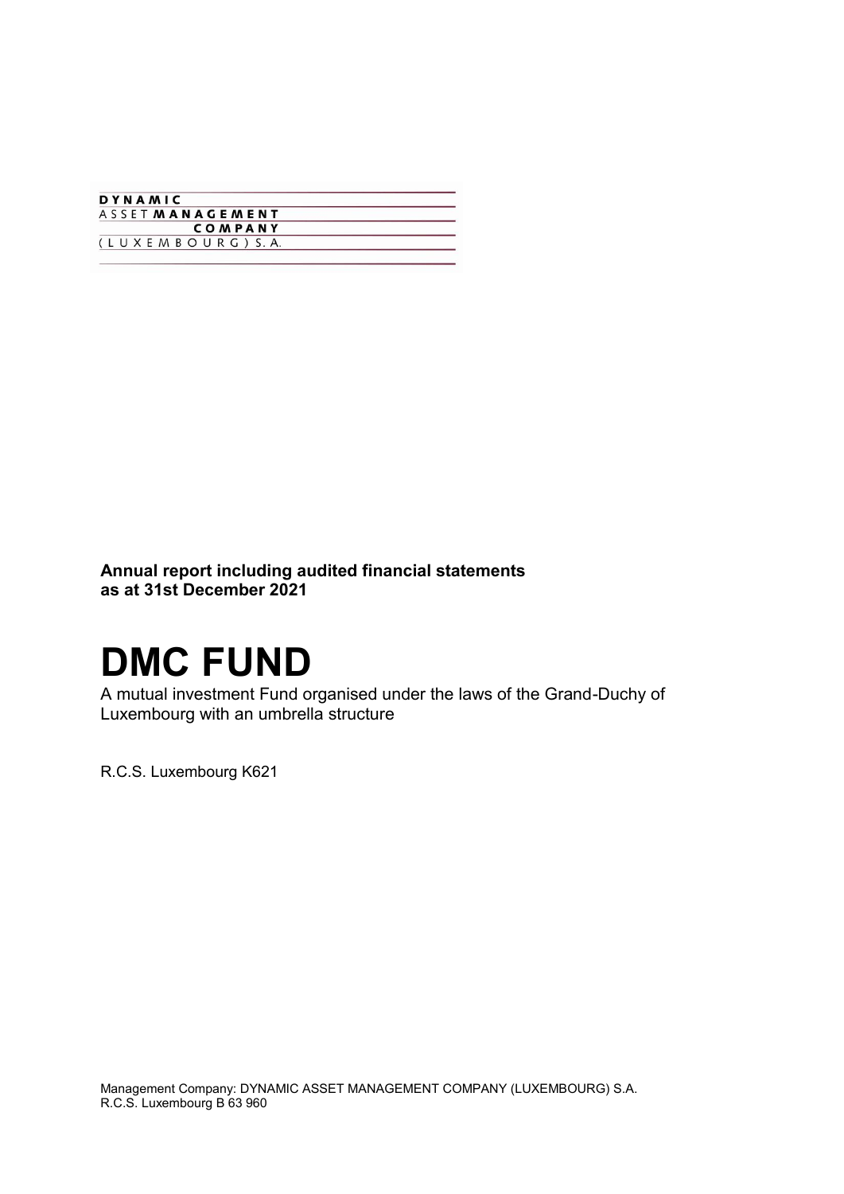DYNAMIC
ASSET **MANAGEMENT**
**COMPANY**
(LUXEMBOURG) S.A.

**Annual report including audited financial statements as at 31st December 2021**

# DMC FUND

A mutual investment Fund organised under the laws of the Grand-Duchy of Luxembourg with an umbrella structure

R.C.S. Luxembourg K621

Management Company: DYNAMIC ASSET MANAGEMENT COMPANY (LUXEMBOURG) S.A.
R.C.S. Luxembourg B 63 960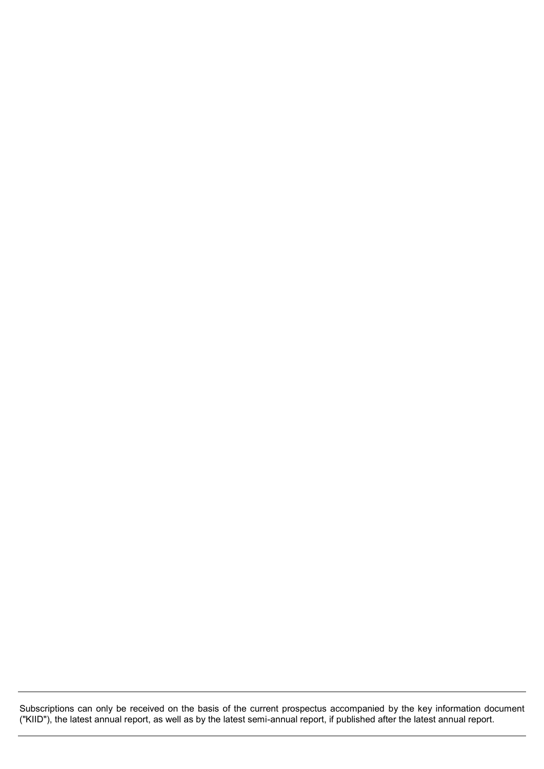Subscriptions can only be received on the basis of the current prospectus accompanied by the key information document ("KIID"), the latest annual report, as well as by the latest semi-annual report, if published after the latest annual report.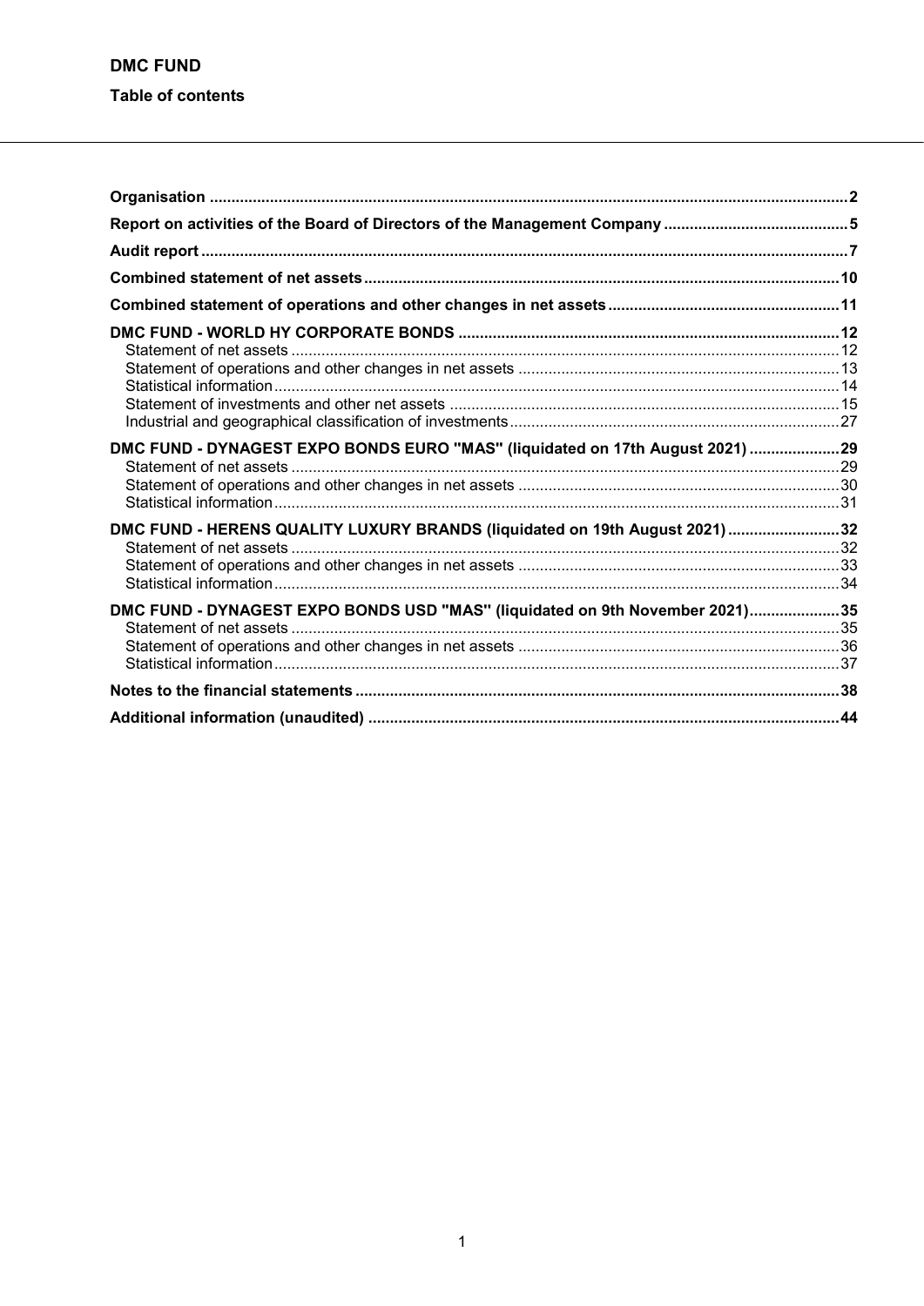# DMC FUND

## Table of contents

| | |
|---|---|
| **Organisation** | **2** |
| **Report on activities of the Board of Directors of the Management Company** | **5** |
| **Audit report** | **7** |
| **Combined statement of net assets** | **10** |
| **Combined statement of operations and other changes in net assets** | **11** |
| **DMC FUND - WORLD HY CORPORATE BONDS** | **12** |
| Statement of net assets | 12 |
| Statement of operations and other changes in net assets | 13 |
| Statistical information | 14 |
| Statement of investments and other net assets | 15 |
| Industrial and geographical classification of investments | 27 |
| **DMC FUND - DYNAGEST EXPO BONDS EURO "MAS" (liquidated on 17th August 2021)** | **29** |
| Statement of net assets | 29 |
| Statement of operations and other changes in net assets | 30 |
| Statistical information | 31 |
| **DMC FUND - HERENS QUALITY LUXURY BRANDS (liquidated on 19th August 2021)** | **32** |
| Statement of net assets | 32 |
| Statement of operations and other changes in net assets | 33 |
| Statistical information | 34 |
| **DMC FUND - DYNAGEST EXPO BONDS USD "MAS" (liquidated on 9th November 2021)** | **35** |
| Statement of net assets | 35 |
| Statement of operations and other changes in net assets | 36 |
| Statistical information | 37 |
| **Notes to the financial statements** | **38** |
| **Additional information (unaudited)** | **44** |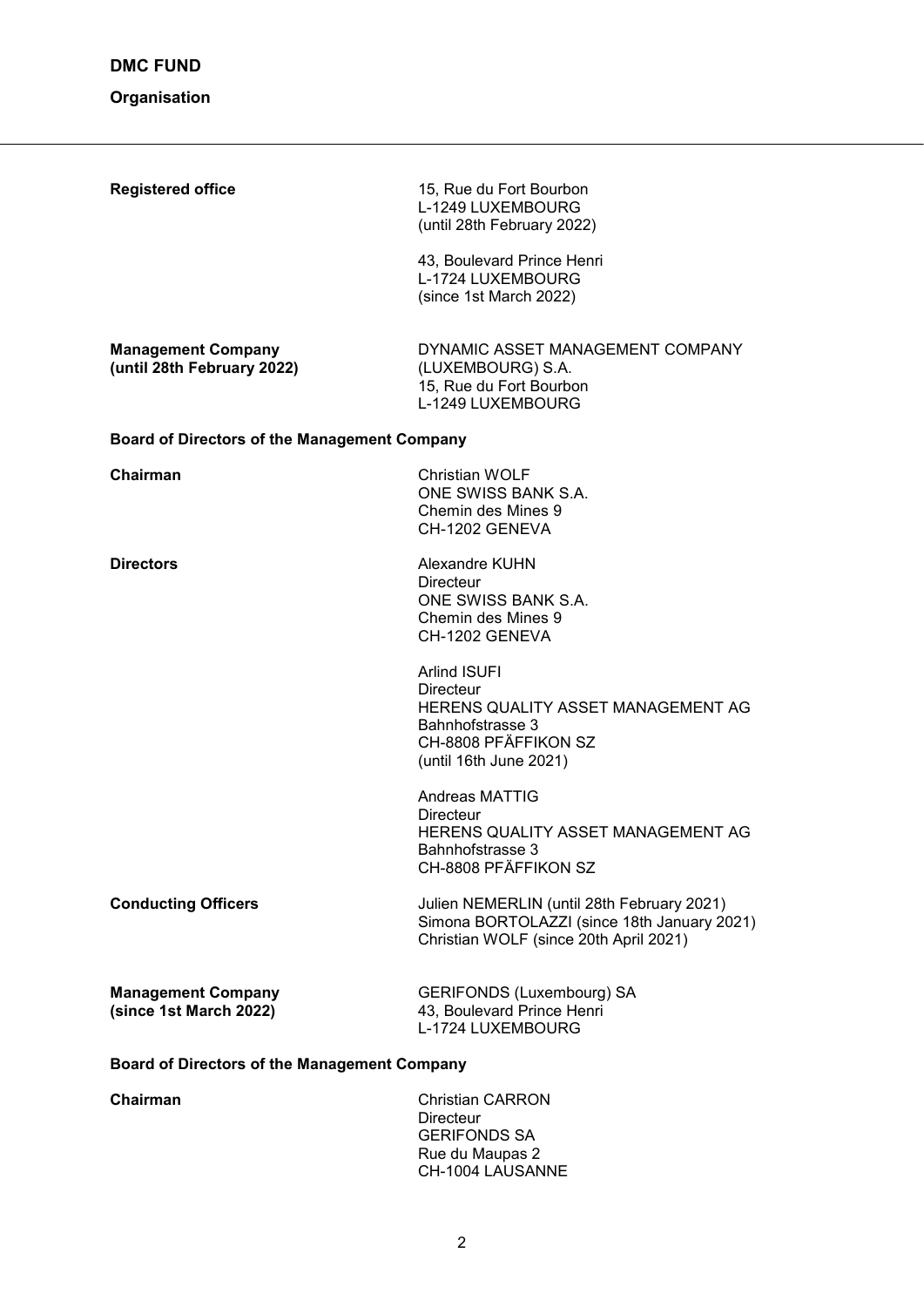# DMC FUND

## Organisation

| | |
|---|---|
| **Registered office** | 15, Rue du Fort Bourbon<br>L-1249 LUXEMBOURG<br>(until 28th February 2022)<br><br>43, Boulevard Prince Henri<br>L-1724 LUXEMBOURG<br>(since 1st March 2022) |
| **Management Company (until 28th February 2022)** | DYNAMIC ASSET MANAGEMENT COMPANY (LUXEMBOURG) S.A.<br>15, Rue du Fort Bourbon<br>L-1249 LUXEMBOURG |

**Board of Directors of the Management Company**

| | |
|---|---|
| **Chairman** | Christian WOLF<br>ONE SWISS BANK S.A.<br>Chemin des Mines 9<br>CH-1202 GENEVA |
| **Directors** | Alexandre KUHN<br>Directeur<br>ONE SWISS BANK S.A.<br>Chemin des Mines 9<br>CH-1202 GENEVA<br><br>Arlind ISUFI<br>Directeur<br>HERENS QUALITY ASSET MANAGEMENT AG<br>Bahnhofstrasse 3<br>CH-8808 PFÄFFIKON SZ<br>(until 16th June 2021)<br><br>Andreas MATTIG<br>Directeur<br>HERENS QUALITY ASSET MANAGEMENT AG<br>Bahnhofstrasse 3<br>CH-8808 PFÄFFIKON SZ |
| **Conducting Officers** | Julien NEMERLIN (until 28th February 2021)<br>Simona BORTOLAZZI (since 18th January 2021)<br>Christian WOLF (since 20th April 2021) |
| **Management Company (since 1st March 2022)** | GERIFONDS (Luxembourg) SA<br>43, Boulevard Prince Henri<br>L-1724 LUXEMBOURG |

**Board of Directors of the Management Company**

| | |
|---|---|
| **Chairman** | Christian CARRON<br>Directeur<br>GERIFONDS SA<br>Rue du Maupas 2<br>CH-1004 LAUSANNE |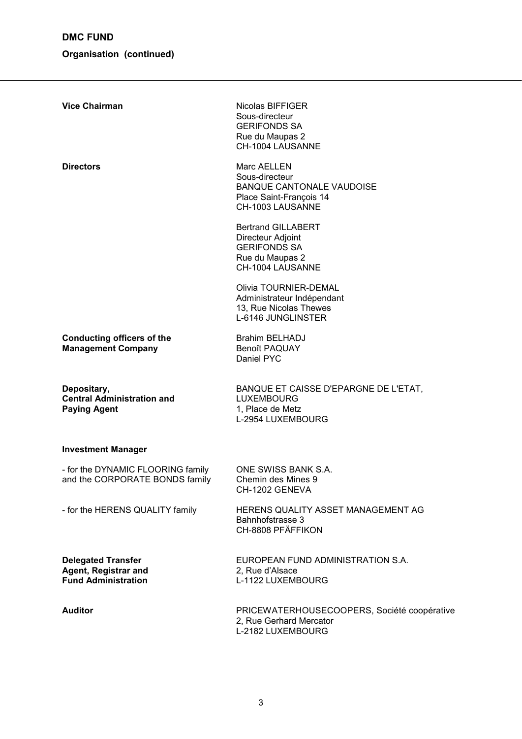# DMC FUND

## Organisation (continued)

**Vice Chairman**

Nicolas BIFFIGER
Sous-directeur
GERIFONDS SA
Rue du Maupas 2
CH-1004 LAUSANNE

**Directors**

Marc AELLEN
Sous-directeur
BANQUE CANTONALE VAUDOISE
Place Saint-François 14
CH-1003 LAUSANNE

Bertrand GILLABERT
Directeur Adjoint
GERIFONDS SA
Rue du Maupas 2
CH-1004 LAUSANNE

Olivia TOURNIER-DEMAL
Administrateur Indépendant
13, Rue Nicolas Thewes
L-6146 JUNGLINSTER

**Conducting officers of the Management Company**

Brahim BELHADJ
Benoît PAQUAY
Daniel PYC

**Depositary, Central Administration and Paying Agent**

BANQUE ET CAISSE D'EPARGNE DE L'ETAT, LUXEMBOURG
1, Place de Metz
L-2954 LUXEMBOURG

**Investment Manager**

- for the DYNAMIC FLOORING family and the CORPORATE BONDS family

ONE SWISS BANK S.A.
Chemin des Mines 9
CH-1202 GENEVA

- for the HERENS QUALITY family

HERENS QUALITY ASSET MANAGEMENT AG
Bahnhofstrasse 3
CH-8808 PFÄFFIKON

**Delegated Transfer Agent, Registrar and Fund Administration**

EUROPEAN FUND ADMINISTRATION S.A.
2, Rue d'Alsace
L-1122 LUXEMBOURG

**Auditor**

PRICEWATERHOUSECOOPERS, Société coopérative
2, Rue Gerhard Mercator
L-2182 LUXEMBOURG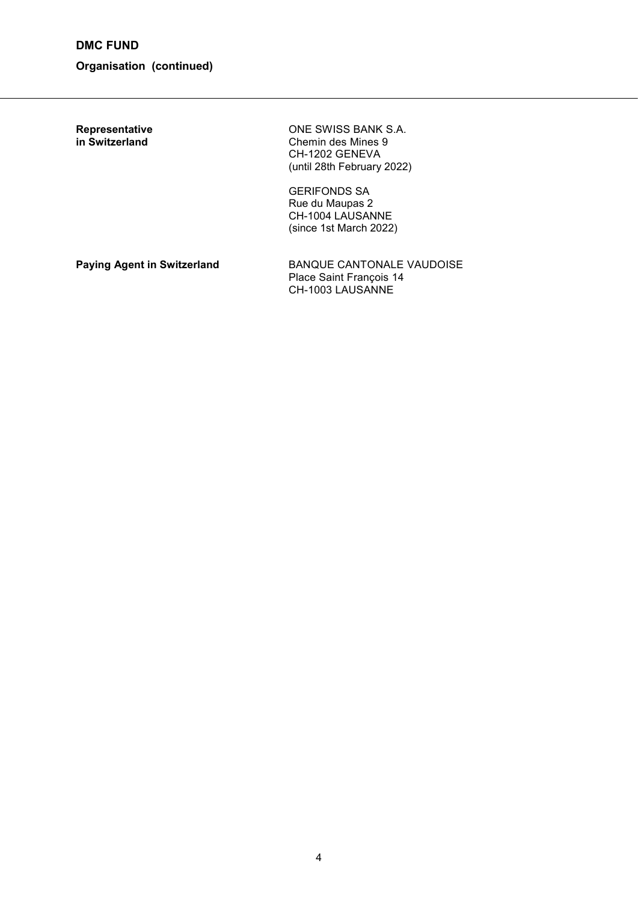**DMC FUND**

**Organisation (continued)**

| | |
|---|---|
| **Representative in Switzerland** | ONE SWISS BANK S.A.<br>Chemin des Mines 9<br>CH-1202 GENEVA<br>(until 28th February 2022) |
| | GERIFONDS SA<br>Rue du Maupas 2<br>CH-1004 LAUSANNE<br>(since 1st March 2022) |
| **Paying Agent in Switzerland** | BANQUE CANTONALE VAUDOISE<br>Place Saint François 14<br>CH-1003 LAUSANNE |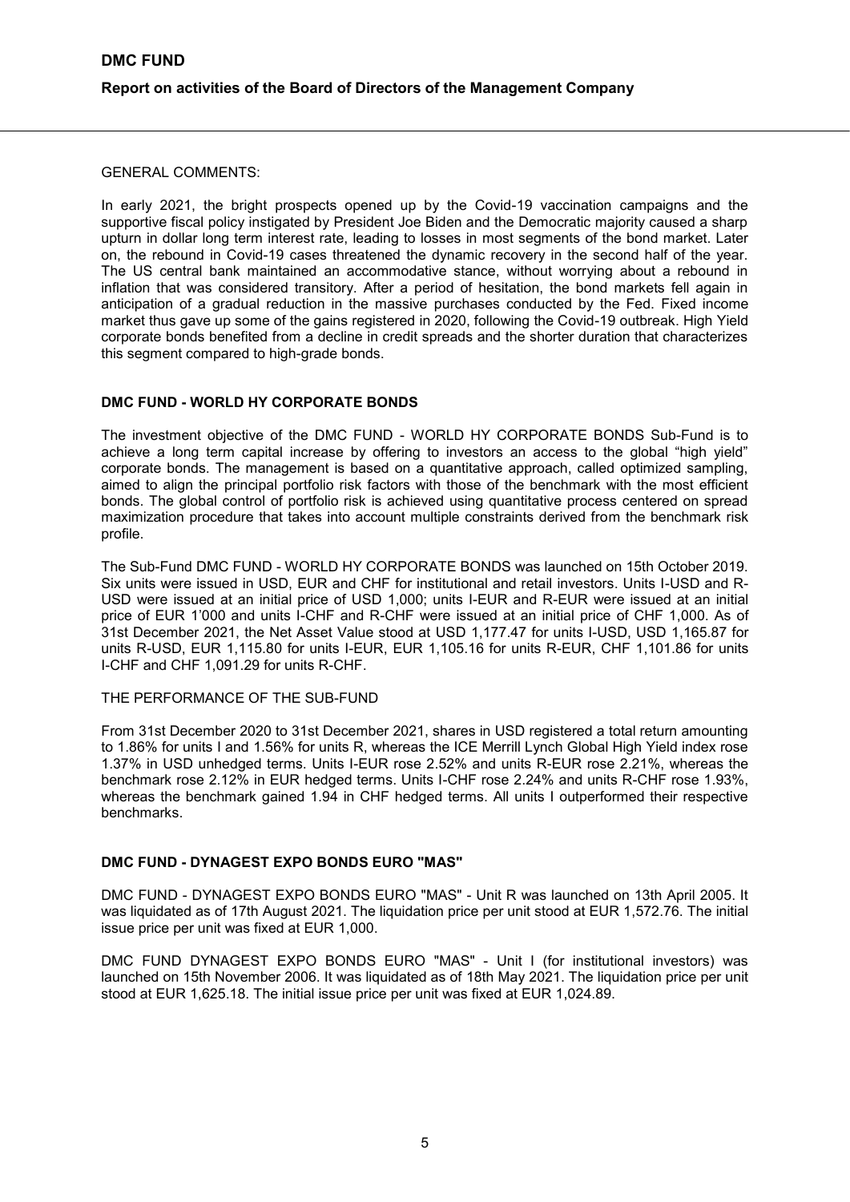# DMC FUND

## Report on activities of the Board of Directors of the Management Company

GENERAL COMMENTS:

In early 2021, the bright prospects opened up by the Covid-19 vaccination campaigns and the supportive fiscal policy instigated by President Joe Biden and the Democratic majority caused a sharp upturn in dollar long term interest rate, leading to losses in most segments of the bond market. Later on, the rebound in Covid-19 cases threatened the dynamic recovery in the second half of the year. The US central bank maintained an accommodative stance, without worrying about a rebound in inflation that was considered transitory. After a period of hesitation, the bond markets fell again in anticipation of a gradual reduction in the massive purchases conducted by the Fed. Fixed income market thus gave up some of the gains registered in 2020, following the Covid-19 outbreak. High Yield corporate bonds benefited from a decline in credit spreads and the shorter duration that characterizes this segment compared to high-grade bonds.

### DMC FUND - WORLD HY CORPORATE BONDS

The investment objective of the DMC FUND - WORLD HY CORPORATE BONDS Sub-Fund is to achieve a long term capital increase by offering to investors an access to the global "high yield" corporate bonds. The management is based on a quantitative approach, called optimized sampling, aimed to align the principal portfolio risk factors with those of the benchmark with the most efficient bonds. The global control of portfolio risk is achieved using quantitative process centered on spread maximization procedure that takes into account multiple constraints derived from the benchmark risk profile.

The Sub-Fund DMC FUND - WORLD HY CORPORATE BONDS was launched on 15th October 2019. Six units were issued in USD, EUR and CHF for institutional and retail investors. Units I-USD and R-USD were issued at an initial price of USD 1,000; units I-EUR and R-EUR were issued at an initial price of EUR 1'000 and units I-CHF and R-CHF were issued at an initial price of CHF 1,000. As of 31st December 2021, the Net Asset Value stood at USD 1,177.47 for units I-USD, USD 1,165.87 for units R-USD, EUR 1,115.80 for units I-EUR, EUR 1,105.16 for units R-EUR, CHF 1,101.86 for units I-CHF and CHF 1,091.29 for units R-CHF.

THE PERFORMANCE OF THE SUB-FUND

From 31st December 2020 to 31st December 2021, shares in USD registered a total return amounting to 1.86% for units I and 1.56% for units R, whereas the ICE Merrill Lynch Global High Yield index rose 1.37% in USD unhedged terms. Units I-EUR rose 2.52% and units R-EUR rose 2.21%, whereas the benchmark rose 2.12% in EUR hedged terms. Units I-CHF rose 2.24% and units R-CHF rose 1.93%, whereas the benchmark gained 1.94 in CHF hedged terms. All units I outperformed their respective benchmarks.

### DMC FUND - DYNAGEST EXPO BONDS EURO "MAS"

DMC FUND - DYNAGEST EXPO BONDS EURO "MAS" - Unit R was launched on 13th April 2005. It was liquidated as of 17th August 2021. The liquidation price per unit stood at EUR 1,572.76. The initial issue price per unit was fixed at EUR 1,000.

DMC FUND DYNAGEST EXPO BONDS EURO "MAS" - Unit I (for institutional investors) was launched on 15th November 2006. It was liquidated as of 18th May 2021. The liquidation price per unit stood at EUR 1,625.18. The initial issue price per unit was fixed at EUR 1,024.89.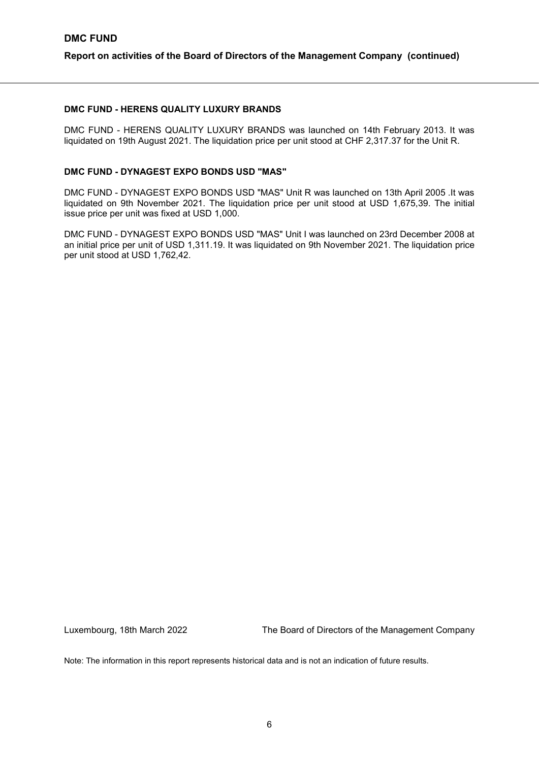### DMC FUND - HERENS QUALITY LUXURY BRANDS

DMC FUND - HERENS QUALITY LUXURY BRANDS was launched on 14th February 2013. It was liquidated on 19th August 2021. The liquidation price per unit stood at CHF 2,317.37 for the Unit R.

### DMC FUND - DYNAGEST EXPO BONDS USD "MAS"

DMC FUND - DYNAGEST EXPO BONDS USD "MAS" Unit R was launched on 13th April 2005 .It was liquidated on 9th November 2021. The liquidation price per unit stood at USD 1,675,39. The initial issue price per unit was fixed at USD 1,000.

DMC FUND - DYNAGEST EXPO BONDS USD "MAS" Unit I was launched on 23rd December 2008 at an initial price per unit of USD 1,311.19. It was liquidated on 9th November 2021. The liquidation price per unit stood at USD 1,762,42.

Luxembourg, 18th March 2022 The Board of Directors of the Management Company

Note: The information in this report represents historical data and is not an indication of future results.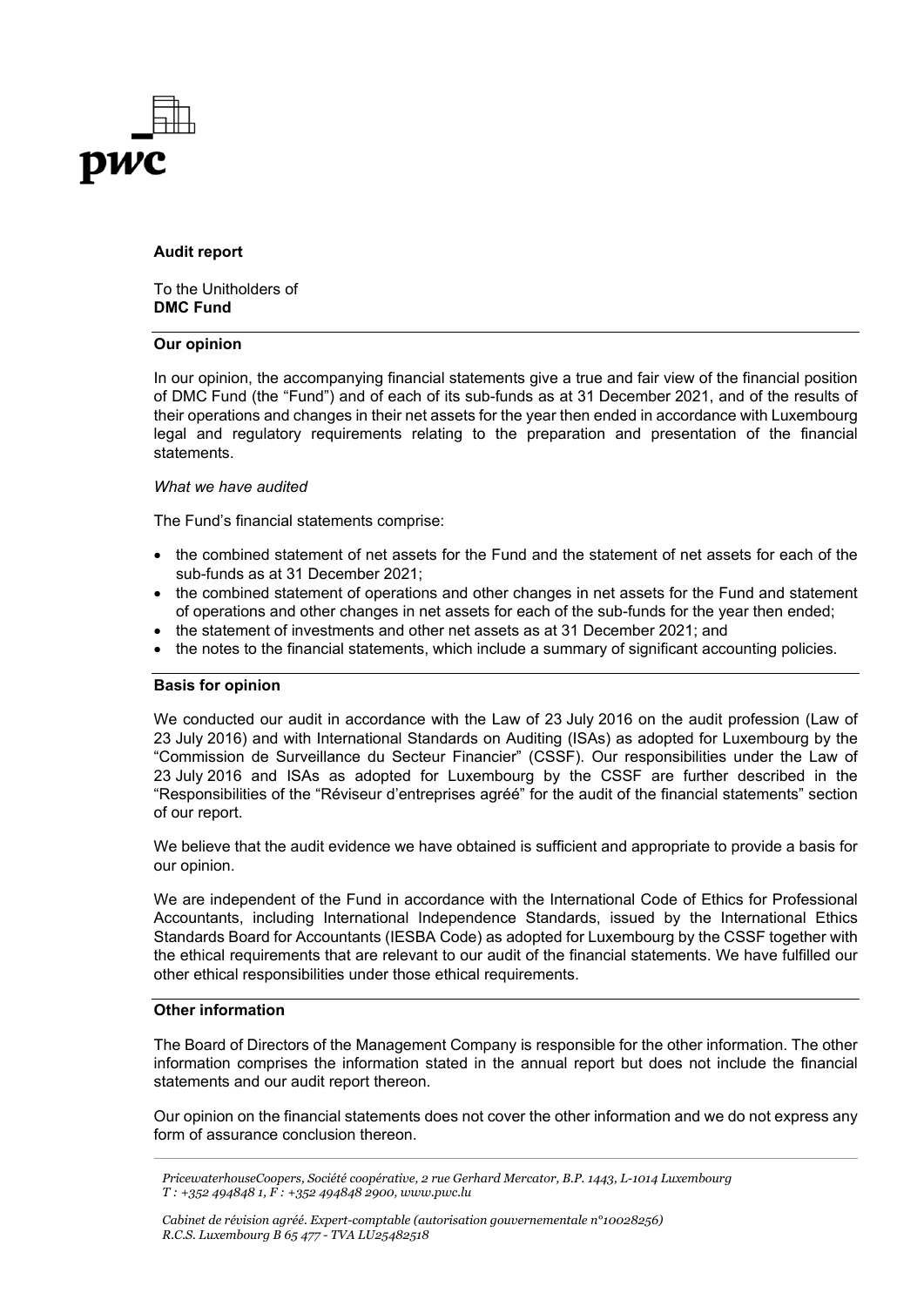## Audit report

To the Unitholders of
**DMC Fund**

### Our opinion

In our opinion, the accompanying financial statements give a true and fair view of the financial position of DMC Fund (the "Fund") and of each of its sub-funds as at 31 December 2021, and of the results of their operations and changes in their net assets for the year then ended in accordance with Luxembourg legal and regulatory requirements relating to the preparation and presentation of the financial statements.

*What we have audited*

The Fund's financial statements comprise:

- the combined statement of net assets for the Fund and the statement of net assets for each of the sub-funds as at 31 December 2021;
- the combined statement of operations and other changes in net assets for the Fund and statement of operations and other changes in net assets for each of the sub-funds for the year then ended;
- the statement of investments and other net assets as at 31 December 2021; and
- the notes to the financial statements, which include a summary of significant accounting policies.

### Basis for opinion

We conducted our audit in accordance with the Law of 23 July 2016 on the audit profession (Law of 23 July 2016) and with International Standards on Auditing (ISAs) as adopted for Luxembourg by the "Commission de Surveillance du Secteur Financier" (CSSF). Our responsibilities under the Law of 23 July 2016 and ISAs as adopted for Luxembourg by the CSSF are further described in the "Responsibilities of the "Réviseur d'entreprises agréé" for the audit of the financial statements" section of our report.

We believe that the audit evidence we have obtained is sufficient and appropriate to provide a basis for our opinion.

We are independent of the Fund in accordance with the International Code of Ethics for Professional Accountants, including International Independence Standards, issued by the International Ethics Standards Board for Accountants (IESBA Code) as adopted for Luxembourg by the CSSF together with the ethical requirements that are relevant to our audit of the financial statements. We have fulfilled our other ethical responsibilities under those ethical requirements.

### Other information

The Board of Directors of the Management Company is responsible for the other information. The other information comprises the information stated in the annual report but does not include the financial statements and our audit report thereon.

Our opinion on the financial statements does not cover the other information and we do not express any form of assurance conclusion thereon.

*PricewaterhouseCoopers, Société coopérative, 2 rue Gerhard Mercator, B.P. 1443, L-1014 Luxembourg*
*T : +352 494848 1, F : +352 494848 2900, www.pwc.lu*

*Cabinet de révision agréé. Expert-comptable (autorisation gouvernementale n°10028256)*
*R.C.S. Luxembourg B 65 477 - TVA LU25482518*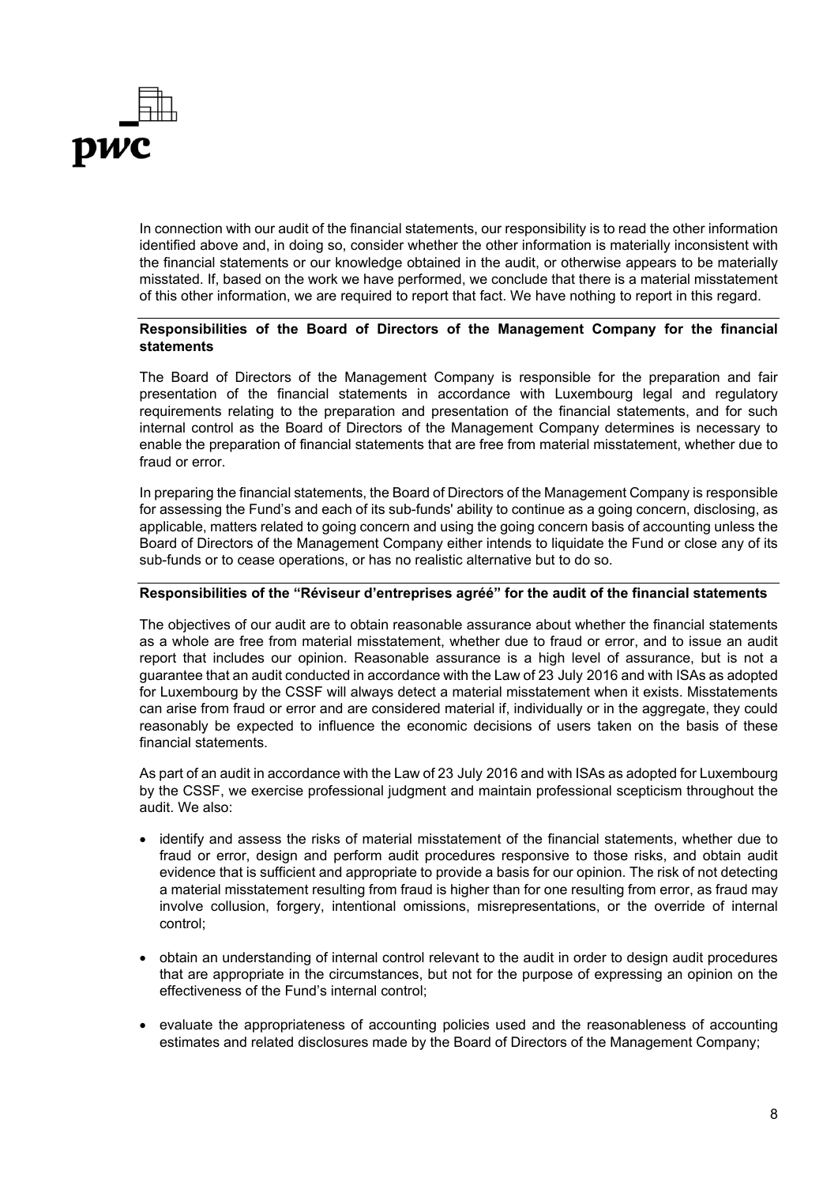In connection with our audit of the financial statements, our responsibility is to read the other information identified above and, in doing so, consider whether the other information is materially inconsistent with the financial statements or our knowledge obtained in the audit, or otherwise appears to be materially misstated. If, based on the work we have performed, we conclude that there is a material misstatement of this other information, we are required to report that fact. We have nothing to report in this regard.

**Responsibilities of the Board of Directors of the Management Company for the financial statements**

The Board of Directors of the Management Company is responsible for the preparation and fair presentation of the financial statements in accordance with Luxembourg legal and regulatory requirements relating to the preparation and presentation of the financial statements, and for such internal control as the Board of Directors of the Management Company determines is necessary to enable the preparation of financial statements that are free from material misstatement, whether due to fraud or error.

In preparing the financial statements, the Board of Directors of the Management Company is responsible for assessing the Fund's and each of its sub-funds' ability to continue as a going concern, disclosing, as applicable, matters related to going concern and using the going concern basis of accounting unless the Board of Directors of the Management Company either intends to liquidate the Fund or close any of its sub-funds or to cease operations, or has no realistic alternative but to do so.

**Responsibilities of the "Réviseur d'entreprises agréé" for the audit of the financial statements**

The objectives of our audit are to obtain reasonable assurance about whether the financial statements as a whole are free from material misstatement, whether due to fraud or error, and to issue an audit report that includes our opinion. Reasonable assurance is a high level of assurance, but is not a guarantee that an audit conducted in accordance with the Law of 23 July 2016 and with ISAs as adopted for Luxembourg by the CSSF will always detect a material misstatement when it exists. Misstatements can arise from fraud or error and are considered material if, individually or in the aggregate, they could reasonably be expected to influence the economic decisions of users taken on the basis of these financial statements.

As part of an audit in accordance with the Law of 23 July 2016 and with ISAs as adopted for Luxembourg by the CSSF, we exercise professional judgment and maintain professional scepticism throughout the audit. We also:

- identify and assess the risks of material misstatement of the financial statements, whether due to fraud or error, design and perform audit procedures responsive to those risks, and obtain audit evidence that is sufficient and appropriate to provide a basis for our opinion. The risk of not detecting a material misstatement resulting from fraud is higher than for one resulting from error, as fraud may involve collusion, forgery, intentional omissions, misrepresentations, or the override of internal control;

- obtain an understanding of internal control relevant to the audit in order to design audit procedures that are appropriate in the circumstances, but not for the purpose of expressing an opinion on the effectiveness of the Fund's internal control;

- evaluate the appropriateness of accounting policies used and the reasonableness of accounting estimates and related disclosures made by the Board of Directors of the Management Company;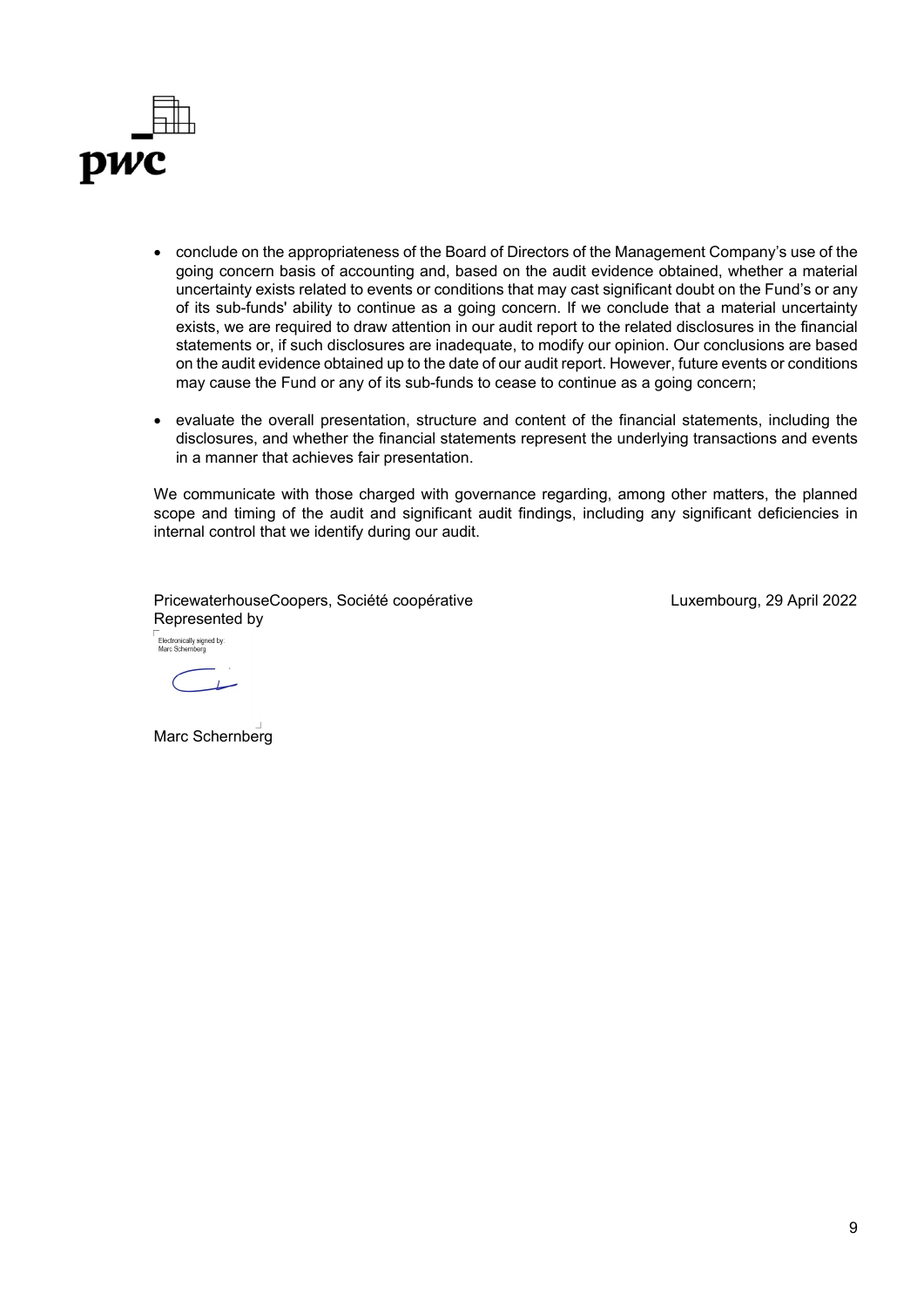- conclude on the appropriateness of the Board of Directors of the Management Company's use of the going concern basis of accounting and, based on the audit evidence obtained, whether a material uncertainty exists related to events or conditions that may cast significant doubt on the Fund's or any of its sub-funds' ability to continue as a going concern. If we conclude that a material uncertainty exists, we are required to draw attention in our audit report to the related disclosures in the financial statements or, if such disclosures are inadequate, to modify our opinion. Our conclusions are based on the audit evidence obtained up to the date of our audit report. However, future events or conditions may cause the Fund or any of its sub-funds to cease to continue as a going concern;

- evaluate the overall presentation, structure and content of the financial statements, including the disclosures, and whether the financial statements represent the underlying transactions and events in a manner that achieves fair presentation.

We communicate with those charged with governance regarding, among other matters, the planned scope and timing of the audit and significant audit findings, including any significant deficiencies in internal control that we identify during our audit.

PricewaterhouseCoopers, Société coopérative
Represented by

Luxembourg, 29 April 2022

Electronically signed by:
Marc Schernberg

Marc Schernberg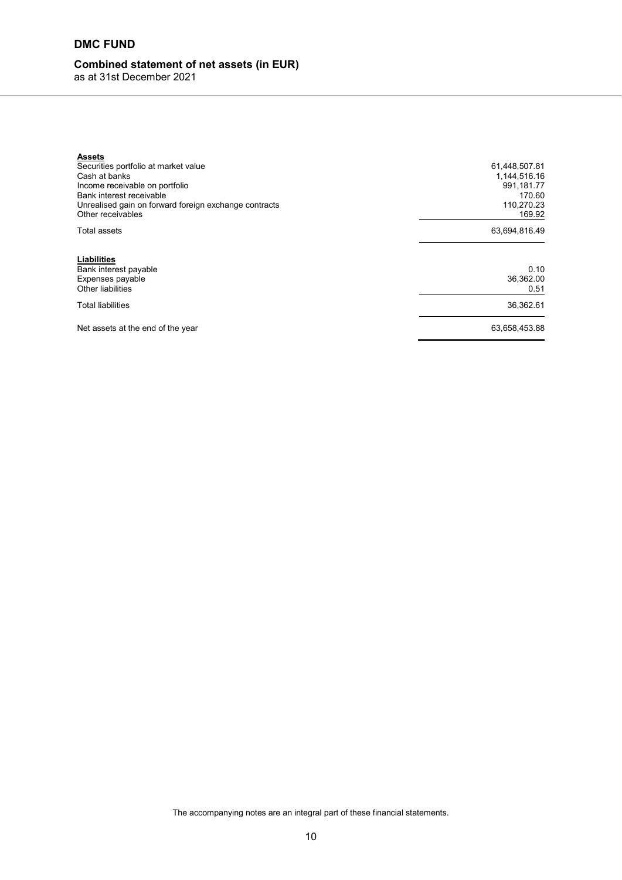# DMC FUND

## Combined statement of net assets (in EUR)

as at 31st December 2021

| | |
|---|---:|
| **Assets** | |
| Securities portfolio at market value | 61,448,507.81 |
| Cash at banks | 1,144,516.16 |
| Income receivable on portfolio | 991,181.77 |
| Bank interest receivable | 170.60 |
| Unrealised gain on forward foreign exchange contracts | 110,270.23 |
| Other receivables | 169.92 |
| Total assets | 63,694,816.49 |
| **Liabilities** | |
| Bank interest payable | 0.10 |
| Expenses payable | 36,362.00 |
| Other liabilities | 0.51 |
| Total liabilities | 36,362.61 |
| Net assets at the end of the year | 63,658,453.88 |

The accompanying notes are an integral part of these financial statements.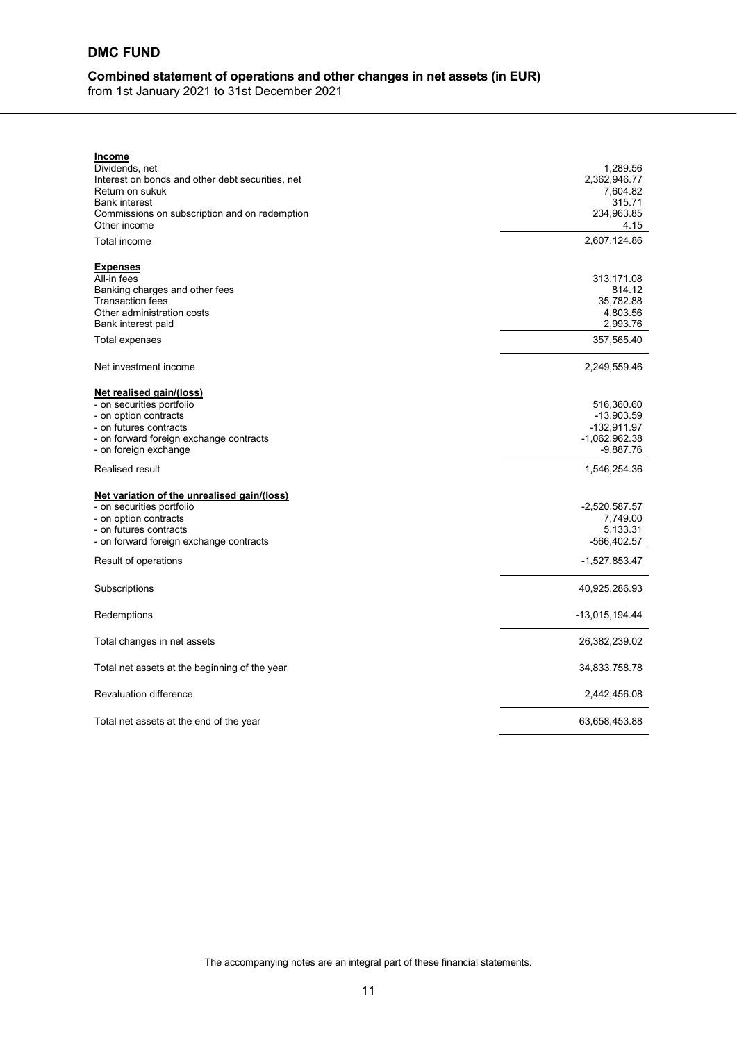# DMC FUND

## Combined statement of operations and other changes in net assets (in EUR)

from 1st January 2021 to 31st December 2021

| | |
|---|---:|
| **Income** | |
| Dividends, net | 1,289.56 |
| Interest on bonds and other debt securities, net | 2,362,946.77 |
| Return on sukuk | 7,604.82 |
| Bank interest | 315.71 |
| Commissions on subscription and on redemption | 234,963.85 |
| Other income | 4.15 |
| Total income | 2,607,124.86 |
| **Expenses** | |
| All-in fees | 313,171.08 |
| Banking charges and other fees | 814.12 |
| Transaction fees | 35,782.88 |
| Other administration costs | 4,803.56 |
| Bank interest paid | 2,993.76 |
| Total expenses | 357,565.40 |
| Net investment income | 2,249,559.46 |
| **Net realised gain/(loss)** | |
| - on securities portfolio | 516,360.60 |
| - on option contracts | -13,903.59 |
| - on futures contracts | -132,911.97 |
| - on forward foreign exchange contracts | -1,062,962.38 |
| - on foreign exchange | -9,887.76 |
| Realised result | 1,546,254.36 |
| **Net variation of the unrealised gain/(loss)** | |
| - on securities portfolio | -2,520,587.57 |
| - on option contracts | 7,749.00 |
| - on futures contracts | 5,133.31 |
| - on forward foreign exchange contracts | -566,402.57 |
| Result of operations | -1,527,853.47 |
| Subscriptions | 40,925,286.93 |
| Redemptions | -13,015,194.44 |
| Total changes in net assets | 26,382,239.02 |
| Total net assets at the beginning of the year | 34,833,758.78 |
| Revaluation difference | 2,442,456.08 |
| Total net assets at the end of the year | 63,658,453.88 |

The accompanying notes are an integral part of these financial statements.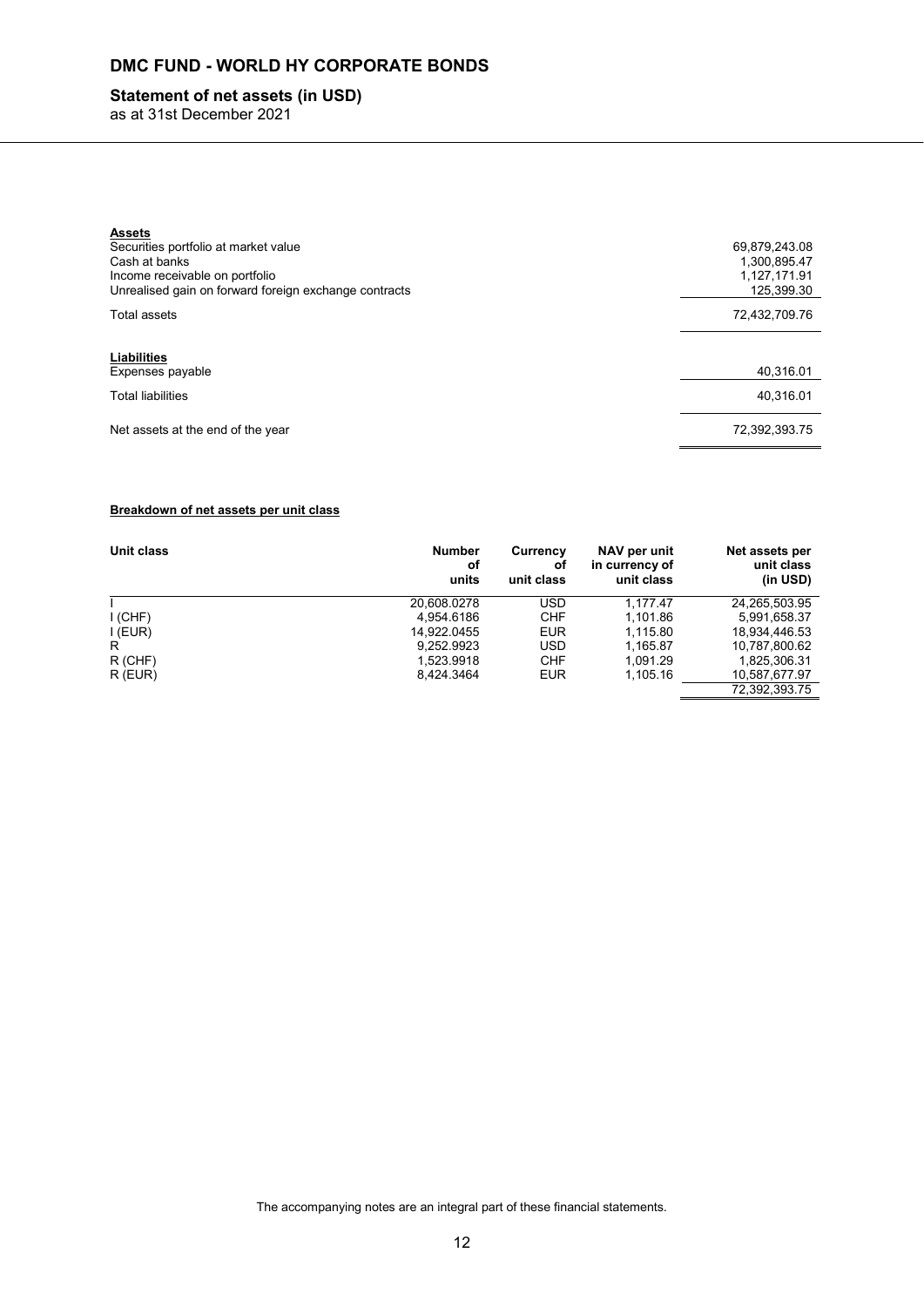# DMC FUND - WORLD HY CORPORATE BONDS

## Statement of net assets (in USD)

as at 31st December 2021

| **Assets** | |
|---|---|
| Securities portfolio at market value | 69,879,243.08 |
| Cash at banks | 1,300,895.47 |
| Income receivable on portfolio | 1,127,171.91 |
| Unrealised gain on forward foreign exchange contracts | 125,399.30 |
| Total assets | 72,432,709.76 |
| **Liabilities** | |
| Expenses payable | 40,316.01 |
| Total liabilities | 40,316.01 |
| Net assets at the end of the year | 72,392,393.75 |

**Breakdown of net assets per unit class**

| Unit class | Number of units | Currency of unit class | NAV per unit in currency of unit class | Net assets per unit class (in USD) |
|---|---|---|---|---|
| I | 20,608.0278 | USD | 1,177.47 | 24,265,503.95 |
| I (CHF) | 4,954.6186 | CHF | 1,101.86 | 5,991,658.37 |
| I (EUR) | 14,922.0455 | EUR | 1,115.80 | 18,934,446.53 |
| R | 9,252.9923 | USD | 1,165.87 | 10,787,800.62 |
| R (CHF) | 1,523.9918 | CHF | 1,091.29 | 1,825,306.31 |
| R (EUR) | 8,424.3464 | EUR | 1,105.16 | 10,587,677.97 |
| | | | | 72,392,393.75 |

The accompanying notes are an integral part of these financial statements.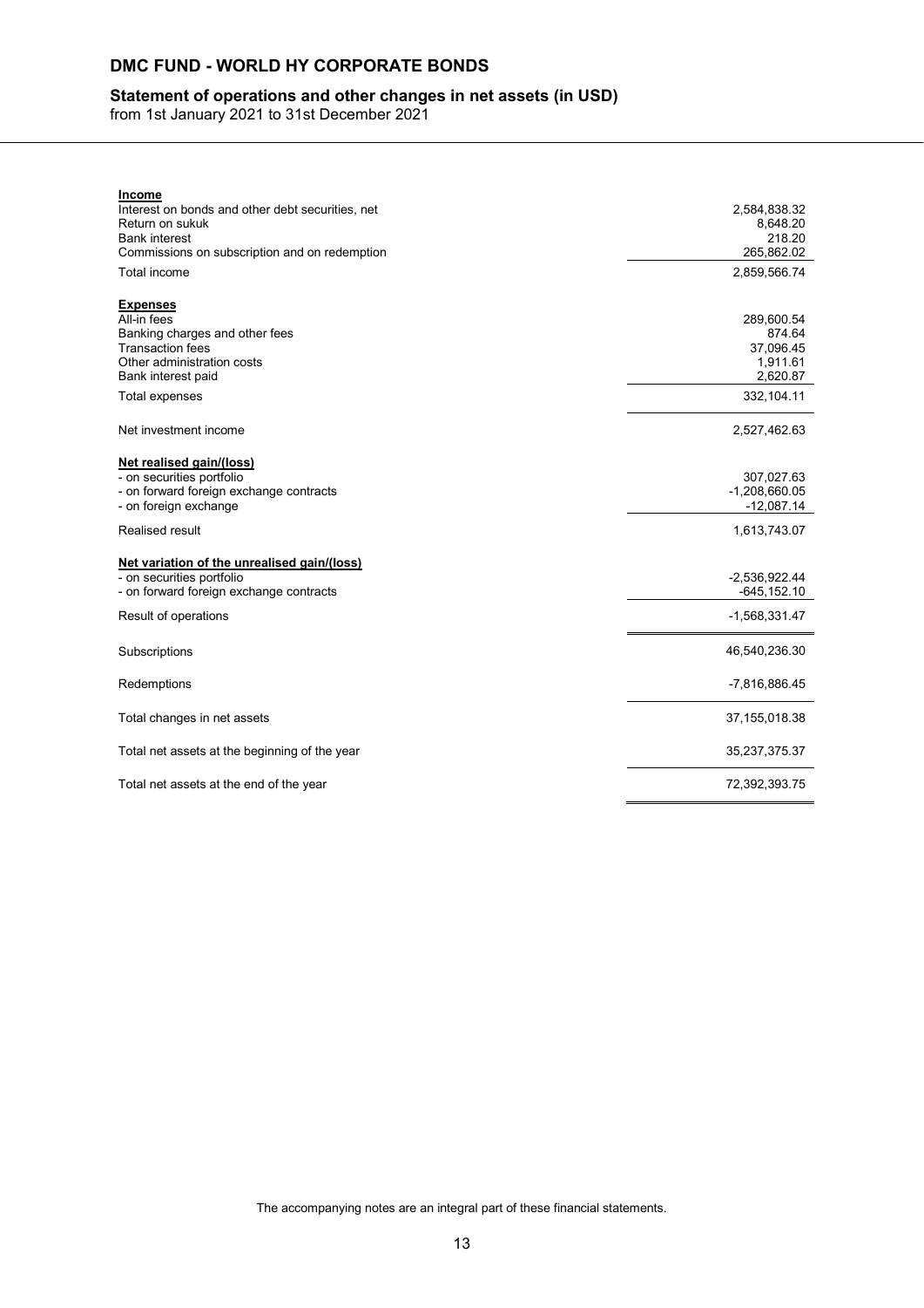# DMC FUND - WORLD HY CORPORATE BONDS

## Statement of operations and other changes in net assets (in USD)

from 1st January 2021 to 31st December 2021

| | |
|---|---:|
| **Income** | |
| Interest on bonds and other debt securities, net | 2,584,838.32 |
| Return on sukuk | 8,648.20 |
| Bank interest | 218.20 |
| Commissions on subscription and on redemption | 265,862.02 |
| Total income | 2,859,566.74 |
| **Expenses** | |
| All-in fees | 289,600.54 |
| Banking charges and other fees | 874.64 |
| Transaction fees | 37,096.45 |
| Other administration costs | 1,911.61 |
| Bank interest paid | 2,620.87 |
| Total expenses | 332,104.11 |
| Net investment income | 2,527,462.63 |
| **Net realised gain/(loss)** | |
| - on securities portfolio | 307,027.63 |
| - on forward foreign exchange contracts | -1,208,660.05 |
| - on foreign exchange | -12,087.14 |
| Realised result | 1,613,743.07 |
| **Net variation of the unrealised gain/(loss)** | |
| - on securities portfolio | -2,536,922.44 |
| - on forward foreign exchange contracts | -645,152.10 |
| Result of operations | -1,568,331.47 |
| Subscriptions | 46,540,236.30 |
| Redemptions | -7,816,886.45 |
| Total changes in net assets | 37,155,018.38 |
| Total net assets at the beginning of the year | 35,237,375.37 |
| Total net assets at the end of the year | 72,392,393.75 |

The accompanying notes are an integral part of these financial statements.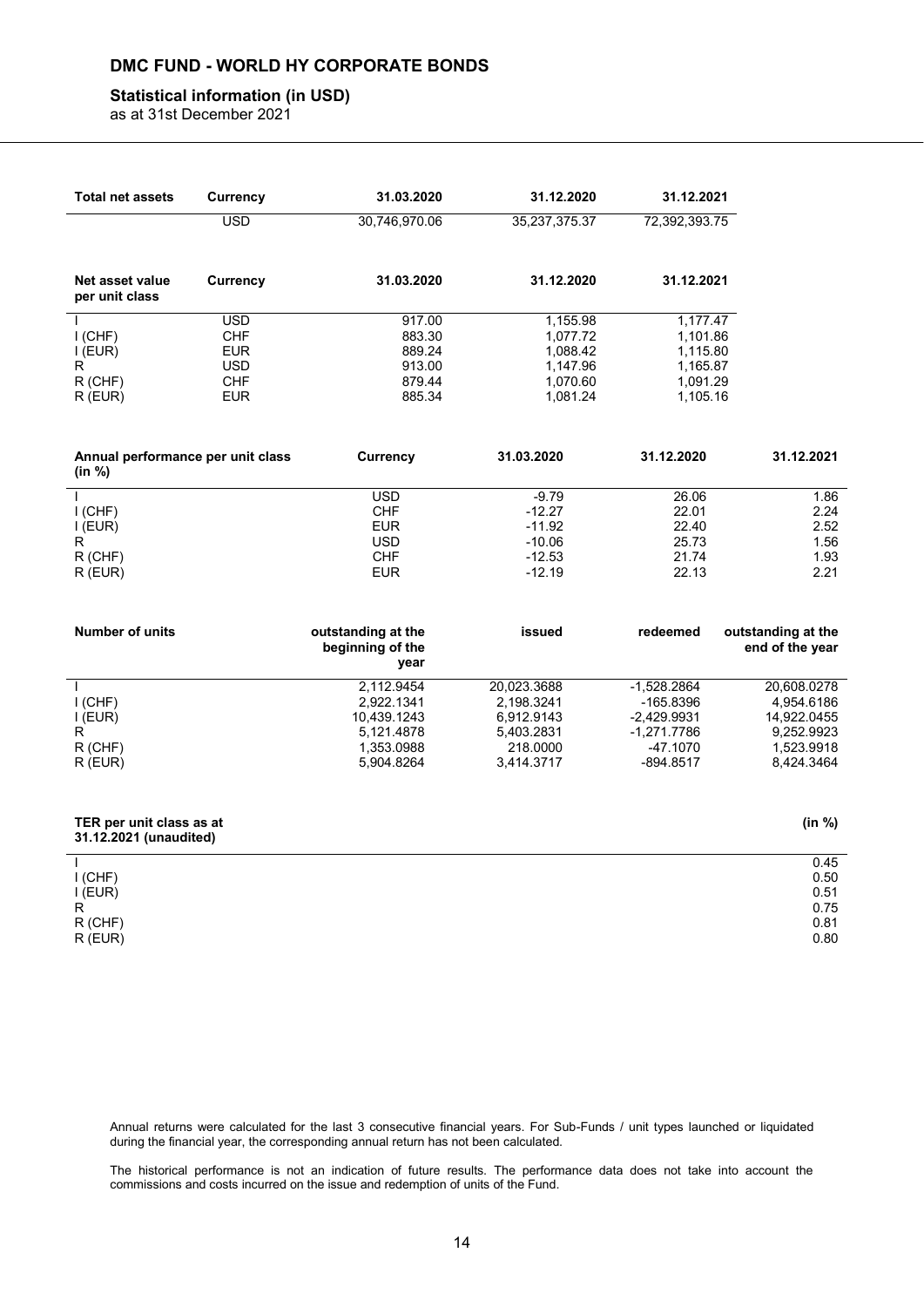# DMC FUND - WORLD HY CORPORATE BONDS

## Statistical information (in USD)

as at 31st December 2021

| Total net assets | Currency | 31.03.2020 | 31.12.2020 | 31.12.2021 |
|---|---|---|---|---|
| | USD | 30,746,970.06 | 35,237,375.37 | 72,392,393.75 |

| Net asset value per unit class | Currency | 31.03.2020 | 31.12.2020 | 31.12.2021 |
|---|---|---|---|---|
| I | USD | 917.00 | 1,155.98 | 1,177.47 |
| I (CHF) | CHF | 883.30 | 1,077.72 | 1,101.86 |
| I (EUR) | EUR | 889.24 | 1,088.42 | 1,115.80 |
| R | USD | 913.00 | 1,147.96 | 1,165.87 |
| R (CHF) | CHF | 879.44 | 1,070.60 | 1,091.29 |
| R (EUR) | EUR | 885.34 | 1,081.24 | 1,105.16 |

| Annual performance per unit class (in %) | Currency | 31.03.2020 | 31.12.2020 | 31.12.2021 |
|---|---|---|---|---|
| I | USD | -9.79 | 26.06 | 1.86 |
| I (CHF) | CHF | -12.27 | 22.01 | 2.24 |
| I (EUR) | EUR | -11.92 | 22.40 | 2.52 |
| R | USD | -10.06 | 25.73 | 1.56 |
| R (CHF) | CHF | -12.53 | 21.74 | 1.93 |
| R (EUR) | EUR | -12.19 | 22.13 | 2.21 |

| Number of units | outstanding at the beginning of the year | issued | redeemed | outstanding at the end of the year |
|---|---|---|---|---|
| I | 2,112.9454 | 20,023.3688 | -1,528.2864 | 20,608.0278 |
| I (CHF) | 2,922.1341 | 2,198.3241 | -165.8396 | 4,954.6186 |
| I (EUR) | 10,439.1243 | 6,912.9143 | -2,429.9931 | 14,922.0455 |
| R | 5,121.4878 | 5,403.2831 | -1,271.7786 | 9,252.9923 |
| R (CHF) | 1,353.0988 | 218.0000 | -47.1070 | 1,523.9918 |
| R (EUR) | 5,904.8264 | 3,414.3717 | -894.8517 | 8,424.3464 |

| TER per unit class as at 31.12.2021 (unaudited) | (in %) |
|---|---|
| I | 0.45 |
| I (CHF) | 0.50 |
| I (EUR) | 0.51 |
| R | 0.75 |
| R (CHF) | 0.81 |
| R (EUR) | 0.80 |

Annual returns were calculated for the last 3 consecutive financial years. For Sub-Funds / unit types launched or liquidated during the financial year, the corresponding annual return has not been calculated.

The historical performance is not an indication of future results. The performance data does not take into account the commissions and costs incurred on the issue and redemption of units of the Fund.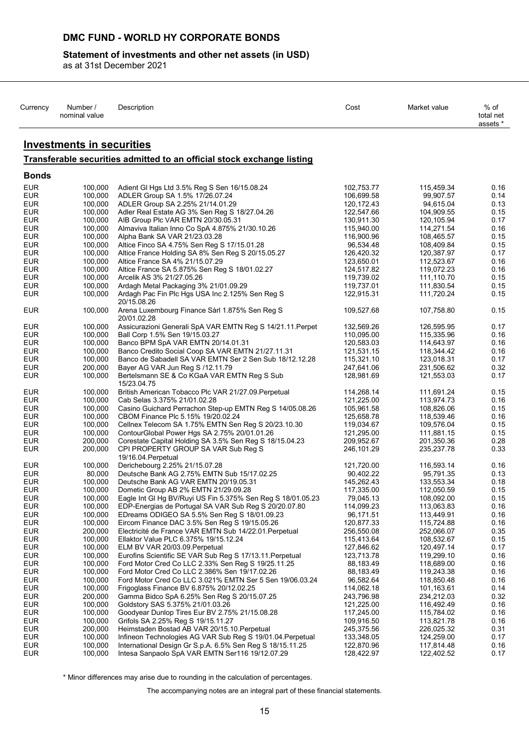# DMC FUND - WORLD HY CORPORATE BONDS

## Statement of investments and other net assets (in USD)

as at 31st December 2021

| Currency | Number / nominal value | Description | Cost | Market value | % of total net assets * |
|---|---|---|---|---|---|

## Investments in securities

### Transferable securities admitted to an official stock exchange listing

**Bonds**

| Currency | Number / nominal value | Description | Cost | Market value | % of total net assets * |
|---|---|---|---|---|---|
| EUR | 100,000 | Adient Gl Hgs Ltd 3.5% Reg S Sen 16/15.08.24 | 102,753.77 | 115,459.34 | 0.16 |
| EUR | 100,000 | ADLER Group SA 1.5% 17/26.07.24 | 106,699.58 | 99,907.57 | 0.14 |
| EUR | 100,000 | ADLER Group SA 2.25% 21/14.01.29 | 120,172.43 | 94,615.04 | 0.13 |
| EUR | 100,000 | Adler Real Estate AG 3% Sen Reg S 18/27.04.26 | 122,547.66 | 104,909.55 | 0.15 |
| EUR | 100,000 | AIB Group Plc VAR EMTN 20/30.05.31 | 130,911.30 | 120,105.94 | 0.17 |
| EUR | 100,000 | Almaviva Italian Inno Co SpA 4.875% 21/30.10.26 | 115,940.00 | 114,271.54 | 0.16 |
| EUR | 100,000 | Alpha Bank SA VAR 21/23.03.28 | 116,900.96 | 108,465.57 | 0.15 |
| EUR | 100,000 | Altice Finco SA 4.75% Sen Reg S 17/15.01.28 | 96,534.48 | 108,409.84 | 0.15 |
| EUR | 100,000 | Altice France Holding SA 8% Sen Reg S 20/15.05.27 | 126,420.32 | 120,387.97 | 0.17 |
| EUR | 100,000 | Altice France SA 4% 21/15.07.29 | 123,650.01 | 112,523.67 | 0.16 |
| EUR | 100,000 | Altice France SA 5.875% Sen Reg S 18/01.02.27 | 124,517.82 | 119,072.23 | 0.16 |
| EUR | 100,000 | Arcelik AS 3% 21/27.05.26 | 119,739.02 | 111,110.70 | 0.15 |
| EUR | 100,000 | Ardagh Metal Packaging 3% 21/01.09.29 | 119,737.01 | 111,830.54 | 0.15 |
| EUR | 100,000 | Ardagh Pac Fin Plc Hgs USA Inc 2.125% Sen Reg S 20/15.08.26 | 122,915.31 | 111,720.24 | 0.15 |
| EUR | 100,000 | Arena Luxembourg Finance Sàrl 1.875% Sen Reg S 20/01.02.28 | 109,527.68 | 107,758.80 | 0.15 |
| EUR | 100,000 | Assicurazioni Generali SpA VAR EMTN Reg S 14/21.11.Perpet | 132,569.26 | 126,595.95 | 0.17 |
| EUR | 100,000 | Ball Corp 1.5% Sen 19/15.03.27 | 110,095.00 | 115,335.96 | 0.16 |
| EUR | 100,000 | Banco BPM SpA VAR EMTN 20/14.01.31 | 120,583.03 | 114,643.97 | 0.16 |
| EUR | 100,000 | Banco Credito Social Coop SA VAR EMTN 21/27.11.31 | 121,531.15 | 118,344.42 | 0.16 |
| EUR | 100,000 | Banco de Sabadell SA VAR EMTN Ser 2 Sen Sub 18/12.12.28 | 115,321.10 | 123,018.31 | 0.17 |
| EUR | 200,000 | Bayer AG VAR Jun Reg S /12.11.79 | 247,641.06 | 231,506.62 | 0.32 |
| EUR | 100,000 | Bertelsmann SE & Co KGaA VAR EMTN Reg S Sub 15/23.04.75 | 128,981.69 | 121,553.03 | 0.17 |
| EUR | 100,000 | British American Tobacco Plc VAR 21/27.09.Perpetual | 114,268.14 | 111,691.24 | 0.15 |
| EUR | 100,000 | Cab Selas 3.375% 21/01.02.28 | 121,225.00 | 113,974.73 | 0.16 |
| EUR | 100,000 | Casino Guichard Perrachon Step-up EMTN Reg S 14/05.08.26 | 105,961.58 | 108,826.06 | 0.15 |
| EUR | 100,000 | CBOM Finance Plc 5.15% 19/20.02.24 | 125,658.78 | 118,539.46 | 0.16 |
| EUR | 100,000 | Cellnex Telecom SA 1.75% EMTN Sen Reg S 20/23.10.30 | 119,034.67 | 109,576.04 | 0.15 |
| EUR | 100,000 | ContourGlobal Power Hgs SA 2.75% 20/01.01.26 | 121,295.00 | 111,881.15 | 0.15 |
| EUR | 200,000 | Corestate Capital Holding SA 3.5% Sen Reg S 18/15.04.23 | 209,952.67 | 201,350.36 | 0.28 |
| EUR | 200,000 | CPI PROPERTY GROUP SA VAR Sub Reg S 19/16.04.Perpetual | 246,101.29 | 235,237.78 | 0.33 |
| EUR | 100,000 | Derichebourg 2.25% 21/15.07.28 | 121,720.00 | 116,593.14 | 0.16 |
| EUR | 80,000 | Deutsche Bank AG 2.75% EMTN Sub 15/17.02.25 | 90,402.22 | 95,791.35 | 0.13 |
| EUR | 100,000 | Deutsche Bank AG VAR EMTN 20/19.05.31 | 145,262.43 | 133,553.34 | 0.18 |
| EUR | 100,000 | Dometic Group AB 2% EMTN 21/29.09.28 | 117,335.00 | 112,050.59 | 0.15 |
| EUR | 100,000 | Eagle Int Gl Hg BV/Ruyi US Fin 5.375% Sen Reg S 18/01.05.23 | 79,045.13 | 108,092.00 | 0.15 |
| EUR | 100,000 | EDP-Energias de Portugal SA VAR Sub Reg S 20/20.07.80 | 114,099.23 | 113,063.83 | 0.16 |
| EUR | 100,000 | EDreams ODIGEO SA 5.5% Sen Reg S 18/01.09.23 | 96,171.51 | 113,449.91 | 0.16 |
| EUR | 100,000 | Eircom Finance DAC 3.5% Sen Reg S 19/15.05.26 | 120,877.33 | 115,724.88 | 0.16 |
| EUR | 200,000 | Electricité de France VAR EMTN Sub 14/22.01.Perpetual | 256,550.08 | 252,066.07 | 0.35 |
| EUR | 100,000 | Ellaktor Value PLC 6.375% 19/15.12.24 | 115,413.64 | 108,532.67 | 0.15 |
| EUR | 100,000 | ELM BV VAR 20/03.09.Perpetual | 127,846.62 | 120,497.14 | 0.17 |
| EUR | 100,000 | Eurofins Scientific SE VAR Sub Reg S 17/13.11.Perpetual | 123,713.78 | 119,299.10 | 0.16 |
| EUR | 100,000 | Ford Motor Cred Co LLC 2.33% Sen Reg S 19/25.11.25 | 88,183.49 | 118,689.00 | 0.16 |
| EUR | 100,000 | Ford Motor Cred Co LLC 2.386% Sen 19/17.02.26 | 88,183.49 | 119,243.38 | 0.16 |
| EUR | 100,000 | Ford Motor Cred Co LLC 3.021% EMTN Ser 5 Sen 19/06.03.24 | 96,582.64 | 118,850.48 | 0.16 |
| EUR | 100,000 | Frigoglass Finance BV 6.875% 20/12.02.25 | 114,062.18 | 101,163.61 | 0.14 |
| EUR | 200,000 | Gamma Bidco SpA 6.25% Sen Reg S 20/15.07.25 | 243,796.98 | 234,212.03 | 0.32 |
| EUR | 100,000 | Goldstory SAS 5.375% 21/01.03.26 | 121,225.00 | 116,492.49 | 0.16 |
| EUR | 100,000 | Goodyear Dunlop Tires Eur BV 2.75% 21/15.08.28 | 117,245.00 | 115,784.02 | 0.16 |
| EUR | 100,000 | Grifols SA 2.25% Reg S 19/15.11.27 | 109,916.50 | 113,821.78 | 0.16 |
| EUR | 200,000 | Heimstaden Bostad AB VAR 20/15.10.Perpetual | 245,375.56 | 226,025.32 | 0.31 |
| EUR | 100,000 | Infineon Technologies AG VAR Sub Reg S 19/01.04.Perpetual | 133,348.05 | 124,259.00 | 0.17 |
| EUR | 100,000 | International Design Gr S.p.A. 6.5% Sen Reg S 18/15.11.25 | 122,870.96 | 117,814.48 | 0.16 |
| EUR | 100,000 | Intesa Sanpaolo SpA VAR EMTN Ser116 19/12.07.29 | 128,422.97 | 122,402.52 | 0.17 |

\* Minor differences may arise due to rounding in the calculation of percentages.

The accompanying notes are an integral part of these financial statements.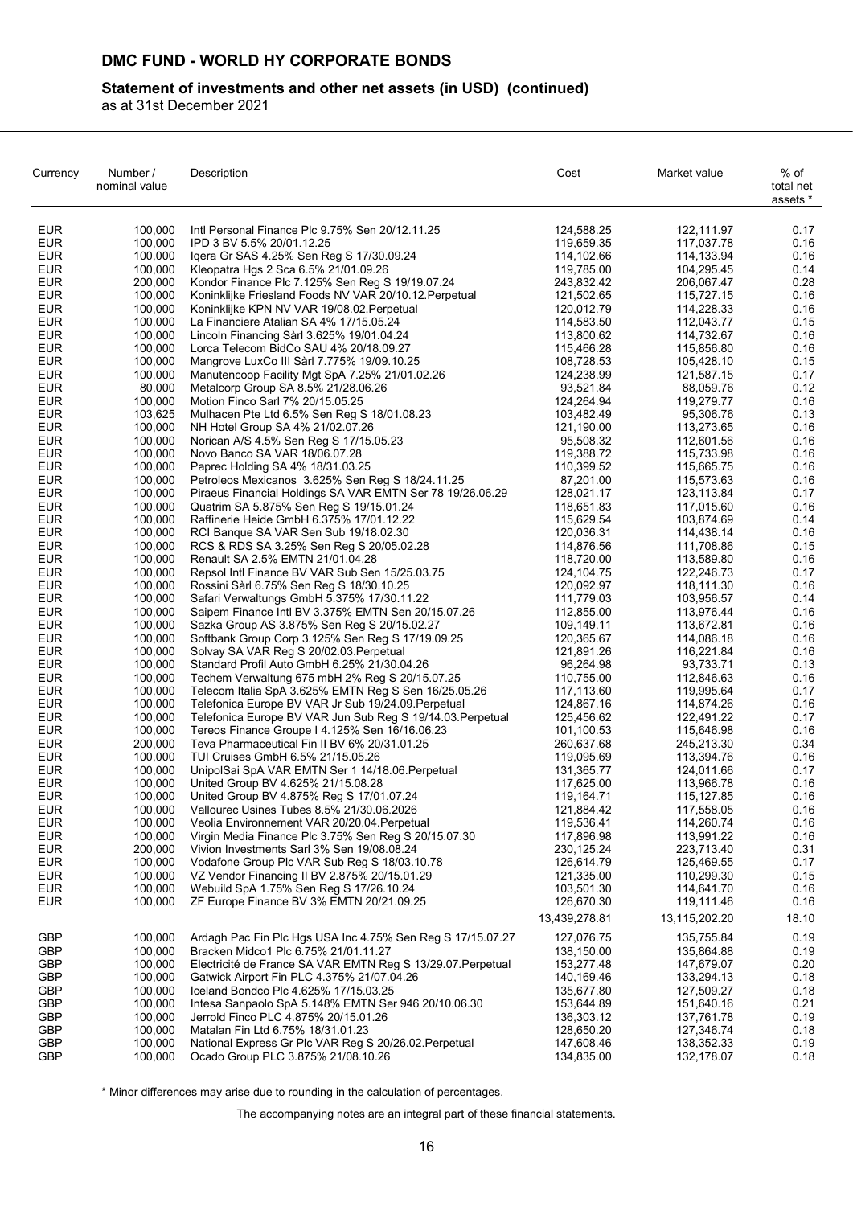# DMC FUND - WORLD HY CORPORATE BONDS

## Statement of investments and other net assets (in USD) (continued)

as at 31st December 2021

| Currency | Number / nominal value | Description | Cost | Market value | % of total net assets * |
|---|---|---|---|---|---|
| EUR | 100,000 | Intl Personal Finance Plc 9.75% Sen 20/12.11.25 | 124,588.25 | 122,111.97 | 0.17 |
| EUR | 100,000 | IPD 3 BV 5.5% 20/01.12.25 | 119,659.35 | 117,037.78 | 0.16 |
| EUR | 100,000 | Iqera Gr SAS 4.25% Sen Reg S 17/30.09.24 | 114,102.66 | 114,133.94 | 0.16 |
| EUR | 100,000 | Kleopatra Hgs 2 Sca 6.5% 21/01.09.26 | 119,785.00 | 104,295.45 | 0.14 |
| EUR | 200,000 | Kondor Finance Plc 7.125% Sen Reg S 19/19.07.24 | 243,832.42 | 206,067.47 | 0.28 |
| EUR | 100,000 | Koninklijke Friesland Foods NV VAR 20/10.12.Perpetual | 121,502.65 | 115,727.15 | 0.16 |
| EUR | 100,000 | Koninklijke KPN NV VAR 19/08.02.Perpetual | 120,012.79 | 114,228.33 | 0.16 |
| EUR | 100,000 | La Financiere Atalian SA 4% 17/15.05.24 | 114,583.50 | 112,043.77 | 0.15 |
| EUR | 100,000 | Lincoln Financing Sàrl 3.625% 19/01.04.24 | 113,800.62 | 114,732.67 | 0.16 |
| EUR | 100,000 | Lorca Telecom BidCo SAU 4% 20/18.09.27 | 115,466.28 | 115,856.80 | 0.16 |
| EUR | 100,000 | Mangrove LuxCo III Sàrl 7.775% 19/09.10.25 | 108,728.53 | 105,428.10 | 0.15 |
| EUR | 100,000 | Manutencoop Facility Mgt SpA 7.25% 21/01.02.26 | 124,238.99 | 121,587.15 | 0.17 |
| EUR | 80,000 | Metalcorp Group SA 8.5% 21/28.06.26 | 93,521.84 | 88,059.76 | 0.12 |
| EUR | 100,000 | Motion Finco Sarl 7% 20/15.05.25 | 124,264.94 | 119,279.77 | 0.16 |
| EUR | 103,625 | Mulhacen Pte Ltd 6.5% Sen Reg S 18/01.08.23 | 103,482.49 | 95,306.76 | 0.13 |
| EUR | 100,000 | NH Hotel Group SA 4% 21/02.07.26 | 121,190.00 | 113,273.65 | 0.16 |
| EUR | 100,000 | Norican A/S 4.5% Sen Reg S 17/15.05.23 | 95,508.32 | 112,601.56 | 0.16 |
| EUR | 100,000 | Novo Banco SA VAR 18/06.07.28 | 119,388.72 | 115,733.98 | 0.16 |
| EUR | 100,000 | Paprec Holding SA 4% 18/31.03.25 | 110,399.52 | 115,665.75 | 0.16 |
| EUR | 100,000 | Petroleos Mexicanos 3.625% Sen Reg S 18/24.11.25 | 87,201.00 | 115,573.63 | 0.16 |
| EUR | 100,000 | Piraeus Financial Holdings SA VAR EMTN Ser 78 19/26.06.29 | 128,021.17 | 123,113.84 | 0.17 |
| EUR | 100,000 | Quatrim SA 5.875% Sen Reg S 19/15.01.24 | 118,651.83 | 117,015.60 | 0.16 |
| EUR | 100,000 | Raffinerie Heide GmbH 6.375% 17/01.12.22 | 115,629.54 | 103,874.69 | 0.14 |
| EUR | 100,000 | RCI Banque SA VAR Sen Sub 19/18.02.30 | 120,036.31 | 114,438.14 | 0.16 |
| EUR | 100,000 | RCS & RDS SA 3.25% Sen Reg S 20/05.02.28 | 114,876.56 | 111,708.86 | 0.15 |
| EUR | 100,000 | Renault SA 2.5% EMTN 21/01.04.28 | 118,720.00 | 113,589.80 | 0.16 |
| EUR | 100,000 | Repsol Intl Finance BV VAR Sub Sen 15/25.03.75 | 124,104.75 | 122,246.73 | 0.17 |
| EUR | 100,000 | Rossini Sàrl 6.75% Sen Reg S 18/30.10.25 | 120,092.97 | 118,111.30 | 0.16 |
| EUR | 100,000 | Safari Verwaltungs GmbH 5.375% 17/30.11.22 | 111,779.03 | 103,956.57 | 0.14 |
| EUR | 100,000 | Saipem Finance Intl BV 3.375% EMTN Sen 20/15.07.26 | 112,855.00 | 113,976.44 | 0.16 |
| EUR | 100,000 | Sazka Group AS 3.875% Sen Reg S 20/15.02.27 | 109,149.11 | 113,672.81 | 0.16 |
| EUR | 100,000 | Softbank Group Corp 3.125% Sen Reg S 17/19.09.25 | 120,365.67 | 114,086.18 | 0.16 |
| EUR | 100,000 | Solvay SA VAR Reg S 20/02.03.Perpetual | 121,891.26 | 116,221.84 | 0.16 |
| EUR | 100,000 | Standard Profil Auto GmbH 6.25% 21/30.04.26 | 96,264.98 | 93,733.71 | 0.13 |
| EUR | 100,000 | Techem Verwaltung 675 mbH 2% Reg S 20/15.07.25 | 110,755.00 | 112,846.63 | 0.16 |
| EUR | 100,000 | Telecom Italia SpA 3.625% EMTN Reg S Sen 16/25.05.26 | 117,113.60 | 119,995.64 | 0.17 |
| EUR | 100,000 | Telefonica Europe BV VAR Jr Sub 19/24.09.Perpetual | 124,867.16 | 114,874.26 | 0.16 |
| EUR | 100,000 | Telefonica Europe BV VAR Jun Sub Reg S 19/14.03.Perpetual | 125,456.62 | 122,491.22 | 0.17 |
| EUR | 100,000 | Tereos Finance Groupe I 4.125% Sen 16/16.06.23 | 101,100.53 | 115,646.98 | 0.16 |
| EUR | 200,000 | Teva Pharmaceutical Fin II BV 6% 20/31.01.25 | 260,637.68 | 245,213.30 | 0.34 |
| EUR | 100,000 | TUI Cruises GmbH 6.5% 21/15.05.26 | 119,095.69 | 113,394.76 | 0.16 |
| EUR | 100,000 | UnipolSai SpA VAR EMTN Ser 1 14/18.06.Perpetual | 131,365.77 | 124,011.66 | 0.17 |
| EUR | 100,000 | United Group BV 4.625% 21/15.08.28 | 117,625.00 | 113,966.78 | 0.16 |
| EUR | 100,000 | United Group BV 4.875% Reg S 17/01.07.24 | 119,164.71 | 115,127.85 | 0.16 |
| EUR | 100,000 | Vallourec Usines Tubes 8.5% 21/30.06.2026 | 121,884.42 | 117,558.05 | 0.16 |
| EUR | 100,000 | Veolia Environnement VAR 20/20.04.Perpetual | 119,536.41 | 114,260.74 | 0.16 |
| EUR | 100,000 | Virgin Media Finance Plc 3.75% Sen Reg S 20/15.07.30 | 117,896.98 | 113,991.22 | 0.16 |
| EUR | 200,000 | Vivion Investments Sarl 3% Sen 19/08.08.24 | 230,125.24 | 223,713.40 | 0.31 |
| EUR | 100,000 | Vodafone Group Plc VAR Sub Reg S 18/03.10.78 | 126,614.79 | 125,469.55 | 0.17 |
| EUR | 100,000 | VZ Vendor Financing II BV 2.875% 20/15.01.29 | 121,335.00 | 110,299.30 | 0.15 |
| EUR | 100,000 | Webuild SpA 1.75% Sen Reg S 17/26.10.24 | 103,501.30 | 114,641.70 | 0.16 |
| EUR | 100,000 | ZF Europe Finance BV 3% EMTN 20/21.09.25 | 126,670.30 | 119,111.46 | 0.16 |
| | | | 13,439,278.81 | 13,115,202.20 | 18.10 |
| GBP | 100,000 | Ardagh Pac Fin Plc Hgs USA Inc 4.75% Sen Reg S 17/15.07.27 | 127,076.75 | 135,755.84 | 0.19 |
| GBP | 100,000 | Bracken Midco1 Plc 6.75% 21/01.11.27 | 138,150.00 | 135,864.88 | 0.19 |
| GBP | 100,000 | Electricité de France SA VAR EMTN Reg S 13/29.07.Perpetual | 153,277.48 | 147,679.07 | 0.20 |
| GBP | 100,000 | Gatwick Airport Fin PLC 4.375% 21/07.04.26 | 140,169.46 | 133,294.13 | 0.18 |
| GBP | 100,000 | Iceland Bondco Plc 4.625% 17/15.03.25 | 135,677.80 | 127,509.27 | 0.18 |
| GBP | 100,000 | Intesa Sanpaolo SpA 5.148% EMTN Ser 946 20/10.06.30 | 153,644.89 | 151,640.16 | 0.21 |
| GBP | 100,000 | Jerrold Finco PLC 4.875% 20/15.01.26 | 136,303.12 | 137,761.78 | 0.19 |
| GBP | 100,000 | Matalan Fin Ltd 6.75% 18/31.01.23 | 128,650.20 | 127,346.74 | 0.18 |
| GBP | 100,000 | National Express Gr Plc VAR Reg S 20/26.02.Perpetual | 147,608.46 | 138,352.33 | 0.19 |
| GBP | 100,000 | Ocado Group PLC 3.875% 21/08.10.26 | 134,835.00 | 132,178.07 | 0.18 |

\* Minor differences may arise due to rounding in the calculation of percentages.

The accompanying notes are an integral part of these financial statements.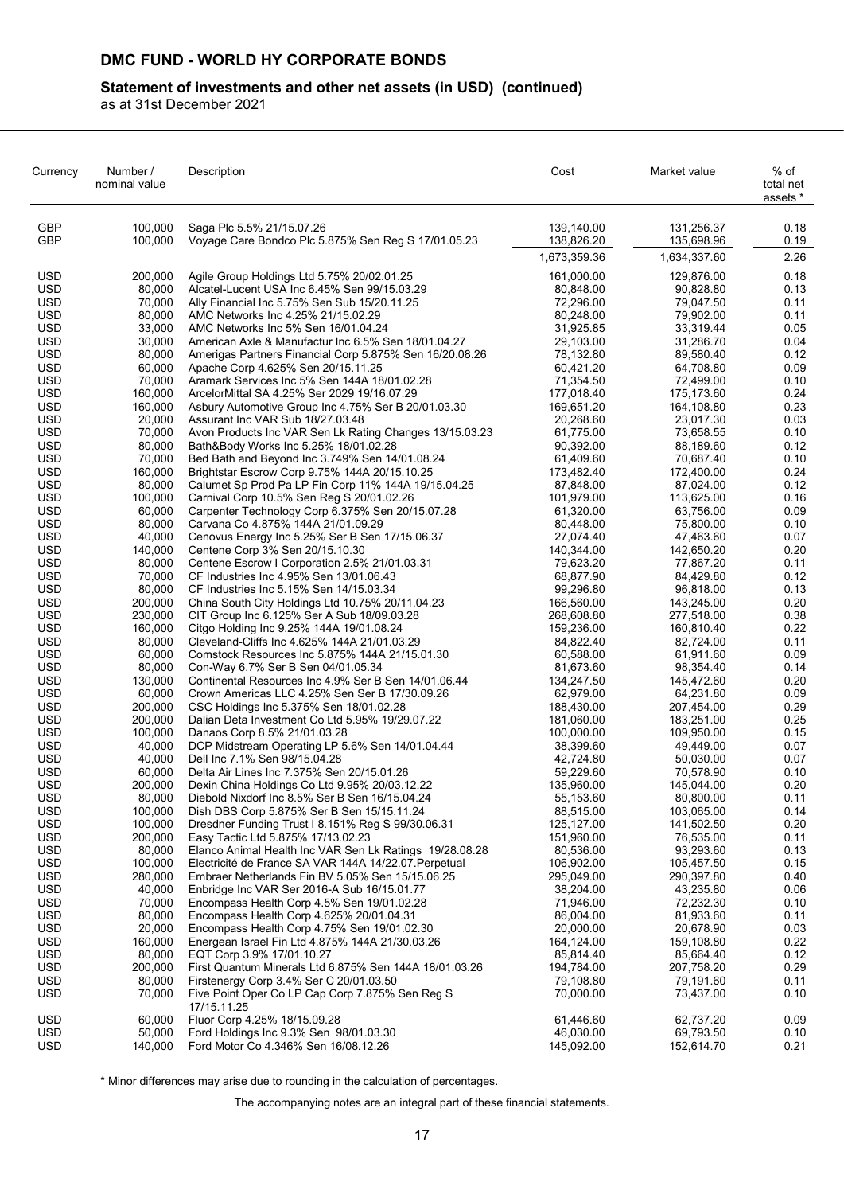# DMC FUND - WORLD HY CORPORATE BONDS

## Statement of investments and other net assets (in USD) (continued)

as at 31st December 2021

| Currency | Number / nominal value | Description | Cost | Market value | % of total net assets * |
|---|---|---|---|---|---|
| GBP | 100,000 | Saga Plc 5.5% 21/15.07.26 | 139,140.00 | 131,256.37 | 0.18 |
| GBP | 100,000 | Voyage Care Bondco Plc 5.875% Sen Reg S 17/01.05.23 | 138,826.20 | 135,698.96 | 0.19 |
| | | | 1,673,359.36 | 1,634,337.60 | 2.26 |
| USD | 200,000 | Agile Group Holdings Ltd 5.75% 20/02.01.25 | 161,000.00 | 129,876.00 | 0.18 |
| USD | 80,000 | Alcatel-Lucent USA Inc 6.45% Sen 99/15.03.29 | 80,848.00 | 90,828.80 | 0.13 |
| USD | 70,000 | Ally Financial Inc 5.75% Sen Sub 15/20.11.25 | 72,296.00 | 79,047.50 | 0.11 |
| USD | 80,000 | AMC Networks Inc 4.25% 21/15.02.29 | 80,248.00 | 79,902.00 | 0.11 |
| USD | 33,000 | AMC Networks Inc 5% Sen 16/01.04.24 | 31,925.85 | 33,319.44 | 0.05 |
| USD | 30,000 | American Axle & Manufactur Inc 6.5% Sen 18/01.04.27 | 29,103.00 | 31,286.70 | 0.04 |
| USD | 80,000 | Amerigas Partners Financial Corp 5.875% Sen 16/20.08.26 | 78,132.80 | 89,580.40 | 0.12 |
| USD | 60,000 | Apache Corp 4.625% Sen 20/15.11.25 | 60,421.20 | 64,708.80 | 0.09 |
| USD | 70,000 | Aramark Services Inc 5% Sen 144A 18/01.02.28 | 71,354.50 | 72,499.00 | 0.10 |
| USD | 160,000 | ArcelorMittal SA 4.25% Ser 2029 19/16.07.29 | 177,018.40 | 175,173.60 | 0.24 |
| USD | 160,000 | Asbury Automotive Group Inc 4.75% Ser B 20/01.03.30 | 169,651.20 | 164,108.80 | 0.23 |
| USD | 20,000 | Assurant Inc VAR Sub 18/27.03.48 | 20,268.60 | 23,017.30 | 0.03 |
| USD | 70,000 | Avon Products Inc VAR Sen Lk Rating Changes 13/15.03.23 | 61,775.00 | 73,658.55 | 0.10 |
| USD | 80,000 | Bath&Body Works Inc 5.25% 18/01.02.28 | 90,392.00 | 88,189.60 | 0.12 |
| USD | 70,000 | Bed Bath and Beyond Inc 3.749% Sen 14/01.08.24 | 61,409.60 | 70,687.40 | 0.10 |
| USD | 160,000 | Brightstar Escrow Corp 9.75% 144A 20/15.10.25 | 173,482.40 | 172,400.00 | 0.24 |
| USD | 80,000 | Calumet Sp Prod Pa LP Fin Corp 11% 144A 19/15.04.25 | 87,848.00 | 87,024.00 | 0.12 |
| USD | 100,000 | Carnival Corp 10.5% Sen Reg S 20/01.02.26 | 101,979.00 | 113,625.00 | 0.16 |
| USD | 60,000 | Carpenter Technology Corp 6.375% Sen 20/15.07.28 | 61,320.00 | 63,756.00 | 0.09 |
| USD | 80,000 | Carvana Co 4.875% 144A 21/01.09.29 | 80,448.00 | 75,800.00 | 0.10 |
| USD | 40,000 | Cenovus Energy Inc 5.25% Ser B Sen 17/15.06.37 | 27,074.40 | 47,463.60 | 0.07 |
| USD | 140,000 | Centene Corp 3% Sen 20/15.10.30 | 140,344.00 | 142,650.20 | 0.20 |
| USD | 80,000 | Centene Escrow I Corporation 2.5% 21/01.03.31 | 79,623.20 | 77,867.20 | 0.11 |
| USD | 70,000 | CF Industries Inc 4.95% Sen 13/01.06.43 | 68,877.90 | 84,429.80 | 0.12 |
| USD | 80,000 | CF Industries Inc 5.15% Sen 14/15.03.34 | 99,296.80 | 96,818.00 | 0.13 |
| USD | 200,000 | China South City Holdings Ltd 10.75% 20/11.04.23 | 166,560.00 | 143,245.00 | 0.20 |
| USD | 230,000 | CIT Group Inc 6.125% Ser A Sub 18/09.03.28 | 268,608.80 | 277,518.00 | 0.38 |
| USD | 160,000 | Citgo Holding Inc 9.25% 144A 19/01.08.24 | 159,236.00 | 160,810.40 | 0.22 |
| USD | 80,000 | Cleveland-Cliffs Inc 4.625% 144A 21/01.03.29 | 84,822.40 | 82,724.00 | 0.11 |
| USD | 60,000 | Comstock Resources Inc 5.875% 144A 21/15.01.30 | 60,588.00 | 61,911.60 | 0.09 |
| USD | 80,000 | Con-Way 6.7% Ser B Sen 04/01.05.34 | 81,673.60 | 98,354.40 | 0.14 |
| USD | 130,000 | Continental Resources Inc 4.9% Ser B Sen 14/01.06.44 | 134,247.50 | 145,472.60 | 0.20 |
| USD | 60,000 | Crown Americas LLC 4.25% Sen Ser B 17/30.09.26 | 62,979.00 | 64,231.80 | 0.09 |
| USD | 200,000 | CSC Holdings Inc 5.375% Sen 18/01.02.28 | 188,430.00 | 207,454.00 | 0.29 |
| USD | 200,000 | Dalian Deta Investment Co Ltd 5.95% 19/29.07.22 | 181,060.00 | 183,251.00 | 0.25 |
| USD | 100,000 | Danaos Corp 8.5% 21/01.03.28 | 100,000.00 | 109,950.00 | 0.15 |
| USD | 40,000 | DCP Midstream Operating LP 5.6% Sen 14/01.04.44 | 38,399.60 | 49,449.00 | 0.07 |
| USD | 40,000 | Dell Inc 7.1% Sen 98/15.04.28 | 42,724.80 | 50,030.00 | 0.07 |
| USD | 60,000 | Delta Air Lines Inc 7.375% Sen 20/15.01.26 | 59,229.60 | 70,578.90 | 0.10 |
| USD | 200,000 | Dexin China Holdings Co Ltd 9.95% 20/03.12.22 | 135,960.00 | 145,044.00 | 0.20 |
| USD | 80,000 | Diebold Nixdorf Inc 8.5% Ser B Sen 16/15.04.24 | 55,153.60 | 80,800.00 | 0.11 |
| USD | 100,000 | Dish DBS Corp 5.875% Ser B Sen 15/15.11.24 | 88,515.00 | 103,065.00 | 0.14 |
| USD | 100,000 | Dresdner Funding Trust I 8.151% Reg S 99/30.06.31 | 125,127.00 | 141,502.50 | 0.20 |
| USD | 200,000 | Easy Tactic Ltd 5.875% 17/13.02.23 | 151,960.00 | 76,535.00 | 0.11 |
| USD | 80,000 | Elanco Animal Health Inc VAR Sen Lk Ratings 19/28.08.28 | 80,536.00 | 93,293.60 | 0.13 |
| USD | 100,000 | Electricité de France SA VAR 144A 14/22.07.Perpetual | 106,902.00 | 105,457.50 | 0.15 |
| USD | 280,000 | Embraer Netherlands Fin BV 5.05% Sen 15/15.06.25 | 295,049.00 | 290,397.80 | 0.40 |
| USD | 40,000 | Enbridge Inc VAR Ser 2016-A Sub 16/15.01.77 | 38,204.00 | 43,235.80 | 0.06 |
| USD | 70,000 | Encompass Health Corp 4.5% Sen 19/01.02.28 | 71,946.00 | 72,232.30 | 0.10 |
| USD | 80,000 | Encompass Health Corp 4.625% 20/01.04.31 | 86,004.00 | 81,933.60 | 0.11 |
| USD | 20,000 | Encompass Health Corp 4.75% Sen 19/01.02.30 | 20,000.00 | 20,678.90 | 0.03 |
| USD | 160,000 | Energean Israel Fin Ltd 4.875% 144A 21/30.03.26 | 164,124.00 | 159,108.80 | 0.22 |
| USD | 80,000 | EQT Corp 3.9% 17/01.10.27 | 85,814.40 | 85,664.40 | 0.12 |
| USD | 200,000 | First Quantum Minerals Ltd 6.875% Sen 144A 18/01.03.26 | 194,784.00 | 207,758.20 | 0.29 |
| USD | 80,000 | Firstenergy Corp 3.4% Ser C 20/01.03.50 | 79,108.80 | 79,191.60 | 0.11 |
| USD | 70,000 | Five Point Oper Co LP Cap Corp 7.875% Sen Reg S 17/15.11.25 | 70,000.00 | 73,437.00 | 0.10 |
| USD | 60,000 | Fluor Corp 4.25% 18/15.09.28 | 61,446.60 | 62,737.20 | 0.09 |
| USD | 50,000 | Ford Holdings Inc 9.3% Sen 98/01.03.30 | 46,030.00 | 69,793.50 | 0.10 |
| USD | 140,000 | Ford Motor Co 4.346% Sen 16/08.12.26 | 145,092.00 | 152,614.70 | 0.21 |

\* Minor differences may arise due to rounding in the calculation of percentages.

The accompanying notes are an integral part of these financial statements.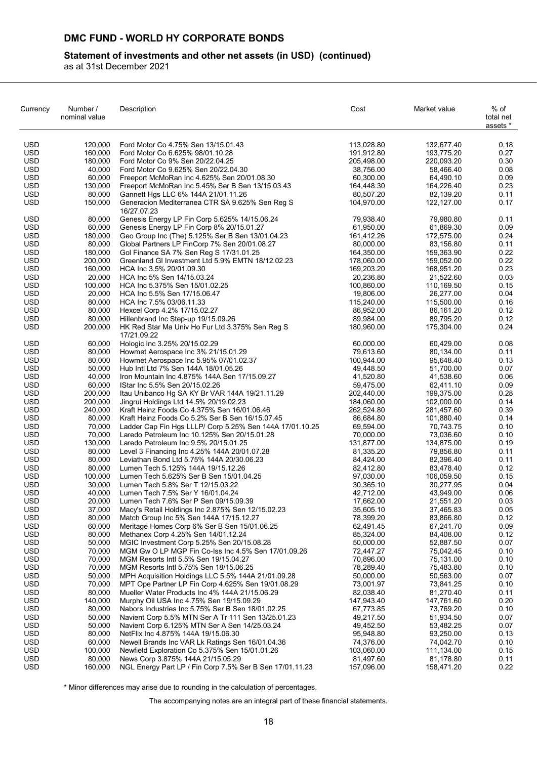# DMC FUND - WORLD HY CORPORATE BONDS

## Statement of investments and other net assets (in USD) (continued)

as at 31st December 2021

| Currency | Number / nominal value | Description | Cost | Market value | % of total net assets * |
|---|---|---|---|---|---|
| USD | 120,000 | Ford Motor Co 4.75% Sen 13/15.01.43 | 113,028.80 | 132,677.40 | 0.18 |
| USD | 160,000 | Ford Motor Co 6.625% 98/01.10.28 | 191,912.80 | 193,775.20 | 0.27 |
| USD | 180,000 | Ford Motor Co 9% Sen 20/22.04.25 | 205,498.00 | 220,093.20 | 0.30 |
| USD | 40,000 | Ford Motor Co 9.625% Sen 20/22.04.30 | 38,756.00 | 58,466.40 | 0.08 |
| USD | 60,000 | Freeport McMoRan Inc 4.625% Sen 20/01.08.30 | 60,300.00 | 64,490.10 | 0.09 |
| USD | 130,000 | Freeport McMoRan Inc 5.45% Ser B Sen 13/15.03.43 | 164,448.30 | 164,226.40 | 0.23 |
| USD | 80,000 | Gannett Hgs LLC 6% 144A 21/01.11.26 | 80,507.20 | 82,139.20 | 0.11 |
| USD | 150,000 | Generacion Mediterranea CTR SA 9.625% Sen Reg S 16/27.07.23 | 104,970.00 | 122,127.00 | 0.17 |
| USD | 80,000 | Genesis Energy LP Fin Corp 5.625% 14/15.06.24 | 79,938.40 | 79,980.80 | 0.11 |
| USD | 60,000 | Genesis Energy LP Fin Corp 8% 20/15.01.27 | 61,950.00 | 61,869.30 | 0.09 |
| USD | 180,000 | Geo Group Inc (The) 5.125% Ser B Sen 13/01.04.23 | 161,412.26 | 172,575.00 | 0.24 |
| USD | 80,000 | Global Partners LP FinCorp 7% Sen 20/01.08.27 | 80,000.00 | 83,156.80 | 0.11 |
| USD | 180,000 | Gol Finance SA 7% Sen Reg S 17/31.01.25 | 164,350.00 | 159,363.90 | 0.22 |
| USD | 200,000 | Greenland Gl Investment Ltd 5.9% EMTN 18/12.02.23 | 178,060.00 | 159,052.00 | 0.22 |
| USD | 160,000 | HCA Inc 3.5% 20/01.09.30 | 169,203.20 | 168,951.20 | 0.23 |
| USD | 20,000 | HCA Inc 5% Sen 14/15.03.24 | 20,236.80 | 21,522.60 | 0.03 |
| USD | 100,000 | HCA Inc 5.375% Sen 15/01.02.25 | 100,860.00 | 110,169.50 | 0.15 |
| USD | 20,000 | HCA Inc 5.5% Sen 17/15.06.47 | 19,806.00 | 26,277.00 | 0.04 |
| USD | 80,000 | HCA Inc 7.5% 03/06.11.33 | 115,240.00 | 115,500.00 | 0.16 |
| USD | 80,000 | Hexcel Corp 4.2% 17/15.02.27 | 86,952.00 | 86,161.20 | 0.12 |
| USD | 80,000 | Hillenbrand Inc Step-up 19/15.09.26 | 89,984.00 | 89,795.20 | 0.12 |
| USD | 200,000 | HK Red Star Ma Univ Ho Fur Ltd 3.375% Sen Reg S 17/21.09.22 | 180,960.00 | 175,304.00 | 0.24 |
| USD | 60,000 | Hologic Inc 3.25% 20/15.02.29 | 60,000.00 | 60,429.00 | 0.08 |
| USD | 80,000 | Howmet Aerospace Inc 3% 21/15.01.29 | 79,613.60 | 80,134.00 | 0.11 |
| USD | 80,000 | Howmet Aerospace Inc 5.95% 07/01.02.37 | 100,944.00 | 95,648.40 | 0.13 |
| USD | 50,000 | Hub Intl Ltd 7% Sen 144A 18/01.05.26 | 49,448.50 | 51,700.00 | 0.07 |
| USD | 40,000 | Iron Mountain Inc 4.875% 144A Sen 17/15.09.27 | 41,520.80 | 41,538.60 | 0.06 |
| USD | 60,000 | IStar Inc 5.5% Sen 20/15.02.26 | 59,475.00 | 62,411.10 | 0.09 |
| USD | 200,000 | Itau Unibanco Hg SA KY Br VAR 144A 19/21.11.29 | 202,440.00 | 199,375.00 | 0.28 |
| USD | 200,000 | Jingrui Holdings Ltd 14.5% 20/19.02.23 | 184,060.00 | 102,000.00 | 0.14 |
| USD | 240,000 | Kraft Heinz Foods Co 4.375% Sen 16/01.06.46 | 262,524.80 | 281,457.60 | 0.39 |
| USD | 80,000 | Kraft Heinz Foods Co 5.2% Ser B Sen 16/15.07.45 | 86,684.80 | 101,880.40 | 0.14 |
| USD | 70,000 | Ladder Cap Fin Hgs LLLP/ Corp 5.25% Sen 144A 17/01.10.25 | 69,594.00 | 70,743.75 | 0.10 |
| USD | 70,000 | Laredo Petroleum Inc 10.125% Sen 20/15.01.28 | 70,000.00 | 73,036.60 | 0.10 |
| USD | 130,000 | Laredo Petroleum Inc 9.5% 20/15.01.25 | 131,877.00 | 134,875.00 | 0.19 |
| USD | 80,000 | Level 3 Financing Inc 4.25% 144A 20/01.07.28 | 81,335.20 | 79,856.80 | 0.11 |
| USD | 80,000 | Leviathan Bond Ltd 5.75% 144A 20/30.06.23 | 84,424.00 | 82,396.40 | 0.11 |
| USD | 80,000 | Lumen Tech 5.125% 144A 19/15.12.26 | 82,412.80 | 83,478.40 | 0.12 |
| USD | 100,000 | Lumen Tech 5.625% Ser B Sen 15/01.04.25 | 97,030.00 | 106,059.50 | 0.15 |
| USD | 30,000 | Lumen Tech 5.8% Ser T 12/15.03.22 | 30,365.10 | 30,277.95 | 0.04 |
| USD | 40,000 | Lumen Tech 7.5% Ser Y 16/01.04.24 | 42,712.00 | 43,949.00 | 0.06 |
| USD | 20,000 | Lumen Tech 7.6% Ser P Sen 09/15.09.39 | 17,662.00 | 21,551.20 | 0.03 |
| USD | 37,000 | Macy's Retail Holdings Inc 2.875% Sen 12/15.02.23 | 35,605.10 | 37,465.83 | 0.05 |
| USD | 80,000 | Match Group Inc 5% Sen 144A 17/15.12.27 | 78,399.20 | 83,866.80 | 0.12 |
| USD | 60,000 | Meritage Homes Corp 6% Ser B Sen 15/01.06.25 | 62,491.45 | 67,241.70 | 0.09 |
| USD | 80,000 | Methanex Corp 4.25% Sen 14/01.12.24 | 85,324.00 | 84,408.00 | 0.12 |
| USD | 50,000 | MGIC Investment Corp 5.25% Sen 20/15.08.28 | 50,000.00 | 52,887.50 | 0.07 |
| USD | 70,000 | MGM Gw O LP MGP Fin Co-Iss Inc 4.5% Sen 17/01.09.26 | 72,447.27 | 75,042.45 | 0.10 |
| USD | 70,000 | MGM Resorts Intl 5.5% Sen 19/15.04.27 | 70,896.00 | 75,131.00 | 0.10 |
| USD | 70,000 | MGM Resorts Intl 5.75% Sen 18/15.06.25 | 78,289.40 | 75,483.80 | 0.10 |
| USD | 50,000 | MPH Acquisition Holdings LLC 5.5% 144A 21/01.09.28 | 50,000.00 | 50,563.00 | 0.07 |
| USD | 70,000 | MPT Ope Partner LP Fin Corp 4.625% Sen 19/01.08.29 | 73,001.97 | 73,841.25 | 0.10 |
| USD | 80,000 | Mueller Water Products Inc 4% 144A 21/15.06.29 | 82,038.40 | 81,270.40 | 0.11 |
| USD | 140,000 | Murphy Oil USA Inc 4.75% Sen 19/15.09.29 | 147,943.40 | 147,761.60 | 0.20 |
| USD | 80,000 | Nabors Industries Inc 5.75% Ser B Sen 18/01.02.25 | 67,773.85 | 73,769.20 | 0.10 |
| USD | 50,000 | Navient Corp 5.5% MTN Ser A Tr 111 Sen 13/25.01.23 | 49,217.50 | 51,934.50 | 0.07 |
| USD | 50,000 | Navient Corp 6.125% MTN Ser A Sen 14/25.03.24 | 49,452.50 | 53,482.25 | 0.07 |
| USD | 80,000 | NetFlix Inc 4.875% 144A 19/15.06.30 | 95,948.80 | 93,250.00 | 0.13 |
| USD | 60,000 | Newell Brands Inc VAR Lk Ratings Sen 16/01.04.36 | 74,376.00 | 74,042.70 | 0.10 |
| USD | 100,000 | Newfield Exploration Co 5.375% Sen 15/01.01.26 | 103,060.00 | 111,134.00 | 0.15 |
| USD | 80,000 | News Corp 3.875% 144A 21/15.05.29 | 81,497.60 | 81,178.80 | 0.11 |
| USD | 160,000 | NGL Energy Part LP / Fin Corp 7.5% Ser B Sen 17/01.11.23 | 157,096.00 | 158,471.20 | 0.22 |

\* Minor differences may arise due to rounding in the calculation of percentages.

The accompanying notes are an integral part of these financial statements.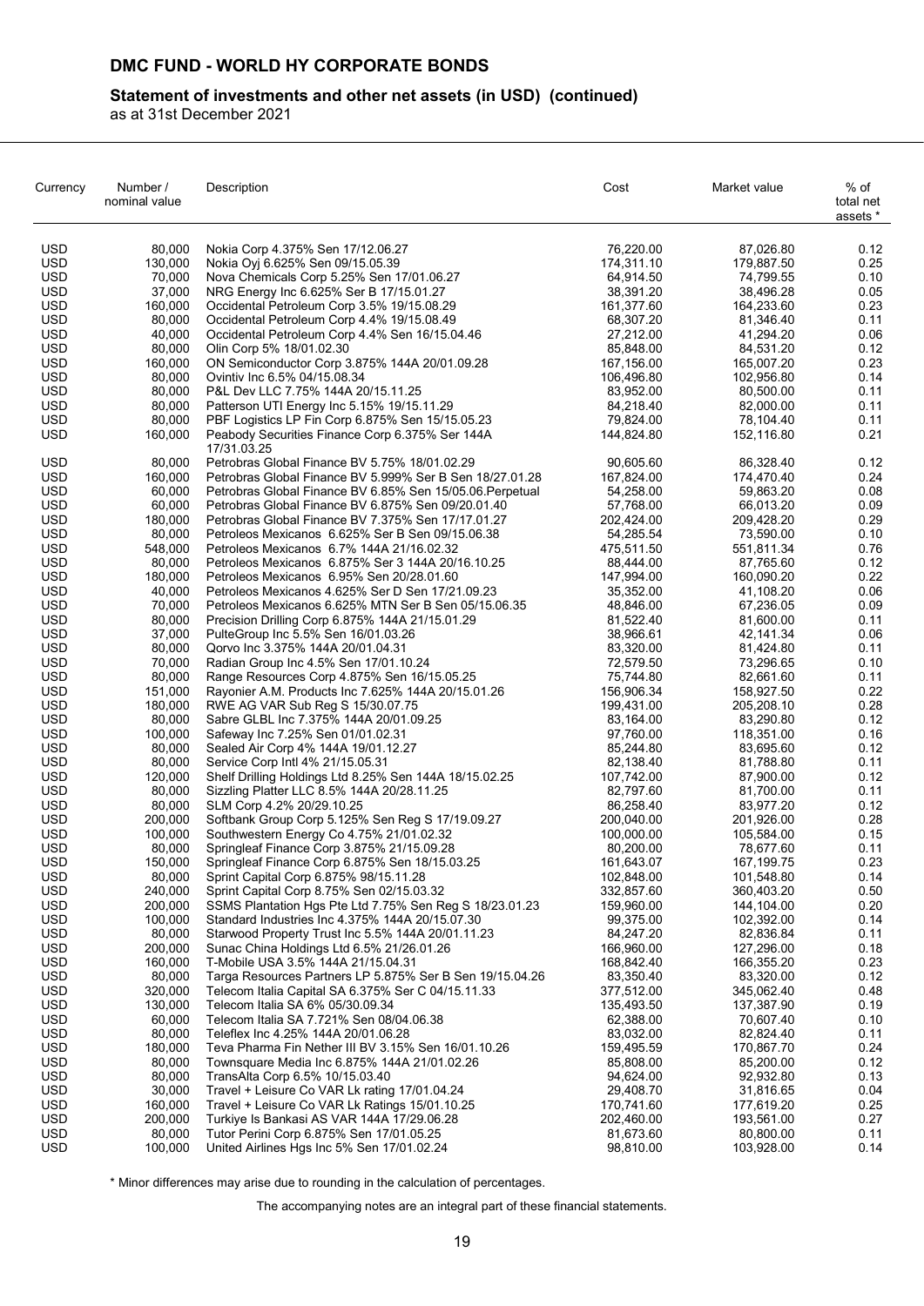# DMC FUND - WORLD HY CORPORATE BONDS

## Statement of investments and other net assets (in USD) (continued)

as at 31st December 2021

| Currency | Number / nominal value | Description | Cost | Market value | % of total net assets * |
|---|---|---|---|---|---|
| USD | 80,000 | Nokia Corp 4.375% Sen 17/12.06.27 | 76,220.00 | 87,026.80 | 0.12 |
| USD | 130,000 | Nokia Oyj 6.625% Sen 09/15.05.39 | 174,311.10 | 179,887.50 | 0.25 |
| USD | 70,000 | Nova Chemicals Corp 5.25% Sen 17/01.06.27 | 64,914.50 | 74,799.55 | 0.10 |
| USD | 37,000 | NRG Energy Inc 6.625% Ser B 17/15.01.27 | 38,391.20 | 38,496.28 | 0.05 |
| USD | 160,000 | Occidental Petroleum Corp 3.5% 19/15.08.29 | 161,377.60 | 164,233.60 | 0.23 |
| USD | 80,000 | Occidental Petroleum Corp 4.4% 19/15.08.49 | 68,307.20 | 81,346.40 | 0.11 |
| USD | 40,000 | Occidental Petroleum Corp 4.4% Sen 16/15.04.46 | 27,212.00 | 41,294.20 | 0.06 |
| USD | 80,000 | Olin Corp 5% 18/01.02.30 | 85,848.00 | 84,531.20 | 0.12 |
| USD | 160,000 | ON Semiconductor Corp 3.875% 144A 20/01.09.28 | 167,156.00 | 165,007.20 | 0.23 |
| USD | 80,000 | Ovintiv Inc 6.5% 04/15.08.34 | 106,496.80 | 102,956.80 | 0.14 |
| USD | 80,000 | P&L Dev LLC 7.75% 144A 20/15.11.25 | 83,952.00 | 80,500.00 | 0.11 |
| USD | 80,000 | Patterson UTI Energy Inc 5.15% 19/15.11.29 | 84,218.40 | 82,000.00 | 0.11 |
| USD | 80,000 | PBF Logistics LP Fin Corp 6.875% Sen 15/15.05.23 | 79,824.00 | 78,104.40 | 0.11 |
| USD | 160,000 | Peabody Securities Finance Corp 6.375% Ser 144A 17/31.03.25 | 144,824.80 | 152,116.80 | 0.21 |
| USD | 80,000 | Petrobras Global Finance BV 5.75% 18/01.02.29 | 90,605.60 | 86,328.40 | 0.12 |
| USD | 160,000 | Petrobras Global Finance BV 5.999% Ser B Sen 18/27.01.28 | 167,824.00 | 174,470.40 | 0.24 |
| USD | 60,000 | Petrobras Global Finance BV 6.85% Sen 15/05.06.Perpetual | 54,258.00 | 59,863.20 | 0.08 |
| USD | 60,000 | Petrobras Global Finance BV 6.875% Sen 09/20.01.40 | 57,768.00 | 66,013.20 | 0.09 |
| USD | 180,000 | Petrobras Global Finance BV 7.375% Sen 17/17.01.27 | 202,424.00 | 209,428.20 | 0.29 |
| USD | 80,000 | Petroleos Mexicanos 6.625% Ser B Sen 09/15.06.38 | 54,285.54 | 73,590.00 | 0.10 |
| USD | 548,000 | Petroleos Mexicanos 6.7% 144A 21/16.02.32 | 475,511.50 | 551,811.34 | 0.76 |
| USD | 80,000 | Petroleos Mexicanos 6.875% Ser 3 144A 20/16.10.25 | 88,444.00 | 87,765.60 | 0.12 |
| USD | 180,000 | Petroleos Mexicanos 6.95% Sen 20/28.01.60 | 147,994.00 | 160,090.20 | 0.22 |
| USD | 40,000 | Petroleos Mexicanos 4.625% Ser D Sen 17/21.09.23 | 35,352.00 | 41,108.20 | 0.06 |
| USD | 70,000 | Petroleos Mexicanos 6.625% MTN Ser B Sen 05/15.06.35 | 48,846.00 | 67,236.05 | 0.09 |
| USD | 80,000 | Precision Drilling Corp 6.875% 144A 21/15.01.29 | 81,522.40 | 81,600.00 | 0.11 |
| USD | 37,000 | PulteGroup Inc 5.5% Sen 16/01.03.26 | 38,966.61 | 42,141.34 | 0.06 |
| USD | 80,000 | Qorvo Inc 3.375% 144A 20/01.04.31 | 83,320.00 | 81,424.80 | 0.11 |
| USD | 70,000 | Radian Group Inc 4.5% Sen 17/01.10.24 | 72,579.50 | 73,296.65 | 0.10 |
| USD | 80,000 | Range Resources Corp 4.875% Sen 16/15.05.25 | 75,744.80 | 82,661.60 | 0.11 |
| USD | 151,000 | Rayonier A.M. Products Inc 7.625% 144A 20/15.01.26 | 156,906.34 | 158,927.50 | 0.22 |
| USD | 180,000 | RWE AG VAR Sub Reg S 15/30.07.75 | 199,431.00 | 205,208.10 | 0.28 |
| USD | 80,000 | Sabre GLBL Inc 7.375% 144A 20/01.09.25 | 83,164.00 | 83,290.80 | 0.12 |
| USD | 100,000 | Safeway Inc 7.25% Sen 01/01.02.31 | 97,760.00 | 118,351.00 | 0.16 |
| USD | 80,000 | Sealed Air Corp 4% 144A 19/01.12.27 | 85,244.80 | 83,695.60 | 0.12 |
| USD | 80,000 | Service Corp Intl 4% 21/15.05.31 | 82,138.40 | 81,788.80 | 0.11 |
| USD | 120,000 | Shelf Drilling Holdings Ltd 8.25% Sen 144A 18/15.02.25 | 107,742.00 | 87,900.00 | 0.12 |
| USD | 80,000 | Sizzling Platter LLC 8.5% 144A 20/28.11.25 | 82,797.60 | 81,700.00 | 0.11 |
| USD | 80,000 | SLM Corp 4.2% 20/29.10.25 | 86,258.40 | 83,977.20 | 0.12 |
| USD | 200,000 | Softbank Group Corp 5.125% Sen Reg S 17/19.09.27 | 200,040.00 | 201,926.00 | 0.28 |
| USD | 100,000 | Southwestern Energy Co 4.75% 21/01.02.32 | 100,000.00 | 105,584.00 | 0.15 |
| USD | 80,000 | Springleaf Finance Corp 3.875% 21/15.09.28 | 80,200.00 | 78,677.60 | 0.11 |
| USD | 150,000 | Springleaf Finance Corp 6.875% Sen 18/15.03.25 | 161,643.07 | 167,199.75 | 0.23 |
| USD | 80,000 | Sprint Capital Corp 6.875% 98/15.11.28 | 102,848.00 | 101,548.80 | 0.14 |
| USD | 240,000 | Sprint Capital Corp 8.75% Sen 02/15.03.32 | 332,857.60 | 360,403.20 | 0.50 |
| USD | 200,000 | SSMS Plantation Hgs Pte Ltd 7.75% Sen Reg S 18/23.01.23 | 159,960.00 | 144,104.00 | 0.20 |
| USD | 100,000 | Standard Industries Inc 4.375% 144A 20/15.07.30 | 99,375.00 | 102,392.00 | 0.14 |
| USD | 80,000 | Starwood Property Trust Inc 5.5% 144A 20/01.11.23 | 84,247.20 | 82,836.84 | 0.11 |
| USD | 200,000 | Sunac China Holdings Ltd 6.5% 21/26.01.26 | 166,960.00 | 127,296.00 | 0.18 |
| USD | 160,000 | T-Mobile USA 3.5% 144A 21/15.04.31 | 168,842.40 | 166,355.20 | 0.23 |
| USD | 80,000 | Targa Resources Partners LP 5.875% Ser B Sen 19/15.04.26 | 83,350.40 | 83,320.00 | 0.12 |
| USD | 320,000 | Telecom Italia Capital SA 6.375% Ser C 04/15.11.33 | 377,512.00 | 345,062.40 | 0.48 |
| USD | 130,000 | Telecom Italia SA 6% 05/30.09.34 | 135,493.50 | 137,387.90 | 0.19 |
| USD | 60,000 | Telecom Italia SA 7.721% Sen 08/04.06.38 | 62,388.00 | 70,607.40 | 0.10 |
| USD | 80,000 | Teleflex Inc 4.25% 144A 20/01.06.28 | 83,032.00 | 82,824.40 | 0.11 |
| USD | 180,000 | Teva Pharma Fin Nether III BV 3.15% Sen 16/01.10.26 | 159,495.59 | 170,867.70 | 0.24 |
| USD | 80,000 | Townsquare Media Inc 6.875% 144A 21/01.02.26 | 85,808.00 | 85,200.00 | 0.12 |
| USD | 80,000 | TransAlta Corp 6.5% 10/15.03.40 | 94,624.00 | 92,932.80 | 0.13 |
| USD | 30,000 | Travel + Leisure Co VAR Lk rating 17/01.04.24 | 29,408.70 | 31,816.65 | 0.04 |
| USD | 160,000 | Travel + Leisure Co VAR Lk Ratings 15/01.10.25 | 170,741.60 | 177,619.20 | 0.25 |
| USD | 200,000 | Turkiye Is Bankasi AS VAR 144A 17/29.06.28 | 202,460.00 | 193,561.00 | 0.27 |
| USD | 80,000 | Tutor Perini Corp 6.875% Sen 17/01.05.25 | 81,673.60 | 80,800.00 | 0.11 |
| USD | 100,000 | United Airlines Hgs Inc 5% Sen 17/01.02.24 | 98,810.00 | 103,928.00 | 0.14 |

\* Minor differences may arise due to rounding in the calculation of percentages.

The accompanying notes are an integral part of these financial statements.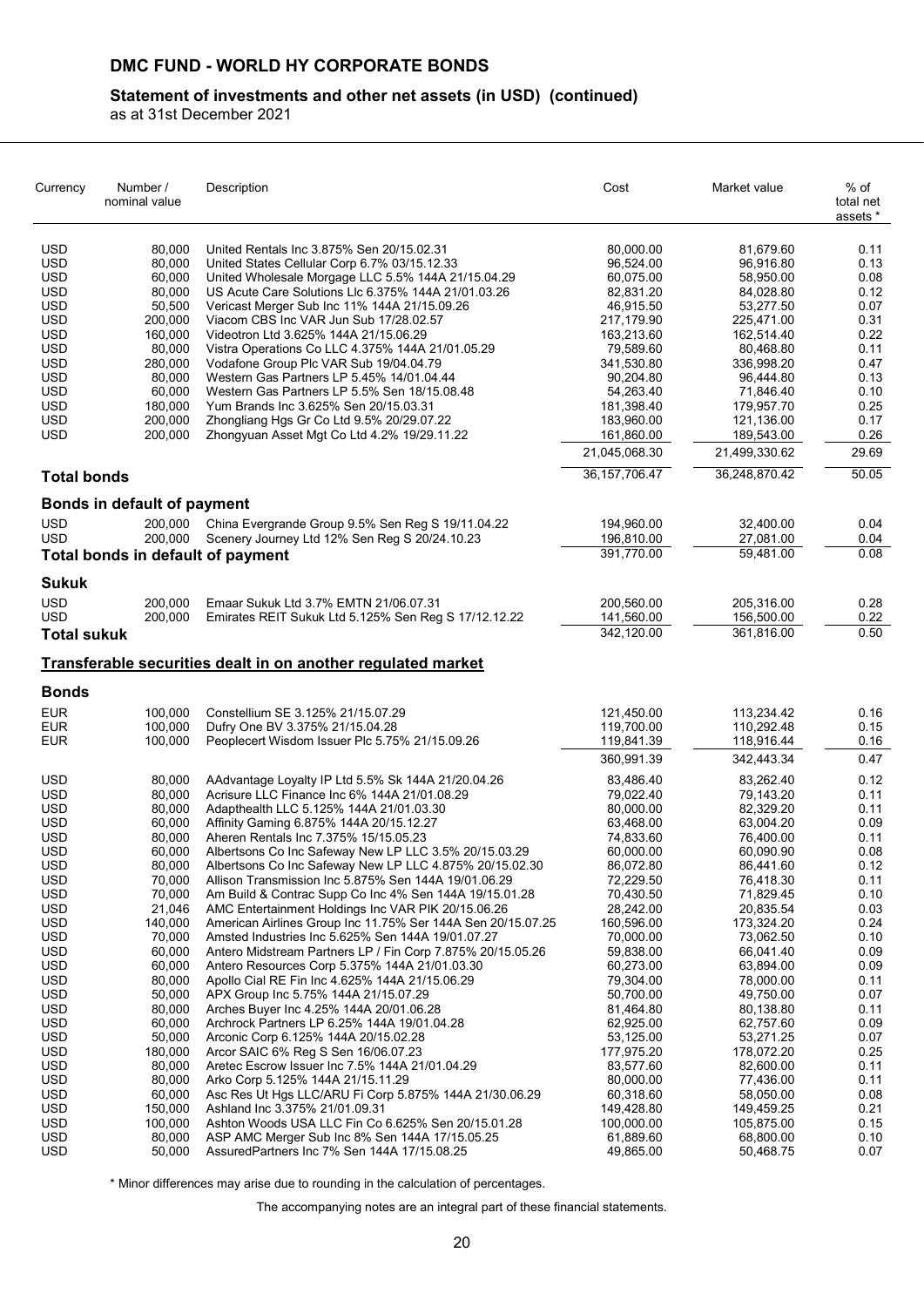# DMC FUND - WORLD HY CORPORATE BONDS

## Statement of investments and other net assets (in USD) (continued)

as at 31st December 2021

| Currency | Number / nominal value | Description | Cost | Market value | % of total net assets * |
|---|---|---|---|---|---|
| USD | 80,000 | United Rentals Inc 3.875% Sen 20/15.02.31 | 80,000.00 | 81,679.60 | 0.11 |
| USD | 80,000 | United States Cellular Corp 6.7% 03/15.12.33 | 96,524.00 | 96,916.80 | 0.13 |
| USD | 60,000 | United Wholesale Morgage LLC 5.5% 144A 21/15.04.29 | 60,075.00 | 58,950.00 | 0.08 |
| USD | 80,000 | US Acute Care Solutions Llc 6.375% 144A 21/01.03.26 | 82,831.20 | 84,028.80 | 0.12 |
| USD | 50,500 | Vericast Merger Sub Inc 11% 144A 21/15.09.26 | 46,915.50 | 53,277.50 | 0.07 |
| USD | 200,000 | Viacom CBS Inc VAR Jun Sub 17/28.02.57 | 217,179.90 | 225,471.00 | 0.31 |
| USD | 160,000 | Videotron Ltd 3.625% 144A 21/15.06.29 | 163,213.60 | 162,514.40 | 0.22 |
| USD | 80,000 | Vistra Operations Co LLC 4.375% 144A 21/01.05.29 | 79,589.60 | 80,468.80 | 0.11 |
| USD | 280,000 | Vodafone Group Plc VAR Sub 19/04.04.79 | 341,530.80 | 336,998.20 | 0.47 |
| USD | 80,000 | Western Gas Partners LP 5.45% 14/01.04.44 | 90,204.80 | 96,444.80 | 0.13 |
| USD | 60,000 | Western Gas Partners LP 5.5% Sen 18/15.08.48 | 54,263.40 | 71,846.40 | 0.10 |
| USD | 180,000 | Yum Brands Inc 3.625% Sen 20/15.03.31 | 181,398.40 | 179,957.70 | 0.25 |
| USD | 200,000 | Zhongliang Hgs Gr Co Ltd 9.5% 20/29.07.22 | 183,960.00 | 121,136.00 | 0.17 |
| USD | 200,000 | Zhongyuan Asset Mgt Co Ltd 4.2% 19/29.11.22 | 161,860.00 | 189,543.00 | 0.26 |
| | | | 21,045,068.30 | 21,499,330.62 | 29.69 |
| **Total bonds** | | | 36,157,706.47 | 36,248,870.42 | 50.05 |
| **Bonds in default of payment** | | | | | |
| USD | 200,000 | China Evergrande Group 9.5% Sen Reg S 19/11.04.22 | 194,960.00 | 32,400.00 | 0.04 |
| USD | 200,000 | Scenery Journey Ltd 12% Sen Reg S 20/24.10.23 | 196,810.00 | 27,081.00 | 0.04 |
| **Total bonds in default of payment** | | | 391,770.00 | 59,481.00 | 0.08 |
| **Sukuk** | | | | | |
| USD | 200,000 | Emaar Sukuk Ltd 3.7% EMTN 21/06.07.31 | 200,560.00 | 205,316.00 | 0.28 |
| USD | 200,000 | Emirates REIT Sukuk Ltd 5.125% Sen Reg S 17/12.12.22 | 141,560.00 | 156,500.00 | 0.22 |
| **Total sukuk** | | | 342,120.00 | 361,816.00 | 0.50 |
| **Transferable securities dealt in on another regulated market** | | | | | |
| **Bonds** | | | | | |
| EUR | 100,000 | Constellium SE 3.125% 21/15.07.29 | 121,450.00 | 113,234.42 | 0.16 |
| EUR | 100,000 | Dufry One BV 3.375% 21/15.04.28 | 119,700.00 | 110,292.48 | 0.15 |
| EUR | 100,000 | Peoplecert Wisdom Issuer Plc 5.75% 21/15.09.26 | 119,841.39 | 118,916.44 | 0.16 |
| | | | 360,991.39 | 342,443.34 | 0.47 |
| USD | 80,000 | AAdvantage Loyalty IP Ltd 5.5% Sk 144A 21/20.04.26 | 83,486.40 | 83,262.40 | 0.12 |
| USD | 80,000 | Acrisure LLC Finance Inc 6% 144A 21/01.08.29 | 79,022.40 | 79,143.20 | 0.11 |
| USD | 80,000 | Adapthealth LLC 5.125% 144A 21/01.03.30 | 80,000.00 | 82,329.20 | 0.11 |
| USD | 60,000 | Affinity Gaming 6.875% 144A 20/15.12.27 | 63,468.00 | 63,004.20 | 0.09 |
| USD | 80,000 | Aheren Rentals Inc 7.375% 15/15.05.23 | 74,833.60 | 76,400.00 | 0.11 |
| USD | 60,000 | Albertsons Co Inc Safeway New LP LLC 3.5% 20/15.03.29 | 60,000.00 | 60,090.90 | 0.08 |
| USD | 80,000 | Albertsons Co Inc Safeway New LP LLC 4.875% 20/15.02.30 | 86,072.80 | 86,441.60 | 0.12 |
| USD | 70,000 | Allison Transmission Inc 5.875% Sen 144A 19/01.06.29 | 72,229.50 | 76,418.30 | 0.11 |
| USD | 70,000 | Am Build & Contrac Supp Co Inc 4% Sen 144A 19/15.01.28 | 70,430.50 | 71,829.45 | 0.10 |
| USD | 21,046 | AMC Entertainment Holdings Inc VAR PIK 20/15.06.26 | 28,242.00 | 20,835.54 | 0.03 |
| USD | 140,000 | American Airlines Group Inc 11.75% Ser 144A Sen 20/15.07.25 | 160,596.00 | 173,324.20 | 0.24 |
| USD | 70,000 | Amsted Industries Inc 5.625% Sen 144A 19/01.07.27 | 70,000.00 | 73,062.50 | 0.10 |
| USD | 60,000 | Antero Midstream Partners LP / Fin Corp 7.875% 20/15.05.26 | 59,838.00 | 66,041.40 | 0.09 |
| USD | 60,000 | Antero Resources Corp 5.375% 144A 21/01.03.30 | 60,273.00 | 63,894.00 | 0.09 |
| USD | 80,000 | Apollo Cial RE Fin Inc 4.625% 144A 21/15.06.29 | 79,304.00 | 78,000.00 | 0.11 |
| USD | 50,000 | APX Group Inc 5.75% 144A 21/15.07.29 | 50,700.00 | 49,750.00 | 0.07 |
| USD | 80,000 | Arches Buyer Inc 4.25% 144A 20/01.06.28 | 81,464.80 | 80,138.80 | 0.11 |
| USD | 60,000 | Archrock Partners LP 6.25% 144A 19/01.04.28 | 62,925.00 | 62,757.60 | 0.09 |
| USD | 50,000 | Arconic Corp 6.125% 144A 20/15.02.28 | 53,125.00 | 53,271.25 | 0.07 |
| USD | 180,000 | Arcor SAIC 6% Reg S Sen 16/06.07.23 | 177,975.20 | 178,072.20 | 0.25 |
| USD | 80,000 | Aretec Escrow Issuer Inc 7.5% 144A 21/01.04.29 | 83,577.60 | 82,600.00 | 0.11 |
| USD | 80,000 | Arko Corp 5.125% 144A 21/15.11.29 | 80,000.00 | 77,436.00 | 0.11 |
| USD | 60,000 | Asc Res Ut Hgs LLC/ARU Fi Corp 5.875% 144A 21/30.06.29 | 60,318.60 | 58,050.00 | 0.08 |
| USD | 150,000 | Ashland Inc 3.375% 21/01.09.31 | 149,428.80 | 149,459.25 | 0.21 |
| USD | 100,000 | Ashton Woods USA LLC Fin Co 6.625% Sen 20/15.01.28 | 100,000.00 | 105,875.00 | 0.15 |
| USD | 80,000 | ASP AMC Merger Sub Inc 8% Sen 144A 17/15.05.25 | 61,889.60 | 68,800.00 | 0.10 |
| USD | 50,000 | AssuredPartners Inc 7% Sen 144A 17/15.08.25 | 49,865.00 | 50,468.75 | 0.07 |

\* Minor differences may arise due to rounding in the calculation of percentages.

The accompanying notes are an integral part of these financial statements.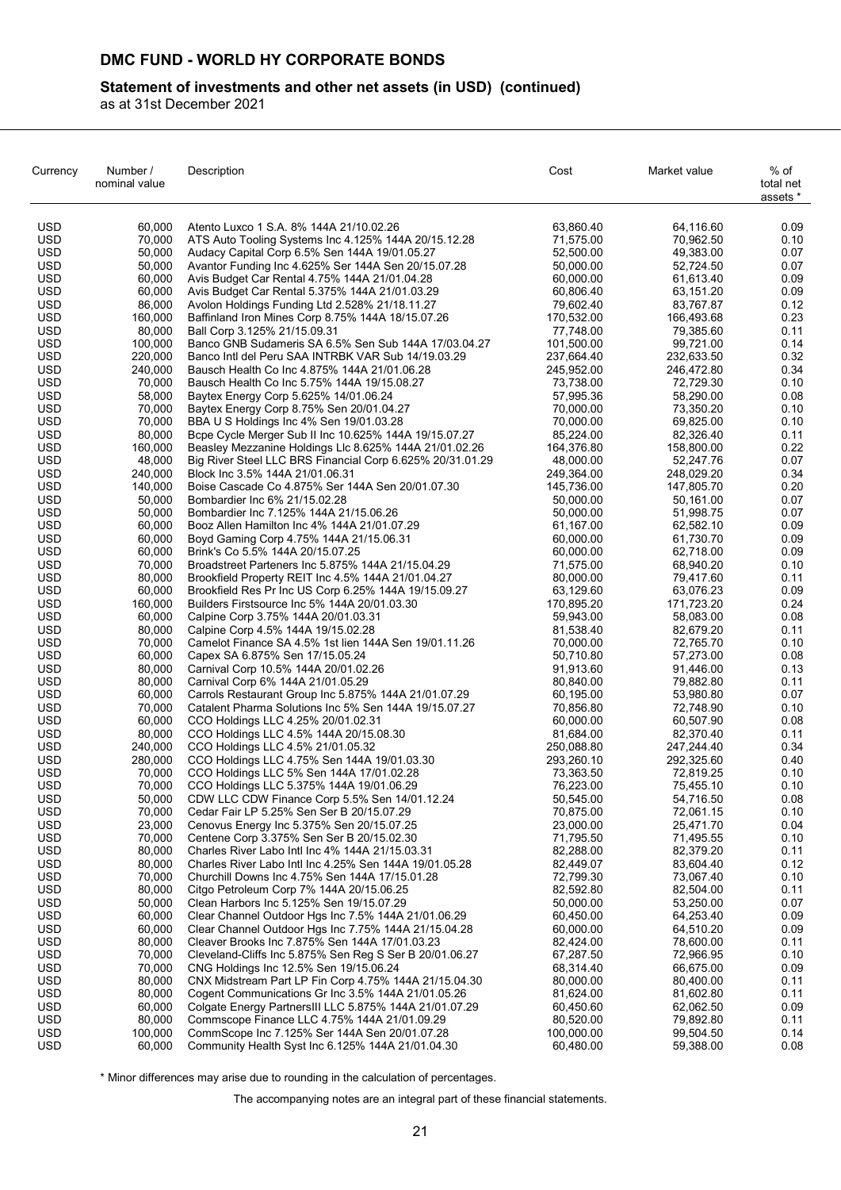# DMC FUND - WORLD HY CORPORATE BONDS

## Statement of investments and other net assets (in USD) (continued)

as at 31st December 2021

| Currency | Number / nominal value | Description | Cost | Market value | % of total net assets * |
|---|---|---|---|---|---|
| USD | 60,000 | Atento Luxco 1 S.A. 8% 144A 21/10.02.26 | 63,860.40 | 64,116.60 | 0.09 |
| USD | 70,000 | ATS Auto Tooling Systems Inc 4.125% 144A 20/15.12.28 | 71,575.00 | 70,962.50 | 0.10 |
| USD | 50,000 | Audacy Capital Corp 6.5% Sen 144A 19/01.05.27 | 52,500.00 | 49,383.00 | 0.07 |
| USD | 50,000 | Avantor Funding Inc 4.625% Ser 144A Sen 20/15.07.28 | 50,000.00 | 52,724.50 | 0.07 |
| USD | 60,000 | Avis Budget Car Rental 4.75% 144A 21/01.04.28 | 60,000.00 | 61,613.40 | 0.09 |
| USD | 60,000 | Avis Budget Car Rental 5.375% 144A 21/01.03.29 | 60,806.40 | 63,151.20 | 0.09 |
| USD | 86,000 | Avolon Holdings Funding Ltd 2.528% 21/18.11.27 | 79,602.40 | 83,767.87 | 0.12 |
| USD | 160,000 | Baffinland Iron Mines Corp 8.75% 144A 18/15.07.26 | 170,532.00 | 166,493.68 | 0.23 |
| USD | 80,000 | Ball Corp 3.125% 21/15.09.31 | 77,748.00 | 79,385.60 | 0.11 |
| USD | 100,000 | Banco GNB Sudameris SA 6.5% Sen Sub 144A 17/03.04.27 | 101,500.00 | 99,721.00 | 0.14 |
| USD | 220,000 | Banco Intl del Peru SAA INTRBK VAR Sub 14/19.03.29 | 237,664.40 | 232,633.50 | 0.32 |
| USD | 240,000 | Bausch Health Co Inc 4.875% 144A 21/01.06.28 | 245,952.00 | 246,472.80 | 0.34 |
| USD | 70,000 | Bausch Health Co Inc 5.75% 144A 19/15.08.27 | 73,738.00 | 72,729.30 | 0.10 |
| USD | 58,000 | Baytex Energy Corp 5.625% 14/01.06.24 | 57,995.36 | 58,290.00 | 0.08 |
| USD | 70,000 | Baytex Energy Corp 8.75% Sen 20/01.04.27 | 70,000.00 | 73,350.20 | 0.10 |
| USD | 70,000 | BBA U S Holdings Inc 4% Sen 19/01.03.28 | 70,000.00 | 69,825.00 | 0.10 |
| USD | 80,000 | Bcpe Cycle Merger Sub II Inc 10.625% 144A 19/15.07.27 | 85,224.00 | 82,326.40 | 0.11 |
| USD | 160,000 | Beasley Mezzanine Holdings Llc 8.625% 144A 21/01.02.26 | 164,376.80 | 158,800.00 | 0.22 |
| USD | 48,000 | Big River Steel LLC BRS Financial Corp 6.625% 20/31.01.29 | 48,000.00 | 52,247.76 | 0.07 |
| USD | 240,000 | Block Inc 3.5% 144A 21/01.06.31 | 249,364.00 | 248,029.20 | 0.34 |
| USD | 140,000 | Boise Cascade Co 4.875% Ser 144A Sen 20/01.07.30 | 145,736.00 | 147,805.70 | 0.20 |
| USD | 50,000 | Bombardier Inc 6% 21/15.02.28 | 50,000.00 | 50,161.00 | 0.07 |
| USD | 50,000 | Bombardier Inc 7.125% 144A 21/15.06.26 | 50,000.00 | 51,998.75 | 0.07 |
| USD | 60,000 | Booz Allen Hamilton Inc 4% 144A 21/01.07.29 | 61,167.00 | 62,582.10 | 0.09 |
| USD | 60,000 | Boyd Gaming Corp 4.75% 144A 21/15.06.31 | 60,000.00 | 61,730.70 | 0.09 |
| USD | 60,000 | Brink's Co 5.5% 144A 20/15.07.25 | 60,000.00 | 62,718.00 | 0.09 |
| USD | 70,000 | Broadstreet Parteners Inc 5.875% 144A 21/15.04.29 | 71,575.00 | 68,940.20 | 0.10 |
| USD | 80,000 | Brookfield Property REIT Inc 4.5% 144A 21/01.04.27 | 80,000.00 | 79,417.60 | 0.11 |
| USD | 60,000 | Brookfield Res Pr Inc US Corp 6.25% 144A 19/15.09.27 | 63,129.60 | 63,076.23 | 0.09 |
| USD | 160,000 | Builders Firstsource Inc 5% 144A 20/01.03.30 | 170,895.20 | 171,723.20 | 0.24 |
| USD | 60,000 | Calpine Corp 3.75% 144A 20/01.03.31 | 59,943.00 | 58,083.00 | 0.08 |
| USD | 80,000 | Calpine Corp 4.5% 144A 19/15.02.28 | 81,538.40 | 82,679.20 | 0.11 |
| USD | 70,000 | Camelot Finance SA 4.5% 1st lien 144A Sen 19/01.11.26 | 70,000.00 | 72,765.70 | 0.10 |
| USD | 60,000 | Capex SA 6.875% Sen 17/15.05.24 | 50,710.80 | 57,273.00 | 0.08 |
| USD | 80,000 | Carnival Corp 10.5% 144A 20/01.02.26 | 91,913.60 | 91,446.00 | 0.13 |
| USD | 80,000 | Carnival Corp 6% 144A 21/01.05.29 | 80,840.00 | 79,882.80 | 0.11 |
| USD | 60,000 | Carrols Restaurant Group Inc 5.875% 144A 21/01.07.29 | 60,195.00 | 53,980.80 | 0.07 |
| USD | 70,000 | Catalent Pharma Solutions Inc 5% Sen 144A 19/15.07.27 | 70,856.80 | 72,748.90 | 0.10 |
| USD | 60,000 | CCO Holdings LLC 4.25% 20/01.02.31 | 60,000.00 | 60,507.90 | 0.08 |
| USD | 80,000 | CCO Holdings LLC 4.5% 144A 20/15.08.30 | 81,684.00 | 82,370.40 | 0.11 |
| USD | 240,000 | CCO Holdings LLC 4.5% 21/01.05.32 | 250,088.80 | 247,244.40 | 0.34 |
| USD | 280,000 | CCO Holdings LLC 4.75% Sen 144A 19/01.03.30 | 293,260.10 | 292,325.60 | 0.40 |
| USD | 70,000 | CCO Holdings LLC 5% Sen 144A 17/01.02.28 | 73,363.50 | 72,819.25 | 0.10 |
| USD | 70,000 | CCO Holdings LLC 5.375% 144A 19/01.06.29 | 76,223.00 | 75,455.10 | 0.10 |
| USD | 50,000 | CDW LLC CDW Finance Corp 5.5% Sen 14/01.12.24 | 50,545.00 | 54,716.50 | 0.08 |
| USD | 70,000 | Cedar Fair LP 5.25% Sen Ser B 20/15.07.29 | 70,875.00 | 72,061.15 | 0.10 |
| USD | 23,000 | Cenovus Energy Inc 5.375% Sen 20/15.07.25 | 23,000.00 | 25,471.70 | 0.04 |
| USD | 70,000 | Centene Corp 3.375% Sen Ser B 20/15.02.30 | 71,795.50 | 71,495.55 | 0.10 |
| USD | 80,000 | Charles River Labo Intl Inc 4% 144A 21/15.03.31 | 82,288.00 | 82,379.20 | 0.11 |
| USD | 80,000 | Charles River Labo Intl Inc 4.25% Sen 144A 19/01.05.28 | 82,449.07 | 83,604.40 | 0.12 |
| USD | 70,000 | Churchill Downs Inc 4.75% Sen 144A 17/15.01.28 | 72,799.30 | 73,067.40 | 0.10 |
| USD | 80,000 | Citgo Petroleum Corp 7% 144A 20/15.06.25 | 82,592.80 | 82,504.00 | 0.11 |
| USD | 50,000 | Clean Harbors Inc 5.125% Sen 19/15.07.29 | 50,000.00 | 53,250.00 | 0.07 |
| USD | 60,000 | Clear Channel Outdoor Hgs Inc 7.5% 144A 21/01.06.29 | 60,450.00 | 64,253.40 | 0.09 |
| USD | 60,000 | Clear Channel Outdoor Hgs Inc 7.75% 144A 21/15.04.28 | 60,000.00 | 64,510.20 | 0.09 |
| USD | 80,000 | Cleaver Brooks Inc 7.875% Sen 144A 17/01.03.23 | 82,424.00 | 78,600.00 | 0.11 |
| USD | 70,000 | Cleveland-Cliffs Inc 5.875% Sen Reg S Ser B 20/01.06.27 | 67,287.50 | 72,966.95 | 0.10 |
| USD | 70,000 | CNG Holdings Inc 12.5% Sen 19/15.06.24 | 68,314.40 | 66,675.00 | 0.09 |
| USD | 80,000 | CNX Midstream Part LP Fin Corp 4.75% 144A 21/15.04.30 | 80,000.00 | 80,400.00 | 0.11 |
| USD | 80,000 | Cogent Communications Gr Inc 3.5% 144A 21/01.05.26 | 81,624.00 | 81,602.80 | 0.11 |
| USD | 60,000 | Colgate Energy PartnersIII LLC 5.875% 144A 21/01.07.29 | 60,450.60 | 62,062.50 | 0.09 |
| USD | 80,000 | Commscope Finance LLC 4.75% 144A 21/01.09.29 | 80,520.00 | 79,892.80 | 0.11 |
| USD | 100,000 | CommScope Inc 7.125% Ser 144A Sen 20/01.07.28 | 100,000.00 | 99,504.50 | 0.14 |
| USD | 60,000 | Community Health Syst Inc 6.125% 144A 21/01.04.30 | 60,480.00 | 59,388.00 | 0.08 |

\* Minor differences may arise due to rounding in the calculation of percentages.

The accompanying notes are an integral part of these financial statements.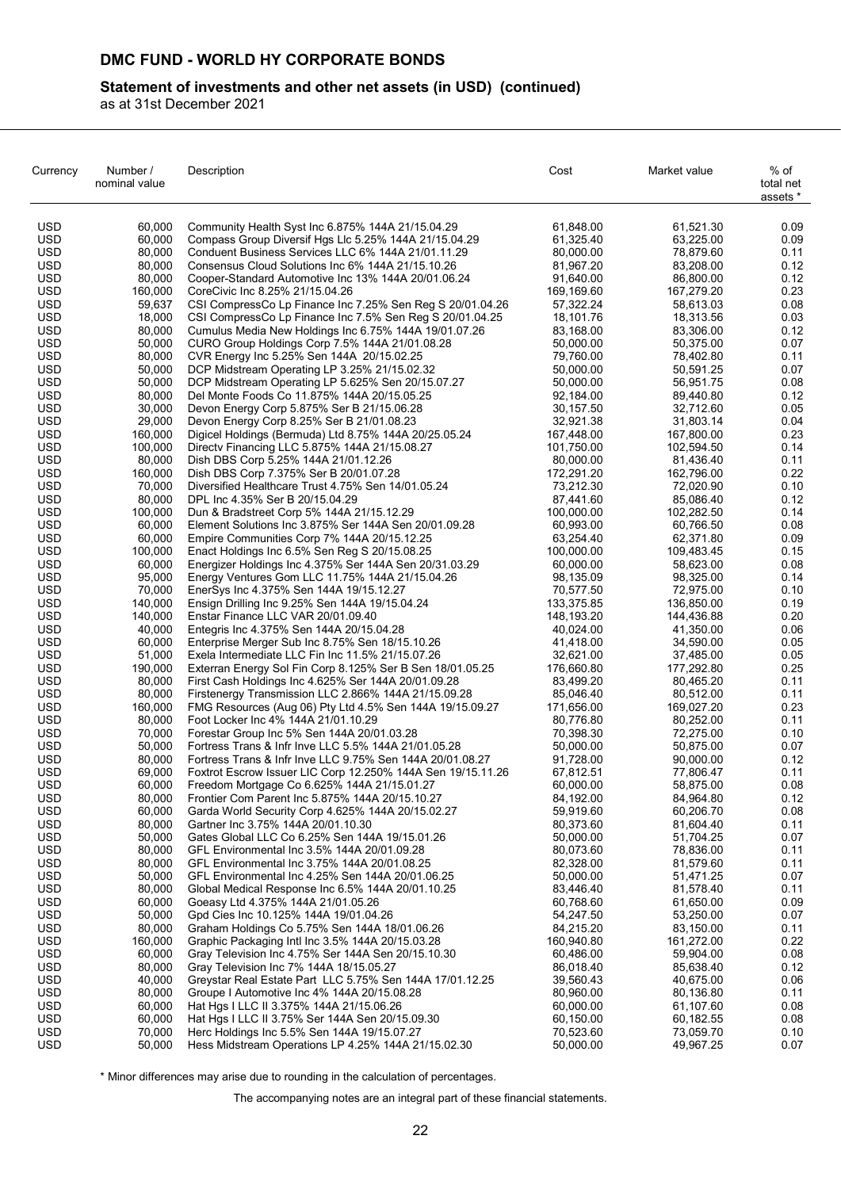# DMC FUND - WORLD HY CORPORATE BONDS

## Statement of investments and other net assets (in USD) (continued)

as at 31st December 2021

| Currency | Number / nominal value | Description | Cost | Market value | % of total net assets * |
|---|---|---|---|---|---|
| USD | 60,000 | Community Health Syst Inc 6.875% 144A 21/15.04.29 | 61,848.00 | 61,521.30 | 0.09 |
| USD | 60,000 | Compass Group Diversif Hgs Llc 5.25% 144A 21/15.04.29 | 61,325.40 | 63,225.00 | 0.09 |
| USD | 80,000 | Conduent Business Services LLC 6% 144A 21/01.11.29 | 80,000.00 | 78,879.60 | 0.11 |
| USD | 80,000 | Consensus Cloud Solutions Inc 6% 144A 21/15.10.26 | 81,967.20 | 83,208.00 | 0.12 |
| USD | 80,000 | Cooper-Standard Automotive Inc 13% 144A 20/01.06.24 | 91,640.00 | 86,800.00 | 0.12 |
| USD | 160,000 | CoreCivic Inc 8.25% 21/15.04.26 | 169,169.60 | 167,279.20 | 0.23 |
| USD | 59,637 | CSI CompressCo Lp Finance Inc 7.25% Sen Reg S 20/01.04.26 | 57,322.24 | 58,613.03 | 0.08 |
| USD | 18,000 | CSI CompressCo Lp Finance Inc 7.5% Sen Reg S 20/01.04.25 | 18,101.76 | 18,313.56 | 0.03 |
| USD | 80,000 | Cumulus Media New Holdings Inc 6.75% 144A 19/01.07.26 | 83,168.00 | 83,306.00 | 0.12 |
| USD | 50,000 | CURO Group Holdings Corp 7.5% 144A 21/01.08.28 | 50,000.00 | 50,375.00 | 0.07 |
| USD | 80,000 | CVR Energy Inc 5.25% Sen 144A 20/15.02.25 | 79,760.00 | 78,402.80 | 0.11 |
| USD | 50,000 | DCP Midstream Operating LP 3.25% 21/15.02.32 | 50,000.00 | 50,591.25 | 0.07 |
| USD | 50,000 | DCP Midstream Operating LP 5.625% Sen 20/15.07.27 | 50,000.00 | 56,951.75 | 0.08 |
| USD | 80,000 | Del Monte Foods Co 11.875% 144A 20/15.05.25 | 92,184.00 | 89,440.80 | 0.12 |
| USD | 30,000 | Devon Energy Corp 5.875% Ser B 21/15.06.28 | 30,157.50 | 32,712.60 | 0.05 |
| USD | 29,000 | Devon Energy Corp 8.25% Ser B 21/01.08.23 | 32,921.38 | 31,803.14 | 0.04 |
| USD | 160,000 | Digicel Holdings (Bermuda) Ltd 8.75% 144A 20/25.05.24 | 167,448.00 | 167,800.00 | 0.23 |
| USD | 100,000 | Directv Financing LLC 5.875% 144A 21/15.08.27 | 101,750.00 | 102,594.50 | 0.14 |
| USD | 80,000 | Dish DBS Corp 5.25% 144A 21/01.12.26 | 80,000.00 | 81,436.40 | 0.11 |
| USD | 160,000 | Dish DBS Corp 7.375% Ser B 20/01.07.28 | 172,291.20 | 162,796.00 | 0.22 |
| USD | 70,000 | Diversified Healthcare Trust 4.75% Sen 14/01.05.24 | 73,212.30 | 72,020.90 | 0.10 |
| USD | 80,000 | DPL Inc 4.35% Ser B 20/15.04.29 | 87,441.60 | 85,086.40 | 0.12 |
| USD | 100,000 | Dun & Bradstreet Corp 5% 144A 21/15.12.29 | 100,000.00 | 102,282.50 | 0.14 |
| USD | 60,000 | Element Solutions Inc 3.875% Ser 144A Sen 20/01.09.28 | 60,993.00 | 60,766.50 | 0.08 |
| USD | 60,000 | Empire Communities Corp 7% 144A 20/15.12.25 | 63,254.40 | 62,371.80 | 0.09 |
| USD | 100,000 | Enact Holdings Inc 6.5% Sen Reg S 20/15.08.25 | 100,000.00 | 109,483.45 | 0.15 |
| USD | 60,000 | Energizer Holdings Inc 4.375% Ser 144A Sen 20/31.03.29 | 60,000.00 | 58,623.00 | 0.08 |
| USD | 95,000 | Energy Ventures Gom LLC 11.75% 144A 21/15.04.26 | 98,135.09 | 98,325.00 | 0.14 |
| USD | 70,000 | EnerSys Inc 4.375% Sen 144A 19/15.12.27 | 70,577.50 | 72,975.00 | 0.10 |
| USD | 140,000 | Ensign Drilling Inc 9.25% Sen 144A 19/15.04.24 | 133,375.85 | 136,850.00 | 0.19 |
| USD | 140,000 | Enstar Finance LLC VAR 20/01.09.40 | 148,193.20 | 144,436.88 | 0.20 |
| USD | 40,000 | Entegris Inc 4.375% Sen 144A 20/15.04.28 | 40,024.00 | 41,350.00 | 0.06 |
| USD | 60,000 | Enterprise Merger Sub Inc 8.75% Sen 18/15.10.26 | 41,418.00 | 34,590.00 | 0.05 |
| USD | 51,000 | Exela Intermediate LLC Fin Inc 11.5% 21/15.07.26 | 32,621.00 | 37,485.00 | 0.05 |
| USD | 190,000 | Exterran Energy Sol Fin Corp 8.125% Ser B Sen 18/01.05.25 | 176,660.80 | 177,292.80 | 0.25 |
| USD | 80,000 | First Cash Holdings Inc 4.625% Ser 144A 20/01.09.28 | 83,499.20 | 80,465.20 | 0.11 |
| USD | 80,000 | Firstenergy Transmission LLC 2.866% 144A 21/15.09.28 | 85,046.40 | 80,512.00 | 0.11 |
| USD | 160,000 | FMG Resources (Aug 06) Pty Ltd 4.5% Sen 144A 19/15.09.27 | 171,656.00 | 169,027.20 | 0.23 |
| USD | 80,000 | Foot Locker Inc 4% 144A 21/01.10.29 | 80,776.80 | 80,252.00 | 0.11 |
| USD | 70,000 | Forestar Group Inc 5% Sen 144A 20/01.03.28 | 70,398.30 | 72,275.00 | 0.10 |
| USD | 50,000 | Fortress Trans & Infr Inve LLC 5.5% 144A 21/01.05.28 | 50,000.00 | 50,875.00 | 0.07 |
| USD | 80,000 | Fortress Trans & Infr Inve LLC 9.75% Sen 144A 20/01.08.27 | 91,728.00 | 90,000.00 | 0.12 |
| USD | 69,000 | Foxtrot Escrow Issuer LIC Corp 12.250% 144A Sen 19/15.11.26 | 67,812.51 | 77,806.47 | 0.11 |
| USD | 60,000 | Freedom Mortgage Co 6.625% 144A 21/15.01.27 | 60,000.00 | 58,875.00 | 0.08 |
| USD | 80,000 | Frontier Com Parent Inc 5.875% 144A 20/15.10.27 | 84,192.00 | 84,964.80 | 0.12 |
| USD | 60,000 | Garda World Security Corp 4.625% 144A 20/15.02.27 | 59,919.60 | 60,206.70 | 0.08 |
| USD | 80,000 | Gartner Inc 3.75% 144A 20/01.10.30 | 80,373.60 | 81,604.40 | 0.11 |
| USD | 50,000 | Gates Global LLC Co 6.25% Sen 144A 19/15.01.26 | 50,000.00 | 51,704.25 | 0.07 |
| USD | 80,000 | GFL Environmental Inc 3.5% 144A 20/01.09.28 | 80,073.60 | 78,836.00 | 0.11 |
| USD | 80,000 | GFL Environmental Inc 3.75% 144A 20/01.08.25 | 82,328.00 | 81,579.60 | 0.11 |
| USD | 50,000 | GFL Environmental Inc 4.25% Sen 144A 20/01.06.25 | 50,000.00 | 51,471.25 | 0.07 |
| USD | 80,000 | Global Medical Response Inc 6.5% 144A 20/01.10.25 | 83,446.40 | 81,578.40 | 0.11 |
| USD | 60,000 | Goeasy Ltd 4.375% 144A 21/01.05.26 | 60,768.60 | 61,650.00 | 0.09 |
| USD | 50,000 | Gpd Cies Inc 10.125% 144A 19/01.04.26 | 54,247.50 | 53,250.00 | 0.07 |
| USD | 80,000 | Graham Holdings Co 5.75% Sen 144A 18/01.06.26 | 84,215.20 | 83,150.00 | 0.11 |
| USD | 160,000 | Graphic Packaging Intl Inc 3.5% 144A 20/15.03.28 | 160,940.80 | 161,272.00 | 0.22 |
| USD | 60,000 | Gray Television Inc 4.75% Ser 144A Sen 20/15.10.30 | 60,486.00 | 59,904.00 | 0.08 |
| USD | 80,000 | Gray Television Inc 7% 144A 18/15.05.27 | 86,018.40 | 85,638.40 | 0.12 |
| USD | 40,000 | Greystar Real Estate Part LLC 5.75% Sen 144A 17/01.12.25 | 39,560.43 | 40,675.00 | 0.06 |
| USD | 80,000 | Groupe I Automotive Inc 4% 144A 20/15.08.28 | 80,960.00 | 80,136.80 | 0.11 |
| USD | 60,000 | Hat Hgs I LLC II 3.375% 144A 21/15.06.26 | 60,000.00 | 61,107.60 | 0.08 |
| USD | 60,000 | Hat Hgs I LLC II 3.75% Ser 144A Sen 20/15.09.30 | 60,150.00 | 60,182.55 | 0.08 |
| USD | 70,000 | Herc Holdings Inc 5.5% Sen 144A 19/15.07.27 | 70,523.60 | 73,059.70 | 0.10 |
| USD | 50,000 | Hess Midstream Operations LP 4.25% 144A 21/15.02.30 | 50,000.00 | 49,967.25 | 0.07 |

\* Minor differences may arise due to rounding in the calculation of percentages.

The accompanying notes are an integral part of these financial statements.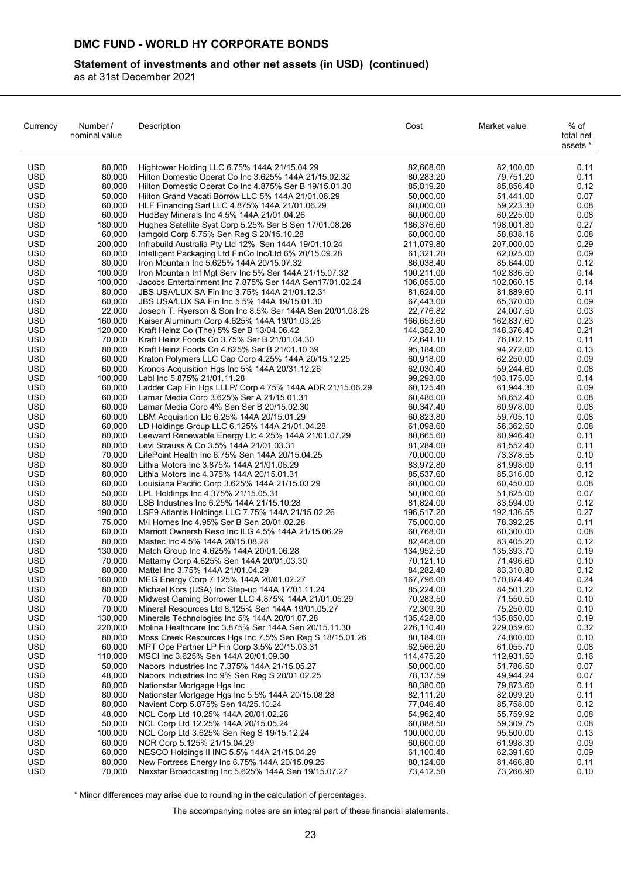# DMC FUND - WORLD HY CORPORATE BONDS

## Statement of investments and other net assets (in USD) (continued)

as at 31st December 2021

| Currency | Number / nominal value | Description | Cost | Market value | % of total net assets * |
|---|---|---|---|---|---|
| USD | 80,000 | Hightower Holding LLC 6.75% 144A 21/15.04.29 | 82,608.00 | 82,100.00 | 0.11 |
| USD | 80,000 | Hilton Domestic Operat Co Inc 3.625% 144A 21/15.02.32 | 80,283.20 | 79,751.20 | 0.11 |
| USD | 80,000 | Hilton Domestic Operat Co Inc 4.875% Ser B 19/15.01.30 | 85,819.20 | 85,856.40 | 0.12 |
| USD | 50,000 | Hilton Grand Vacati Borrow LLC 5% 144A 21/01.06.29 | 50,000.00 | 51,441.00 | 0.07 |
| USD | 60,000 | HLF Financing Sarl LLC 4.875% 144A 21/01.06.29 | 60,000.00 | 59,223.30 | 0.08 |
| USD | 60,000 | HudBay Minerals Inc 4.5% 144A 21/01.04.26 | 60,000.00 | 60,225.00 | 0.08 |
| USD | 180,000 | Hughes Satellite Syst Corp 5.25% Ser B Sen 17/01.08.26 | 186,376.60 | 198,001.80 | 0.27 |
| USD | 60,000 | Iamgold Corp 5.75% Sen Reg S 20/15.10.28 | 60,000.00 | 58,838.16 | 0.08 |
| USD | 200,000 | Infrabuild Australia Pty Ltd 12% Sen 144A 19/01.10.24 | 211,079.80 | 207,000.00 | 0.29 |
| USD | 60,000 | Intelligent Packaging Ltd FinCo Inc/Ltd 6% 20/15.09.28 | 61,321.20 | 62,025.00 | 0.09 |
| USD | 80,000 | Iron Mountain Inc 5.625% 144A 20/15.07.32 | 86,038.40 | 85,644.00 | 0.12 |
| USD | 100,000 | Iron Mountain Inf Mgt Serv Inc 5% Ser 144A 21/15.07.32 | 100,211.00 | 102,836.50 | 0.14 |
| USD | 100,000 | Jacobs Entertainment Inc 7.875% Ser 144A Sen17/01.02.24 | 106,055.00 | 102,060.15 | 0.14 |
| USD | 80,000 | JBS USA/LUX SA Fin Inc 3.75% 144A 21/01.12.31 | 81,624.00 | 81,889.60 | 0.11 |
| USD | 60,000 | JBS USA/LUX SA Fin Inc 5.5% 144A 19/15.01.30 | 67,443.00 | 65,370.00 | 0.09 |
| USD | 22,000 | Joseph T. Ryerson & Son Inc 8.5% Ser 144A Sen 20/01.08.28 | 22,776.82 | 24,007.50 | 0.03 |
| USD | 160,000 | Kaiser Aluminum Corp 4.625% 144A 19/01.03.28 | 166,653.60 | 162,837.60 | 0.23 |
| USD | 120,000 | Kraft Heinz Co (The) 5% Ser B 13/04.06.42 | 144,352.30 | 148,376.40 | 0.21 |
| USD | 70,000 | Kraft Heinz Foods Co 3.75% Ser B 21/01.04.30 | 72,641.10 | 76,002.15 | 0.11 |
| USD | 80,000 | Kraft Heinz Foods Co 4.625% Ser B 21/01.10.39 | 95,184.00 | 94,272.00 | 0.13 |
| USD | 60,000 | Kraton Polymers LLC Cap Corp 4.25% 144A 20/15.12.25 | 60,918.00 | 62,250.00 | 0.09 |
| USD | 60,000 | Kronos Acquisition Hgs Inc 5% 144A 20/31.12.26 | 62,030.40 | 59,244.60 | 0.08 |
| USD | 100,000 | Labl Inc 5.875% 21/01.11.28 | 99,293.00 | 103,175.00 | 0.14 |
| USD | 60,000 | Ladder Cap Fin Hgs LLLP/ Corp 4.75% 144A ADR 21/15.06.29 | 60,125.40 | 61,944.30 | 0.09 |
| USD | 60,000 | Lamar Media Corp 3.625% Ser A 21/15.01.31 | 60,486.00 | 58,652.40 | 0.08 |
| USD | 60,000 | Lamar Media Corp 4% Sen Ser B 20/15.02.30 | 60,347.40 | 60,978.00 | 0.08 |
| USD | 60,000 | LBM Acquisition Llc 6.25% 144A 20/15.01.29 | 60,823.80 | 59,705.10 | 0.08 |
| USD | 60,000 | LD Holdings Group LLC 6.125% 144A 21/01.04.28 | 61,098.60 | 56,362.50 | 0.08 |
| USD | 80,000 | Leeward Renewable Energy Llc 4.25% 144A 21/01.07.29 | 80,665.60 | 80,946.40 | 0.11 |
| USD | 80,000 | Levi Strauss & Co 3.5% 144A 21/01.03.31 | 81,284.00 | 81,552.40 | 0.11 |
| USD | 70,000 | LifePoint Health Inc 6.75% Sen 144A 20/15.04.25 | 70,000.00 | 73,378.55 | 0.10 |
| USD | 80,000 | Lithia Motors Inc 3.875% 144A 21/01.06.29 | 83,972.80 | 81,998.00 | 0.11 |
| USD | 80,000 | Lithia Motors Inc 4.375% 144A 20/15.01.31 | 85,537.60 | 85,316.00 | 0.12 |
| USD | 60,000 | Louisiana Pacific Corp 3.625% 144A 21/15.03.29 | 60,000.00 | 60,450.00 | 0.08 |
| USD | 50,000 | LPL Holdings Inc 4.375% 21/15.05.31 | 50,000.00 | 51,625.00 | 0.07 |
| USD | 80,000 | LSB Industries Inc 6.25% 144A 21/15.10.28 | 81,824.00 | 83,594.00 | 0.12 |
| USD | 190,000 | LSF9 Atlantis Holdings LLC 7.75% 144A 21/15.02.26 | 196,517.20 | 192,136.55 | 0.27 |
| USD | 75,000 | M/I Homes Inc 4.95% Ser B Sen 20/01.02.28 | 75,000.00 | 78,392.25 | 0.11 |
| USD | 60,000 | Marriott Ownersh Reso Inc ILG 4.5% 144A 21/15.06.29 | 60,768.00 | 60,300.00 | 0.08 |
| USD | 80,000 | Mastec Inc 4.5% 144A 20/15.08.28 | 82,408.00 | 83,405.20 | 0.12 |
| USD | 130,000 | Match Group Inc 4.625% 144A 20/01.06.28 | 134,952.50 | 135,393.70 | 0.19 |
| USD | 70,000 | Mattamy Corp 4.625% Sen 144A 20/01.03.30 | 70,121.10 | 71,496.60 | 0.10 |
| USD | 80,000 | Mattel Inc 3.75% 144A 21/01.04.29 | 84,282.40 | 83,310.80 | 0.12 |
| USD | 160,000 | MEG Energy Corp 7.125% 144A 20/01.02.27 | 167,796.00 | 170,874.40 | 0.24 |
| USD | 80,000 | Michael Kors (USA) Inc Step-up 144A 17/01.11.24 | 85,224.00 | 84,501.20 | 0.12 |
| USD | 70,000 | Midwest Gaming Borrower LLC 4.875% 144A 21/01.05.29 | 70,283.50 | 71,550.50 | 0.10 |
| USD | 70,000 | Mineral Resources Ltd 8.125% Sen 144A 19/01.05.27 | 72,309.30 | 75,250.00 | 0.10 |
| USD | 130,000 | Minerals Technologies Inc 5% 144A 20/01.07.28 | 135,428.00 | 135,850.00 | 0.19 |
| USD | 220,000 | Molina Healthcare Inc 3.875% Ser 144A Sen 20/15.11.30 | 226,110.40 | 229,059.60 | 0.32 |
| USD | 80,000 | Moss Creek Resources Hgs Inc 7.5% Sen Reg S 18/15.01.26 | 80,184.00 | 74,800.00 | 0.10 |
| USD | 60,000 | MPT Ope Partner LP Fin Corp 3.5% 20/15.03.31 | 62,566.20 | 61,055.70 | 0.08 |
| USD | 110,000 | MSCI Inc 3.625% Sen 144A 20/01.09.30 | 114,475.20 | 112,931.50 | 0.16 |
| USD | 50,000 | Nabors Industries Inc 7.375% 144A 21/15.05.27 | 50,000.00 | 51,786.50 | 0.07 |
| USD | 48,000 | Nabors Industries Inc 9% Sen Reg S 20/01.02.25 | 78,137.59 | 49,944.24 | 0.07 |
| USD | 80,000 | Nationstar Mortgage Hgs Inc | 80,380.00 | 79,873.60 | 0.11 |
| USD | 80,000 | Nationstar Mortgage Hgs Inc 5.5% 144A 20/15.08.28 | 82,111.20 | 82,099.20 | 0.11 |
| USD | 80,000 | Navient Corp 5.875% Sen 14/25.10.24 | 77,046.40 | 85,758.00 | 0.12 |
| USD | 48,000 | NCL Corp Ltd 10.25% 144A 20/01.02.26 | 54,962.40 | 55,759.92 | 0.08 |
| USD | 50,000 | NCL Corp Ltd 12.25% 144A 20/15.05.24 | 60,888.50 | 59,309.75 | 0.08 |
| USD | 100,000 | NCL Corp Ltd 3.625% Sen Reg S 19/15.12.24 | 100,000.00 | 95,500.00 | 0.13 |
| USD | 60,000 | NCR Corp 5.125% 21/15.04.29 | 60,600.00 | 61,998.30 | 0.09 |
| USD | 60,000 | NESCO Holdings II INC 5.5% 144A 21/15.04.29 | 61,100.40 | 62,391.60 | 0.09 |
| USD | 80,000 | New Fortress Energy Inc 6.75% 144A 20/15.09.25 | 80,124.00 | 81,466.80 | 0.11 |
| USD | 70,000 | Nexstar Broadcasting Inc 5.625% 144A Sen 19/15.07.27 | 73,412.50 | 73,266.90 | 0.10 |

\* Minor differences may arise due to rounding in the calculation of percentages.

The accompanying notes are an integral part of these financial statements.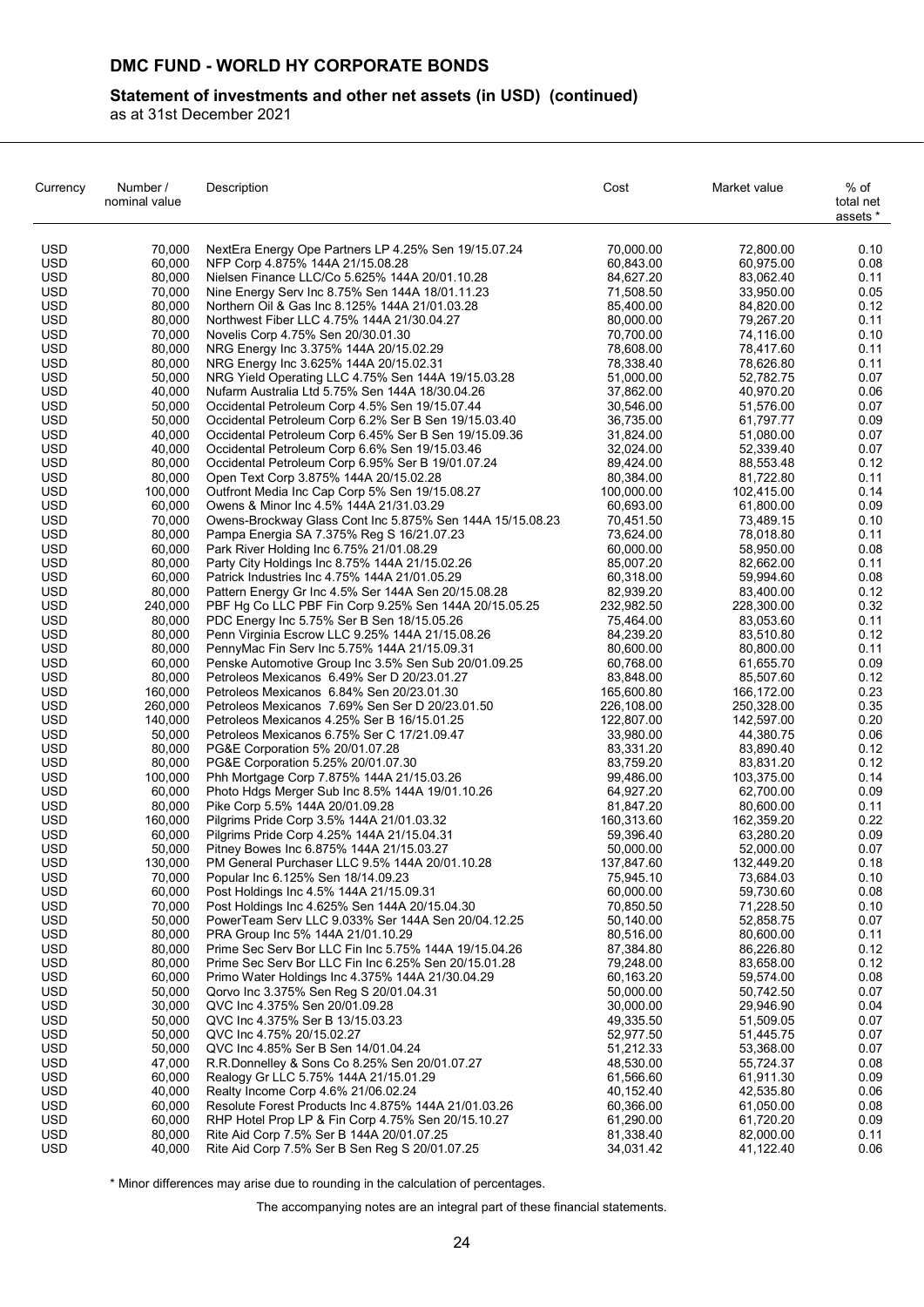# DMC FUND - WORLD HY CORPORATE BONDS

## Statement of investments and other net assets (in USD) (continued)

as at 31st December 2021

| Currency | Number / nominal value | Description | Cost | Market value | % of total net assets * |
|---|---|---|---|---|---|
| USD | 70,000 | NextEra Energy Ope Partners LP 4.25% Sen 19/15.07.24 | 70,000.00 | 72,800.00 | 0.10 |
| USD | 60,000 | NFP Corp 4.875% 144A 21/15.08.28 | 60,843.00 | 60,975.00 | 0.08 |
| USD | 80,000 | Nielsen Finance LLC/Co 5.625% 144A 20/01.10.28 | 84,627.20 | 83,062.40 | 0.11 |
| USD | 70,000 | Nine Energy Serv Inc 8.75% Sen 144A 18/01.11.23 | 71,508.50 | 33,950.00 | 0.05 |
| USD | 80,000 | Northern Oil & Gas Inc 8.125% 144A 21/01.03.28 | 85,400.00 | 84,820.00 | 0.12 |
| USD | 80,000 | Northwest Fiber LLC 4.75% 144A 21/30.04.27 | 80,000.00 | 79,267.20 | 0.11 |
| USD | 70,000 | Novelis Corp 4.75% Sen 20/30.01.30 | 70,700.00 | 74,116.00 | 0.10 |
| USD | 80,000 | NRG Energy Inc 3.375% 144A 20/15.02.29 | 78,608.00 | 78,417.60 | 0.11 |
| USD | 80,000 | NRG Energy Inc 3.625% 144A 20/15.02.31 | 78,338.40 | 78,626.80 | 0.11 |
| USD | 50,000 | NRG Yield Operating LLC 4.75% Sen 144A 19/15.03.28 | 51,000.00 | 52,782.75 | 0.07 |
| USD | 40,000 | Nufarm Australia Ltd 5.75% Sen 144A 18/30.04.26 | 37,862.00 | 40,970.20 | 0.06 |
| USD | 50,000 | Occidental Petroleum Corp 4.5% Sen 19/15.07.44 | 30,546.00 | 51,576.00 | 0.07 |
| USD | 50,000 | Occidental Petroleum Corp 6.2% Ser B Sen 19/15.03.40 | 36,735.00 | 61,797.77 | 0.09 |
| USD | 40,000 | Occidental Petroleum Corp 6.45% Ser B Sen 19/15.09.36 | 31,824.00 | 51,080.00 | 0.07 |
| USD | 40,000 | Occidental Petroleum Corp 6.6% Sen 19/15.03.46 | 32,024.00 | 52,339.40 | 0.07 |
| USD | 80,000 | Occidental Petroleum Corp 6.95% Ser B 19/01.07.24 | 89,424.00 | 88,553.48 | 0.12 |
| USD | 80,000 | Open Text Corp 3.875% 144A 20/15.02.28 | 80,384.00 | 81,722.80 | 0.11 |
| USD | 100,000 | Outfront Media Inc Cap Corp 5% Sen 19/15.08.27 | 100,000.00 | 102,415.00 | 0.14 |
| USD | 60,000 | Owens & Minor Inc 4.5% 144A 21/31.03.29 | 60,693.00 | 61,800.00 | 0.09 |
| USD | 70,000 | Owens-Brockway Glass Cont Inc 5.875% Sen 144A 15/15.08.23 | 70,451.50 | 73,489.15 | 0.10 |
| USD | 80,000 | Pampa Energia SA 7.375% Reg S 16/21.07.23 | 73,624.00 | 78,018.80 | 0.11 |
| USD | 60,000 | Park River Holding Inc 6.75% 21/01.08.29 | 60,000.00 | 58,950.00 | 0.08 |
| USD | 80,000 | Party City Holdings Inc 8.75% 144A 21/15.02.26 | 85,007.20 | 82,662.00 | 0.11 |
| USD | 60,000 | Patrick Industries Inc 4.75% 144A 21/01.05.29 | 60,318.00 | 59,994.60 | 0.08 |
| USD | 80,000 | Pattern Energy Gr Inc 4.5% Ser 144A Sen 20/15.08.28 | 82,939.20 | 83,400.00 | 0.12 |
| USD | 240,000 | PBF Hg Co LLC PBF Fin Corp 9.25% Sen 144A 20/15.05.25 | 232,982.50 | 228,300.00 | 0.32 |
| USD | 80,000 | PDC Energy Inc 5.75% Ser B Sen 18/15.05.26 | 75,464.00 | 83,053.60 | 0.11 |
| USD | 80,000 | Penn Virginia Escrow LLC 9.25% 144A 21/15.08.26 | 84,239.20 | 83,510.80 | 0.12 |
| USD | 80,000 | PennyMac Fin Serv Inc 5.75% 144A 21/15.09.31 | 80,600.00 | 80,800.00 | 0.11 |
| USD | 60,000 | Penske Automotive Group Inc 3.5% Sen Sub 20/01.09.25 | 60,768.00 | 61,655.70 | 0.09 |
| USD | 80,000 | Petroleos Mexicanos 6.49% Ser D 20/23.01.27 | 83,848.00 | 85,507.60 | 0.12 |
| USD | 160,000 | Petroleos Mexicanos 6.84% Sen 20/23.01.30 | 165,600.80 | 166,172.00 | 0.23 |
| USD | 260,000 | Petroleos Mexicanos 7.69% Sen Ser D 20/23.01.50 | 226,108.00 | 250,328.00 | 0.35 |
| USD | 140,000 | Petroleos Mexicanos 4.25% Ser B 16/15.01.25 | 122,807.00 | 142,597.00 | 0.20 |
| USD | 50,000 | Petroleos Mexicanos 6.75% Ser C 17/21.09.47 | 33,980.00 | 44,380.75 | 0.06 |
| USD | 80,000 | PG&E Corporation 5% 20/01.07.28 | 83,331.20 | 83,890.40 | 0.12 |
| USD | 80,000 | PG&E Corporation 5.25% 20/01.07.30 | 83,759.20 | 83,831.20 | 0.12 |
| USD | 100,000 | Phh Mortgage Corp 7.875% 144A 21/15.03.26 | 99,486.00 | 103,375.00 | 0.14 |
| USD | 60,000 | Photo Hdgs Merger Sub Inc 8.5% 144A 19/01.10.26 | 64,927.20 | 62,700.00 | 0.09 |
| USD | 80,000 | Pike Corp 5.5% 144A 20/01.09.28 | 81,847.20 | 80,600.00 | 0.11 |
| USD | 160,000 | Pilgrims Pride Corp 3.5% 144A 21/01.03.32 | 160,313.60 | 162,359.20 | 0.22 |
| USD | 60,000 | Pilgrims Pride Corp 4.25% 144A 21/15.04.31 | 59,396.40 | 63,280.20 | 0.09 |
| USD | 50,000 | Pitney Bowes Inc 6.875% 144A 21/15.03.27 | 50,000.00 | 52,000.00 | 0.07 |
| USD | 130,000 | PM General Purchaser LLC 9.5% 144A 20/01.10.28 | 137,847.60 | 132,449.20 | 0.18 |
| USD | 70,000 | Popular Inc 6.125% Sen 18/14.09.23 | 75,945.10 | 73,684.03 | 0.10 |
| USD | 60,000 | Post Holdings Inc 4.5% 144A 21/15.09.31 | 60,000.00 | 59,730.60 | 0.08 |
| USD | 70,000 | Post Holdings Inc 4.625% Sen 144A 20/15.04.30 | 70,850.50 | 71,228.50 | 0.10 |
| USD | 50,000 | PowerTeam Serv LLC 9.033% Ser 144A Sen 20/04.12.25 | 50,140.00 | 52,858.75 | 0.07 |
| USD | 80,000 | PRA Group Inc 5% 144A 21/01.10.29 | 80,516.00 | 80,600.00 | 0.11 |
| USD | 80,000 | Prime Sec Serv Bor LLC Fin Inc 5.75% 144A 19/15.04.26 | 87,384.80 | 86,226.80 | 0.12 |
| USD | 80,000 | Prime Sec Serv Bor LLC Fin Inc 6.25% Sen 20/15.01.28 | 79,248.00 | 83,658.00 | 0.12 |
| USD | 60,000 | Primo Water Holdings Inc 4.375% 144A 21/30.04.29 | 60,163.20 | 59,574.00 | 0.08 |
| USD | 50,000 | Qorvo Inc 3.375% Sen Reg S 20/01.04.31 | 50,000.00 | 50,742.50 | 0.07 |
| USD | 30,000 | QVC Inc 4.375% Sen 20/01.09.28 | 30,000.00 | 29,946.90 | 0.04 |
| USD | 50,000 | QVC Inc 4.375% Ser B 13/15.03.23 | 49,335.50 | 51,509.05 | 0.07 |
| USD | 50,000 | QVC Inc 4.75% 20/15.02.27 | 52,977.50 | 51,445.75 | 0.07 |
| USD | 50,000 | QVC Inc 4.85% Ser B Sen 14/01.04.24 | 51,212.33 | 53,368.00 | 0.07 |
| USD | 47,000 | R.R.Donnelley & Sons Co 8.25% Sen 20/01.07.27 | 48,530.00 | 55,724.37 | 0.08 |
| USD | 60,000 | Realogy Gr LLC 5.75% 144A 21/15.01.29 | 61,566.60 | 61,911.30 | 0.09 |
| USD | 40,000 | Realty Income Corp 4.6% 21/06.02.24 | 40,152.40 | 42,535.80 | 0.06 |
| USD | 60,000 | Resolute Forest Products Inc 4.875% 144A 21/01.03.26 | 60,366.00 | 61,050.00 | 0.08 |
| USD | 60,000 | RHP Hotel Prop LP & Fin Corp 4.75% Sen 20/15.10.27 | 61,290.00 | 61,720.20 | 0.09 |
| USD | 80,000 | Rite Aid Corp 7.5% Ser B 144A 20/01.07.25 | 81,338.40 | 82,000.00 | 0.11 |
| USD | 40,000 | Rite Aid Corp 7.5% Ser B Sen Reg S 20/01.07.25 | 34,031.42 | 41,122.40 | 0.06 |

\* Minor differences may arise due to rounding in the calculation of percentages.

The accompanying notes are an integral part of these financial statements.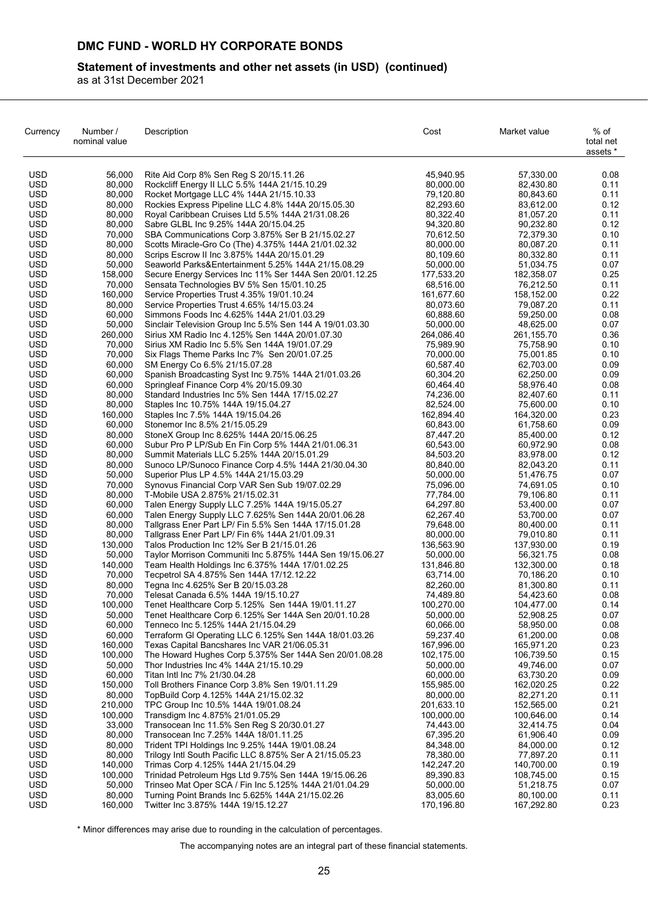# DMC FUND - WORLD HY CORPORATE BONDS

## Statement of investments and other net assets (in USD) (continued)

as at 31st December 2021

| Currency | Number / nominal value | Description | Cost | Market value | % of total net assets * |
|---|---|---|---|---|---|
| USD | 56,000 | Rite Aid Corp 8% Sen Reg S 20/15.11.26 | 45,940.95 | 57,330.00 | 0.08 |
| USD | 80,000 | Rockcliff Energy II LLC 5.5% 144A 21/15.10.29 | 80,000.00 | 82,430.80 | 0.11 |
| USD | 80,000 | Rocket Mortgage LLC 4% 144A 21/15.10.33 | 79,120.80 | 80,843.60 | 0.11 |
| USD | 80,000 | Rockies Express Pipeline LLC 4.8% 144A 20/15.05.30 | 82,293.60 | 83,612.00 | 0.12 |
| USD | 80,000 | Royal Caribbean Cruises Ltd 5.5% 144A 21/31.08.26 | 80,322.40 | 81,057.20 | 0.11 |
| USD | 80,000 | Sabre GLBL Inc 9.25% 144A 20/15.04.25 | 94,320.80 | 90,232.80 | 0.12 |
| USD | 70,000 | SBA Communications Corp 3.875% Ser B 21/15.02.27 | 70,612.50 | 72,379.30 | 0.10 |
| USD | 80,000 | Scotts Miracle-Gro Co (The) 4.375% 144A 21/01.02.32 | 80,000.00 | 80,087.20 | 0.11 |
| USD | 80,000 | Scrips Escrow II Inc 3.875% 144A 20/15.01.29 | 80,109.60 | 80,332.80 | 0.11 |
| USD | 50,000 | Seaworld Parks&Entertainment 5.25% 144A 21/15.08.29 | 50,000.00 | 51,034.75 | 0.07 |
| USD | 158,000 | Secure Energy Services Inc 11% Ser 144A Sen 20/01.12.25 | 177,533.20 | 182,358.07 | 0.25 |
| USD | 70,000 | Sensata Technologies BV 5% Sen 15/01.10.25 | 68,516.00 | 76,212.50 | 0.11 |
| USD | 160,000 | Service Properties Trust 4.35% 19/01.10.24 | 161,677.60 | 158,152.00 | 0.22 |
| USD | 80,000 | Service Properties Trust 4.65% 14/15.03.24 | 80,073.60 | 79,087.20 | 0.11 |
| USD | 60,000 | Simmons Foods Inc 4.625% 144A 21/01.03.29 | 60,888.60 | 59,250.00 | 0.08 |
| USD | 50,000 | Sinclair Television Group Inc 5.5% Sen 144 A 19/01.03.30 | 50,000.00 | 48,625.00 | 0.07 |
| USD | 260,000 | Sirius XM Radio Inc 4.125% Sen 144A 20/01.07.30 | 264,086.40 | 261,155.70 | 0.36 |
| USD | 70,000 | Sirius XM Radio Inc 5.5% Sen 144A 19/01.07.29 | 75,989.90 | 75,758.90 | 0.10 |
| USD | 70,000 | Six Flags Theme Parks Inc 7% Sen 20/01.07.25 | 70,000.00 | 75,001.85 | 0.10 |
| USD | 60,000 | SM Energy Co 6.5% 21/15.07.28 | 60,587.40 | 62,703.00 | 0.09 |
| USD | 60,000 | Spanish Broadcasting Syst Inc 9.75% 144A 21/01.03.26 | 60,304.20 | 62,250.00 | 0.09 |
| USD | 60,000 | Springleaf Finance Corp 4% 20/15.09.30 | 60,464.40 | 58,976.40 | 0.08 |
| USD | 80,000 | Standard Industries Inc 5% Sen 144A 17/15.02.27 | 74,236.00 | 82,407.60 | 0.11 |
| USD | 80,000 | Staples Inc 10.75% 144A 19/15.04.27 | 82,524.00 | 75,600.00 | 0.10 |
| USD | 160,000 | Staples Inc 7.5% 144A 19/15.04.26 | 162,894.40 | 164,320.00 | 0.23 |
| USD | 60,000 | Stonemor Inc 8.5% 21/15.05.29 | 60,843.00 | 61,758.60 | 0.09 |
| USD | 80,000 | StoneX Group Inc 8.625% 144A 20/15.06.25 | 87,447.20 | 85,400.00 | 0.12 |
| USD | 60,000 | Subur Pro P LP/Sub En Fin Corp 5% 144A 21/01.06.31 | 60,543.00 | 60,972.90 | 0.08 |
| USD | 80,000 | Summit Materials LLC 5.25% 144A 20/15.01.29 | 84,503.20 | 83,978.00 | 0.12 |
| USD | 80,000 | Sunoco LP/Sunoco Finance Corp 4.5% 144A 21/30.04.30 | 80,840.00 | 82,043.20 | 0.11 |
| USD | 50,000 | Superior Plus LP 4.5% 144A 21/15.03.29 | 50,000.00 | 51,476.75 | 0.07 |
| USD | 70,000 | Synovus Financial Corp VAR Sen Sub 19/07.02.29 | 75,096.00 | 74,691.05 | 0.10 |
| USD | 80,000 | T-Mobile USA 2.875% 21/15.02.31 | 77,784.00 | 79,106.80 | 0.11 |
| USD | 60,000 | Talen Energy Supply LLC 7.25% 144A 19/15.05.27 | 64,297.80 | 53,400.00 | 0.07 |
| USD | 60,000 | Talen Energy Supply LLC 7.625% Sen 144A 20/01.06.28 | 62,267.40 | 53,700.00 | 0.07 |
| USD | 80,000 | Tallgrass Ener Part LP/ Fin 5.5% Sen 144A 17/15.01.28 | 79,648.00 | 80,400.00 | 0.11 |
| USD | 80,000 | Tallgrass Ener Part LP/ Fin 6% 144A 21/01.09.31 | 80,000.00 | 79,010.80 | 0.11 |
| USD | 130,000 | Talos Production Inc 12% Ser B 21/15.01.26 | 136,563.90 | 137,930.00 | 0.19 |
| USD | 50,000 | Taylor Morrison Communiti Inc 5.875% 144A Sen 19/15.06.27 | 50,000.00 | 56,321.75 | 0.08 |
| USD | 140,000 | Team Health Holdings Inc 6.375% 144A 17/01.02.25 | 131,846.80 | 132,300.00 | 0.18 |
| USD | 70,000 | Tecpetrol SA 4.875% Sen 144A 17/12.12.22 | 63,714.00 | 70,186.20 | 0.10 |
| USD | 80,000 | Tegna Inc 4.625% Ser B 20/15.03.28 | 82,260.00 | 81,300.80 | 0.11 |
| USD | 70,000 | Telesat Canada 6.5% 144A 19/15.10.27 | 74,489.80 | 54,423.60 | 0.08 |
| USD | 100,000 | Tenet Healthcare Corp 5.125% Sen 144A 19/01.11.27 | 100,270.00 | 104,477.00 | 0.14 |
| USD | 50,000 | Tenet Healthcare Corp 6.125% Ser 144A Sen 20/01.10.28 | 50,000.00 | 52,908.25 | 0.07 |
| USD | 60,000 | Tenneco Inc 5.125% 144A 21/15.04.29 | 60,066.00 | 58,950.00 | 0.08 |
| USD | 60,000 | Terraform Gl Operating LLC 6.125% Sen 144A 18/01.03.26 | 59,237.40 | 61,200.00 | 0.08 |
| USD | 160,000 | Texas Capital Bancshares Inc VAR 21/06.05.31 | 167,996.00 | 165,971.20 | 0.23 |
| USD | 100,000 | The Howard Hughes Corp 5.375% Ser 144A Sen 20/01.08.28 | 102,175.00 | 106,739.50 | 0.15 |
| USD | 50,000 | Thor Industries Inc 4% 144A 21/15.10.29 | 50,000.00 | 49,746.00 | 0.07 |
| USD | 60,000 | Titan Intl Inc 7% 21/30.04.28 | 60,000.00 | 63,730.20 | 0.09 |
| USD | 150,000 | Toll Brothers Finance Corp 3.8% Sen 19/01.11.29 | 155,985.00 | 162,020.25 | 0.22 |
| USD | 80,000 | TopBuild Corp 4.125% 144A 21/15.02.32 | 80,000.00 | 82,271.20 | 0.11 |
| USD | 210,000 | TPC Group Inc 10.5% 144A 19/01.08.24 | 201,633.10 | 152,565.00 | 0.21 |
| USD | 100,000 | Transdigm Inc 4.875% 21/01.05.29 | 100,000.00 | 100,646.00 | 0.14 |
| USD | 33,000 | Transocean Inc 11.5% Sen Reg S 20/30.01.27 | 74,443.00 | 32,414.75 | 0.04 |
| USD | 80,000 | Transocean Inc 7.25% 144A 18/01.11.25 | 67,395.20 | 61,906.40 | 0.09 |
| USD | 80,000 | Trident TPI Holdings Inc 9.25% 144A 19/01.08.24 | 84,348.00 | 84,000.00 | 0.12 |
| USD | 80,000 | Trilogy Intl South Pacific LLC 8.875% Ser A 21/15.05.23 | 78,380.00 | 77,897.20 | 0.11 |
| USD | 140,000 | Trimas Corp 4.125% 144A 21/15.04.29 | 142,247.20 | 140,700.00 | 0.19 |
| USD | 100,000 | Trinidad Petroleum Hgs Ltd 9.75% Sen 144A 19/15.06.26 | 89,390.83 | 108,745.00 | 0.15 |
| USD | 50,000 | Trinseo Mat Oper SCA / Fin Inc 5.125% 144A 21/01.04.29 | 50,000.00 | 51,218.75 | 0.07 |
| USD | 80,000 | Turning Point Brands Inc 5.625% 144A 21/15.02.26 | 83,005.60 | 80,100.00 | 0.11 |
| USD | 160,000 | Twitter Inc 3.875% 144A 19/15.12.27 | 170,196.80 | 167,292.80 | 0.23 |

\* Minor differences may arise due to rounding in the calculation of percentages.

The accompanying notes are an integral part of these financial statements.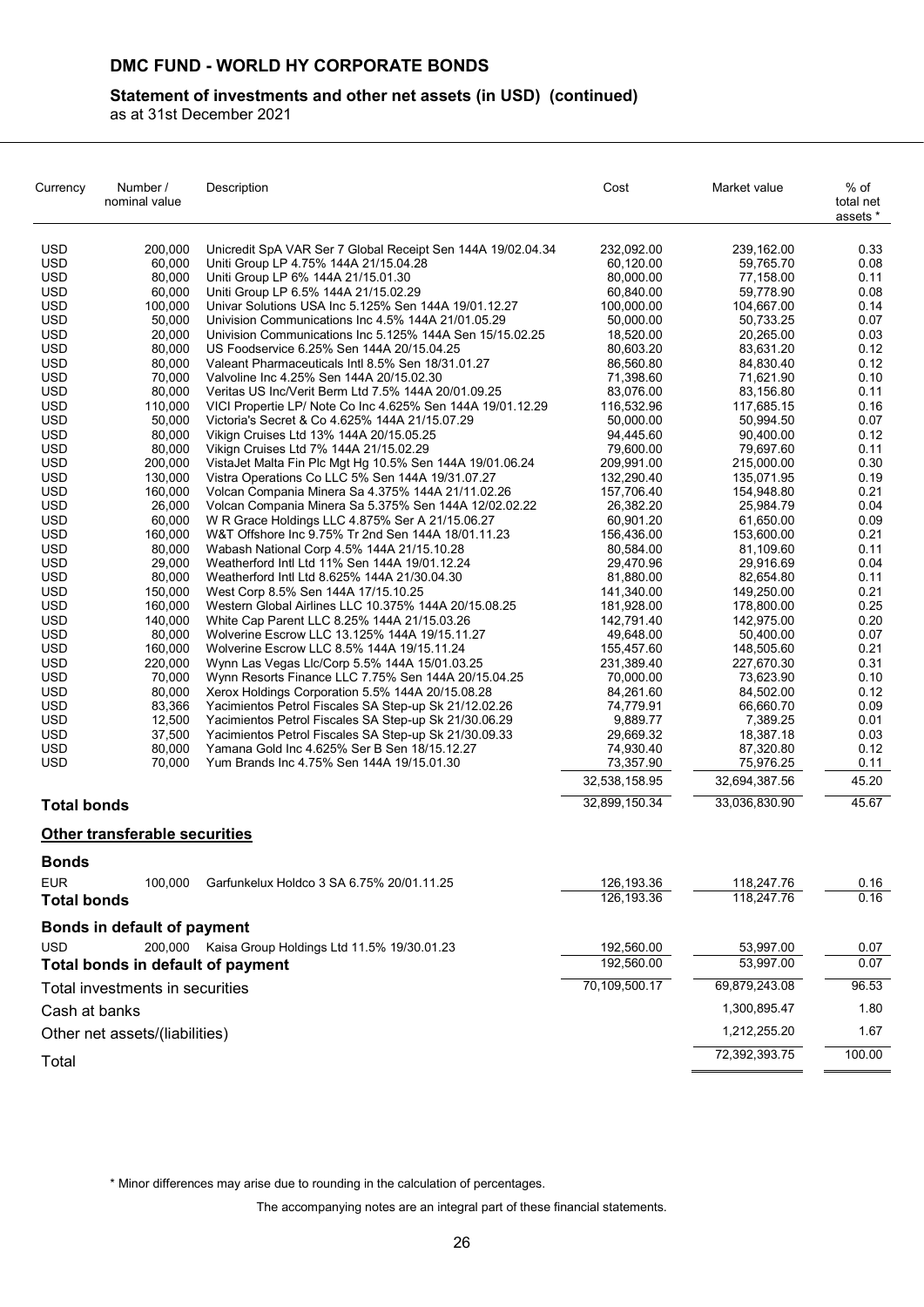# DMC FUND - WORLD HY CORPORATE BONDS

## Statement of investments and other net assets (in USD) (continued)

as at 31st December 2021

| Currency | Number / nominal value | Description | Cost | Market value | % of total net assets * |
|---|---|---|---|---|---|
| USD | 200,000 | Unicredit SpA VAR Ser 7 Global Receipt Sen 144A 19/02.04.34 | 232,092.00 | 239,162.00 | 0.33 |
| USD | 60,000 | Uniti Group LP 4.75% 144A 21/15.04.28 | 60,120.00 | 59,765.70 | 0.08 |
| USD | 80,000 | Uniti Group LP 6% 144A 21/15.01.30 | 80,000.00 | 77,158.00 | 0.11 |
| USD | 60,000 | Uniti Group LP 6.5% 144A 21/15.02.29 | 60,840.00 | 59,778.90 | 0.08 |
| USD | 100,000 | Univar Solutions USA Inc 5.125% Sen 144A 19/01.12.27 | 100,000.00 | 104,667.00 | 0.14 |
| USD | 50,000 | Univision Communications Inc 4.5% 144A 21/01.05.29 | 50,000.00 | 50,733.25 | 0.07 |
| USD | 20,000 | Univision Communications Inc 5.125% 144A Sen 15/15.02.25 | 18,520.00 | 20,265.00 | 0.03 |
| USD | 80,000 | US Foodservice 6.25% Sen 144A 20/15.04.25 | 80,603.20 | 83,631.20 | 0.12 |
| USD | 80,000 | Valeant Pharmaceuticals Intl 8.5% Sen 18/31.01.27 | 86,560.80 | 84,830.40 | 0.12 |
| USD | 70,000 | Valvoline Inc 4.25% Sen 144A 20/15.02.30 | 71,398.60 | 71,621.90 | 0.10 |
| USD | 80,000 | Veritas US Inc/Verit Berm Ltd 7.5% 144A 20/01.09.25 | 83,076.00 | 83,156.80 | 0.11 |
| USD | 110,000 | VICI Propertie LP/ Note Co Inc 4.625% Sen 144A 19/01.12.29 | 116,532.96 | 117,685.15 | 0.16 |
| USD | 50,000 | Victoria's Secret & Co 4.625% 144A 21/15.07.29 | 50,000.00 | 50,994.50 | 0.07 |
| USD | 80,000 | Vikign Cruises Ltd 13% 144A 20/15.05.25 | 94,445.60 | 90,400.00 | 0.12 |
| USD | 80,000 | Vikign Cruises Ltd 7% 144A 21/15.02.29 | 79,600.00 | 79,697.60 | 0.11 |
| USD | 200,000 | VistaJet Malta Fin Plc Mgt Hg 10.5% Sen 144A 19/01.06.24 | 209,991.00 | 215,000.00 | 0.30 |
| USD | 130,000 | Vistra Operations Co LLC 5% Sen 144A 19/31.07.27 | 132,290.40 | 135,071.95 | 0.19 |
| USD | 160,000 | Volcan Compania Minera Sa 4.375% 144A 21/11.02.26 | 157,706.40 | 154,948.80 | 0.21 |
| USD | 26,000 | Volcan Compania Minera Sa 5.375% Sen 144A 12/02.02.22 | 26,382.20 | 25,984.79 | 0.04 |
| USD | 60,000 | W R Grace Holdings LLC 4.875% Ser A 21/15.06.27 | 60,901.20 | 61,650.00 | 0.09 |
| USD | 160,000 | W&T Offshore Inc 9.75% Tr 2nd Sen 144A 18/01.11.23 | 156,436.00 | 153,600.00 | 0.21 |
| USD | 80,000 | Wabash National Corp 4.5% 144A 21/15.10.28 | 80,584.00 | 81,109.60 | 0.11 |
| USD | 29,000 | Weatherford Intl Ltd 11% Sen 144A 19/01.12.24 | 29,470.96 | 29,916.69 | 0.04 |
| USD | 80,000 | Weatherford Intl Ltd 8.625% 144A 21/30.04.30 | 81,880.00 | 82,654.80 | 0.11 |
| USD | 150,000 | West Corp 8.5% Sen 144A 17/15.10.25 | 141,340.00 | 149,250.00 | 0.21 |
| USD | 160,000 | Western Global Airlines LLC 10.375% 144A 20/15.08.25 | 181,928.00 | 178,800.00 | 0.25 |
| USD | 140,000 | White Cap Parent LLC 8.25% 144A 21/15.03.26 | 142,791.40 | 142,975.00 | 0.20 |
| USD | 80,000 | Wolverine Escrow LLC 13.125% 144A 19/15.11.27 | 49,648.00 | 50,400.00 | 0.07 |
| USD | 160,000 | Wolverine Escrow LLC 8.5% 144A 19/15.11.24 | 155,457.60 | 148,505.60 | 0.21 |
| USD | 220,000 | Wynn Las Vegas Llc/Corp 5.5% 144A 15/01.03.25 | 231,389.40 | 227,670.30 | 0.31 |
| USD | 70,000 | Wynn Resorts Finance LLC 7.75% Sen 144A 20/15.04.25 | 70,000.00 | 73,623.90 | 0.10 |
| USD | 80,000 | Xerox Holdings Corporation 5.5% 144A 20/15.08.28 | 84,261.60 | 84,502.00 | 0.12 |
| USD | 83,366 | Yacimientos Petrol Fiscales SA Step-up Sk 21/12.02.26 | 74,779.91 | 66,660.70 | 0.09 |
| USD | 12,500 | Yacimientos Petrol Fiscales SA Step-up Sk 21/30.06.29 | 9,889.77 | 7,389.25 | 0.01 |
| USD | 37,500 | Yacimientos Petrol Fiscales SA Step-up Sk 21/30.09.33 | 29,669.32 | 18,387.18 | 0.03 |
| USD | 80,000 | Yamana Gold Inc 4.625% Ser B Sen 18/15.12.27 | 74,930.40 | 87,320.80 | 0.12 |
| USD | 70,000 | Yum Brands Inc 4.75% Sen 144A 19/15.01.30 | 73,357.90 | 75,976.25 | 0.11 |
| | | | 32,538,158.95 | 32,694,387.56 | 45.20 |
| **Total bonds** | | | 32,899,150.34 | 33,036,830.90 | 45.67 |
| **Other transferable securities** | | | | | |
| **Bonds** | | | | | |
| EUR | 100,000 | Garfunkelux Holdco 3 SA 6.75% 20/01.11.25 | 126,193.36 | 118,247.76 | 0.16 |
| **Total bonds** | | | 126,193.36 | 118,247.76 | 0.16 |
| **Bonds in default of payment** | | | | | |
| USD | 200,000 | Kaisa Group Holdings Ltd 11.5% 19/30.01.23 | 192,560.00 | 53,997.00 | 0.07 |
| **Total bonds in default of payment** | | | 192,560.00 | 53,997.00 | 0.07 |
| Total investments in securities | | | 70,109,500.17 | 69,879,243.08 | 96.53 |
| Cash at banks | | | | 1,300,895.47 | 1.80 |
| Other net assets/(liabilities) | | | | 1,212,255.20 | 1.67 |
| Total | | | | 72,392,393.75 | 100.00 |

* Minor differences may arise due to rounding in the calculation of percentages.

The accompanying notes are an integral part of these financial statements.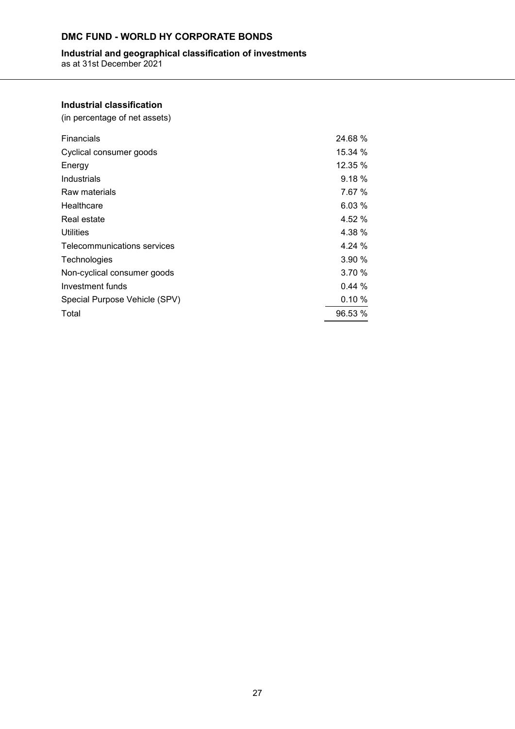# DMC FUND - WORLD HY CORPORATE BONDS

## Industrial and geographical classification of investments
as at 31st December 2021

### Industrial classification
(in percentage of net assets)

| | |
|---|---|
| Financials | 24.68 % |
| Cyclical consumer goods | 15.34 % |
| Energy | 12.35 % |
| Industrials | 9.18 % |
| Raw materials | 7.67 % |
| Healthcare | 6.03 % |
| Real estate | 4.52 % |
| Utilities | 4.38 % |
| Telecommunications services | 4.24 % |
| Technologies | 3.90 % |
| Non-cyclical consumer goods | 3.70 % |
| Investment funds | 0.44 % |
| Special Purpose Vehicle (SPV) | 0.10 % |
| Total | 96.53 % |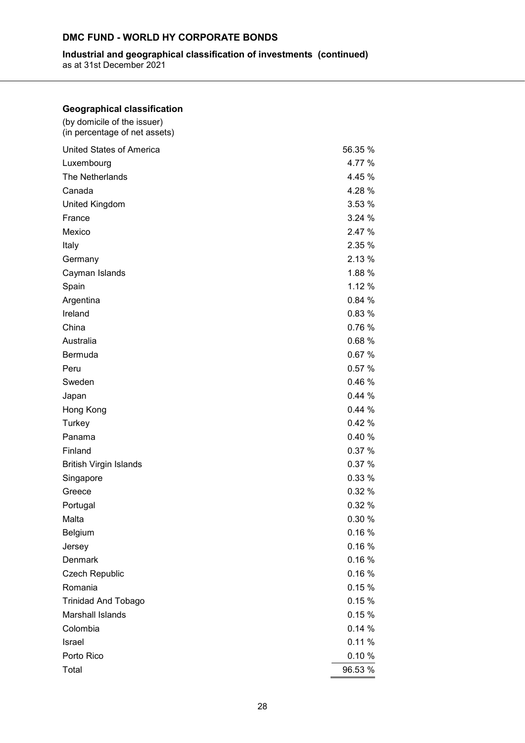# DMC FUND - WORLD HY CORPORATE BONDS

**Industrial and geographical classification of investments (continued)**
as at 31st December 2021

### Geographical classification

(by domicile of the issuer)
(in percentage of net assets)

| | |
|---|---:|
| United States of America | 56.35 % |
| Luxembourg | 4.77 % |
| The Netherlands | 4.45 % |
| Canada | 4.28 % |
| United Kingdom | 3.53 % |
| France | 3.24 % |
| Mexico | 2.47 % |
| Italy | 2.35 % |
| Germany | 2.13 % |
| Cayman Islands | 1.88 % |
| Spain | 1.12 % |
| Argentina | 0.84 % |
| Ireland | 0.83 % |
| China | 0.76 % |
| Australia | 0.68 % |
| Bermuda | 0.67 % |
| Peru | 0.57 % |
| Sweden | 0.46 % |
| Japan | 0.44 % |
| Hong Kong | 0.44 % |
| Turkey | 0.42 % |
| Panama | 0.40 % |
| Finland | 0.37 % |
| British Virgin Islands | 0.37 % |
| Singapore | 0.33 % |
| Greece | 0.32 % |
| Portugal | 0.32 % |
| Malta | 0.30 % |
| Belgium | 0.16 % |
| Jersey | 0.16 % |
| Denmark | 0.16 % |
| Czech Republic | 0.16 % |
| Romania | 0.15 % |
| Trinidad And Tobago | 0.15 % |
| Marshall Islands | 0.15 % |
| Colombia | 0.14 % |
| Israel | 0.11 % |
| Porto Rico | 0.10 % |
| Total | 96.53 % |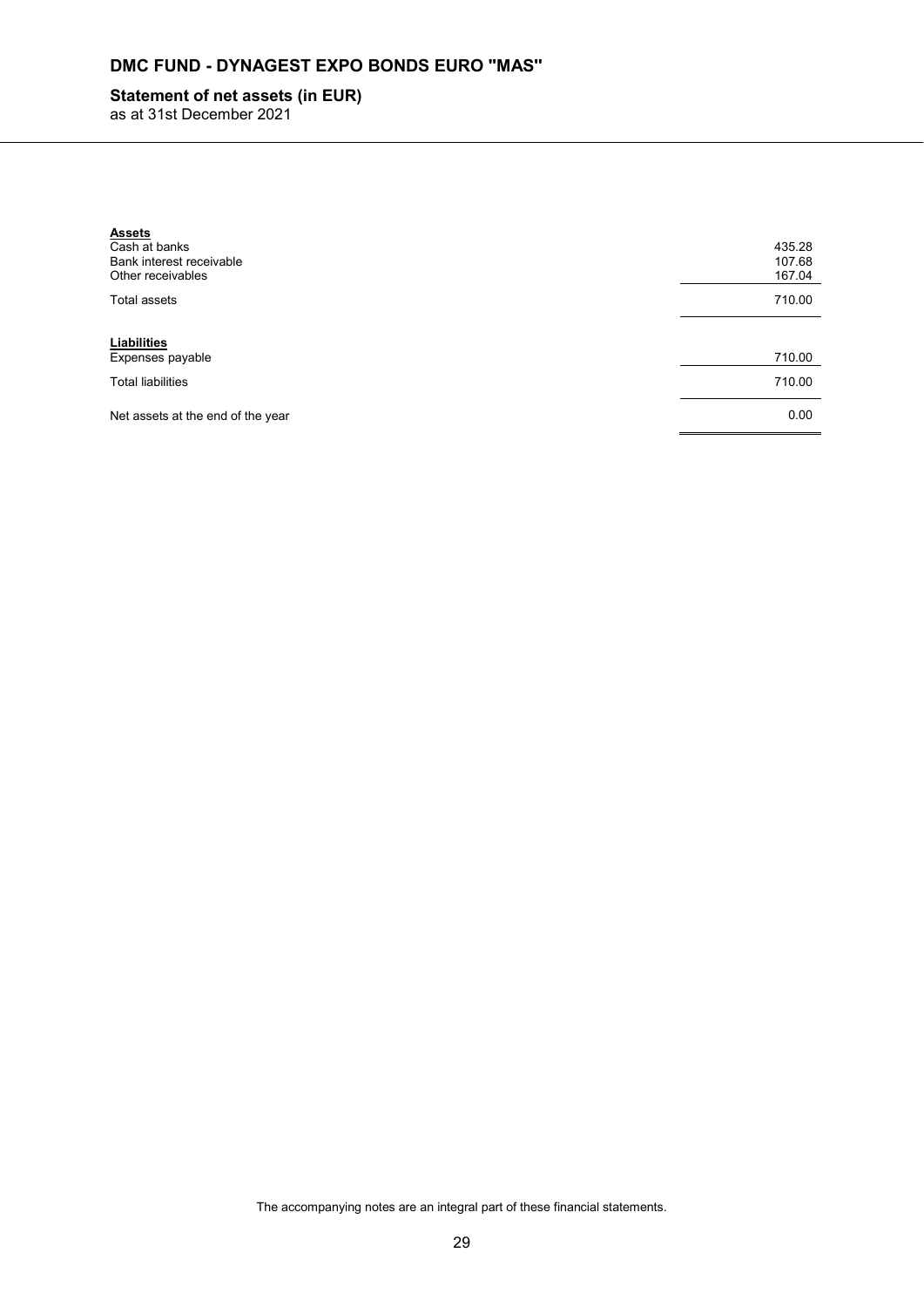# DMC FUND - DYNAGEST EXPO BONDS EURO "MAS"

## Statement of net assets (in EUR)

as at 31st December 2021

| | |
|---|---|
| **Assets** | |
| Cash at banks | 435.28 |
| Bank interest receivable | 107.68 |
| Other receivables | 167.04 |
| Total assets | 710.00 |
| **Liabilities** | |
| Expenses payable | 710.00 |
| Total liabilities | 710.00 |
| Net assets at the end of the year | 0.00 |

The accompanying notes are an integral part of these financial statements.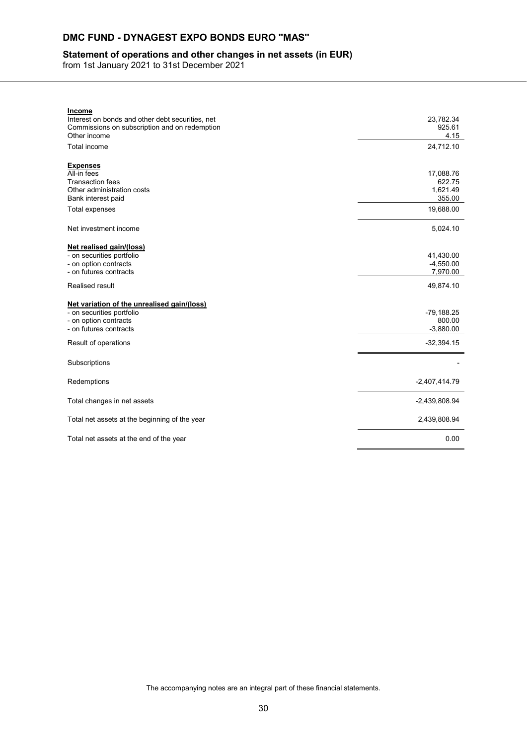# DMC FUND - DYNAGEST EXPO BONDS EURO "MAS"

## Statement of operations and other changes in net assets (in EUR)

from 1st January 2021 to 31st December 2021

| | |
|---|---:|
| **Income** | |
| Interest on bonds and other debt securities, net | 23,782.34 |
| Commissions on subscription and on redemption | 925.61 |
| Other income | 4.15 |
| Total income | 24,712.10 |
| **Expenses** | |
| All-in fees | 17,088.76 |
| Transaction fees | 622.75 |
| Other administration costs | 1,621.49 |
| Bank interest paid | 355.00 |
| Total expenses | 19,688.00 |
| Net investment income | 5,024.10 |
| **Net realised gain/(loss)** | |
| - on securities portfolio | 41,430.00 |
| - on option contracts | -4,550.00 |
| - on futures contracts | 7,970.00 |
| Realised result | 49,874.10 |
| **Net variation of the unrealised gain/(loss)** | |
| - on securities portfolio | -79,188.25 |
| - on option contracts | 800.00 |
| - on futures contracts | -3,880.00 |
| Result of operations | -32,394.15 |
| Subscriptions | - |
| Redemptions | -2,407,414.79 |
| Total changes in net assets | -2,439,808.94 |
| Total net assets at the beginning of the year | 2,439,808.94 |
| Total net assets at the end of the year | 0.00 |

The accompanying notes are an integral part of these financial statements.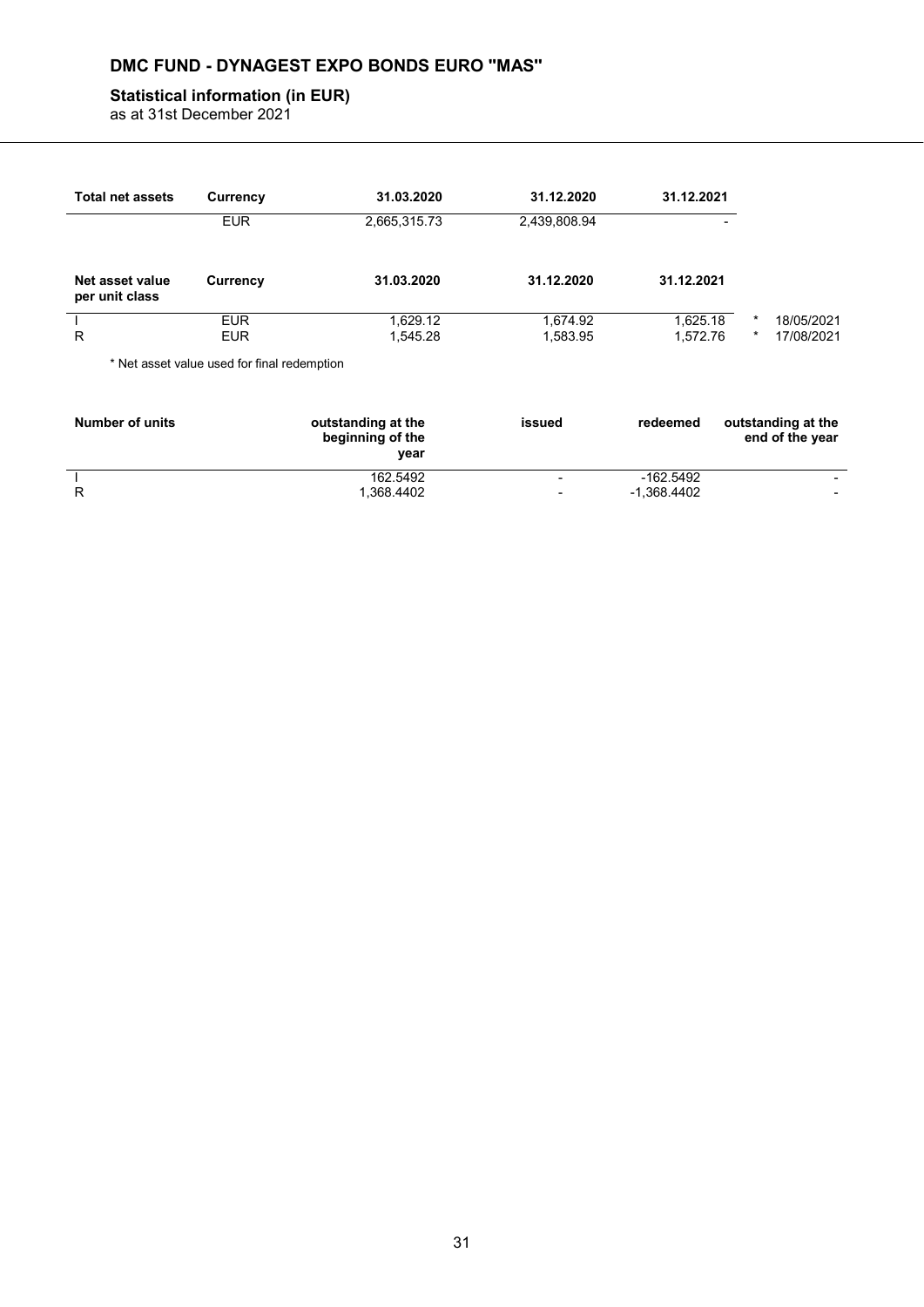## DMC FUND - DYNAGEST EXPO BONDS EURO "MAS"

### Statistical information (in EUR)

as at 31st December 2021

| Total net assets | Currency | 31.03.2020 | 31.12.2020 | 31.12.2021 | |
|---|---|---|---|---|---|
| | EUR | 2,665,315.73 | 2,439,808.94 | - | |

| Net asset value per unit class | Currency | 31.03.2020 | 31.12.2020 | 31.12.2021 | |
|---|---|---|---|---|---|
| I | EUR | 1,629.12 | 1,674.92 | 1,625.18 | * 18/05/2021 |
| R | EUR | 1,545.28 | 1,583.95 | 1,572.76 | * 17/08/2021 |

* Net asset value used for final redemption

| Number of units | outstanding at the beginning of the year | issued | redeemed | outstanding at the end of the year |
|---|---|---|---|---|
| I | 162.5492 | - | -162.5492 | - |
| R | 1,368.4402 | - | -1,368.4402 | - |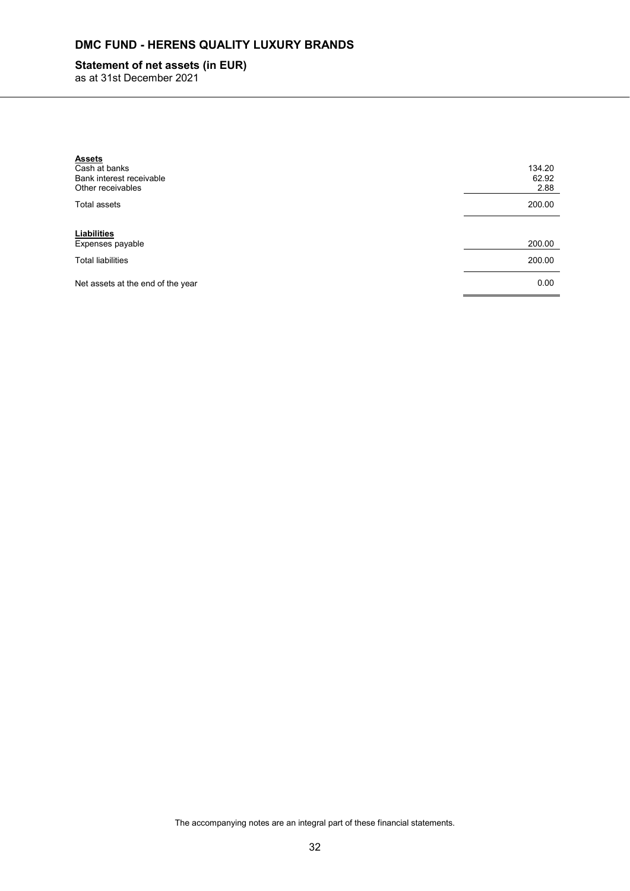# DMC FUND - HERENS QUALITY LUXURY BRANDS

## Statement of net assets (in EUR)

as at 31st December 2021

| | |
|---|---:|
| **Assets** | |
| Cash at banks | 134.20 |
| Bank interest receivable | 62.92 |
| Other receivables | 2.88 |
| Total assets | 200.00 |
| **Liabilities** | |
| Expenses payable | 200.00 |
| Total liabilities | 200.00 |
| Net assets at the end of the year | 0.00 |

The accompanying notes are an integral part of these financial statements.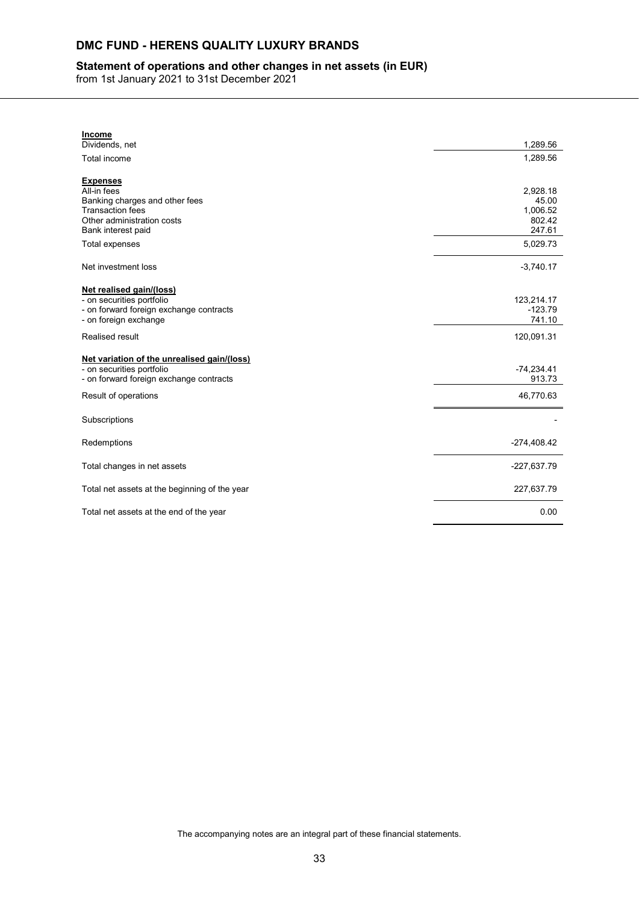# DMC FUND - HERENS QUALITY LUXURY BRANDS

## Statement of operations and other changes in net assets (in EUR)

from 1st January 2021 to 31st December 2021

| | |
|---|---|
| **Income** | |
| Dividends, net | 1,289.56 |
| Total income | 1,289.56 |
| **Expenses** | |
| All-in fees | 2,928.18 |
| Banking charges and other fees | 45.00 |
| Transaction fees | 1,006.52 |
| Other administration costs | 802.42 |
| Bank interest paid | 247.61 |
| Total expenses | 5,029.73 |
| Net investment loss | -3,740.17 |
| **Net realised gain/(loss)** | |
| - on securities portfolio | 123,214.17 |
| - on forward foreign exchange contracts | -123.79 |
| - on foreign exchange | 741.10 |
| Realised result | 120,091.31 |
| **Net variation of the unrealised gain/(loss)** | |
| - on securities portfolio | -74,234.41 |
| - on forward foreign exchange contracts | 913.73 |
| Result of operations | 46,770.63 |
| Subscriptions | - |
| Redemptions | -274,408.42 |
| Total changes in net assets | -227,637.79 |
| Total net assets at the beginning of the year | 227,637.79 |
| Total net assets at the end of the year | 0.00 |

The accompanying notes are an integral part of these financial statements.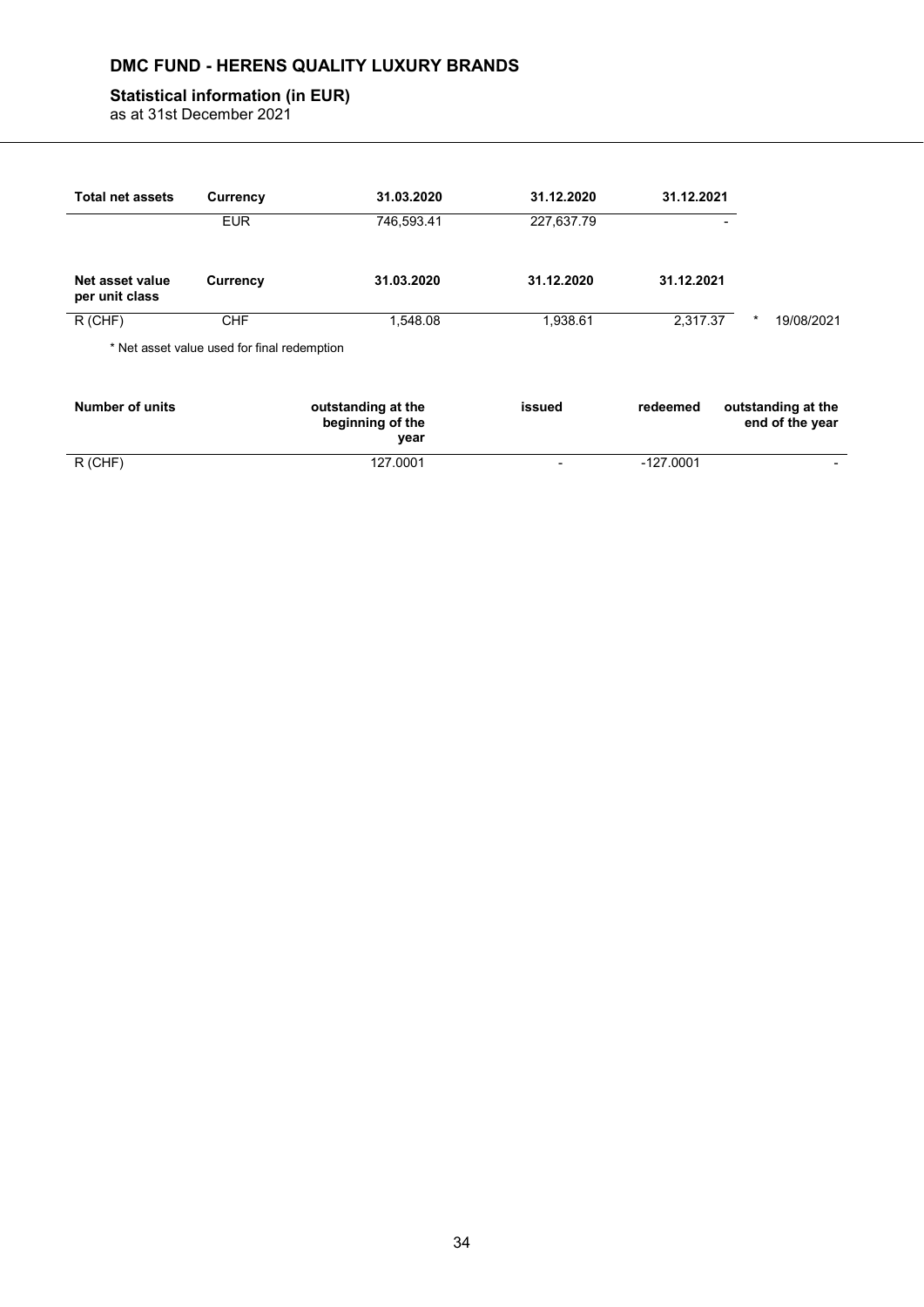# DMC FUND - HERENS QUALITY LUXURY BRANDS

## Statistical information (in EUR)

as at 31st December 2021

| Total net assets | Currency | 31.03.2020 | 31.12.2020 | 31.12.2021 | |
|---|---|---|---|---|---|
| | EUR | 746,593.41 | 227,637.79 | - | |

| Net asset value per unit class | Currency | 31.03.2020 | 31.12.2020 | 31.12.2021 | |
|---|---|---|---|---|---|
| R (CHF) | CHF | 1,548.08 | 1,938.61 | 2,317.37 | * 19/08/2021 |

* Net asset value used for final redemption

| Number of units | outstanding at the beginning of the year | issued | redeemed | outstanding at the end of the year |
|---|---|---|---|---|
| R (CHF) | 127.0001 | - | -127.0001 | - |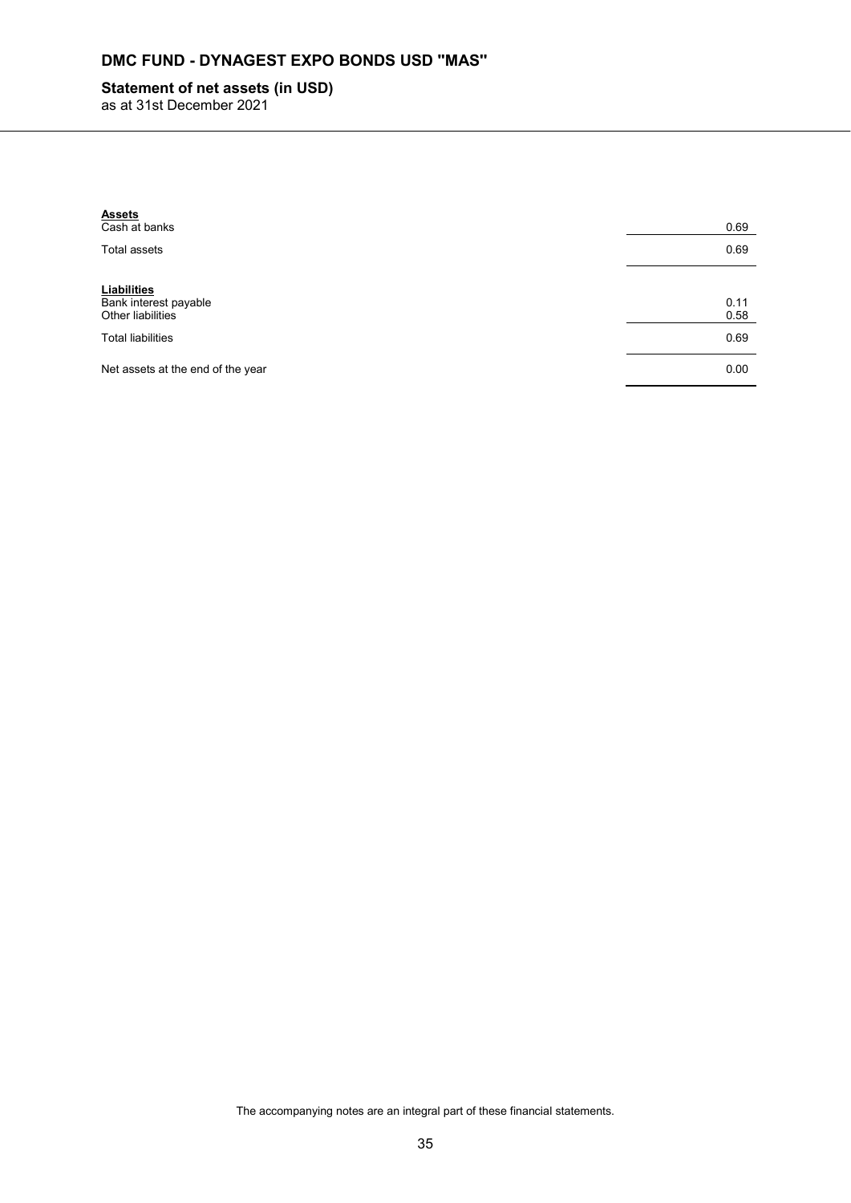# DMC FUND - DYNAGEST EXPO BONDS USD "MAS"

## Statement of net assets (in USD)

as at 31st December 2021

| | |
|---|---|
| **Assets** | |
| Cash at banks | 0.69 |
| Total assets | 0.69 |
| | |
| **Liabilities** | |
| Bank interest payable | 0.11 |
| Other liabilities | 0.58 |
| Total liabilities | 0.69 |
| | |
| Net assets at the end of the year | 0.00 |

The accompanying notes are an integral part of these financial statements.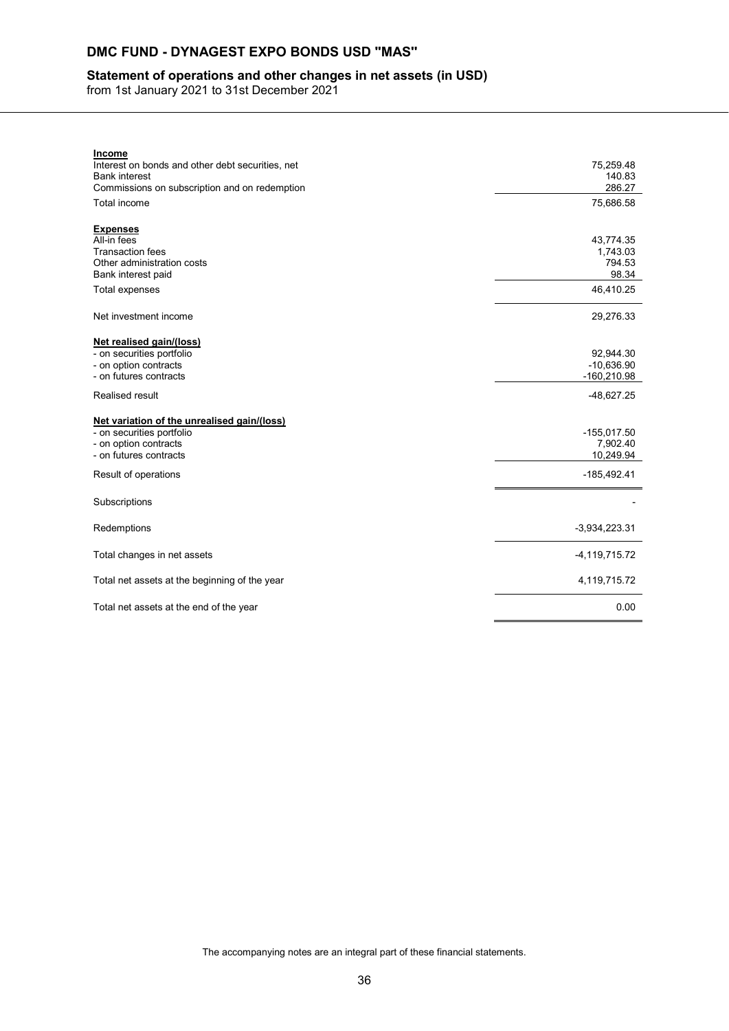# DMC FUND - DYNAGEST EXPO BONDS USD "MAS"

## Statement of operations and other changes in net assets (in USD)

from 1st January 2021 to 31st December 2021

| | |
|---|---:|
| **Income** | |
| Interest on bonds and other debt securities, net | 75,259.48 |
| Bank interest | 140.83 |
| Commissions on subscription and on redemption | 286.27 |
| Total income | 75,686.58 |
| **Expenses** | |
| All-in fees | 43,774.35 |
| Transaction fees | 1,743.03 |
| Other administration costs | 794.53 |
| Bank interest paid | 98.34 |
| Total expenses | 46,410.25 |
| Net investment income | 29,276.33 |
| **Net realised gain/(loss)** | |
| - on securities portfolio | 92,944.30 |
| - on option contracts | -10,636.90 |
| - on futures contracts | -160,210.98 |
| Realised result | -48,627.25 |
| **Net variation of the unrealised gain/(loss)** | |
| - on securities portfolio | -155,017.50 |
| - on option contracts | 7,902.40 |
| - on futures contracts | 10,249.94 |
| Result of operations | -185,492.41 |
| Subscriptions | - |
| Redemptions | -3,934,223.31 |
| Total changes in net assets | -4,119,715.72 |
| Total net assets at the beginning of the year | 4,119,715.72 |
| Total net assets at the end of the year | 0.00 |

The accompanying notes are an integral part of these financial statements.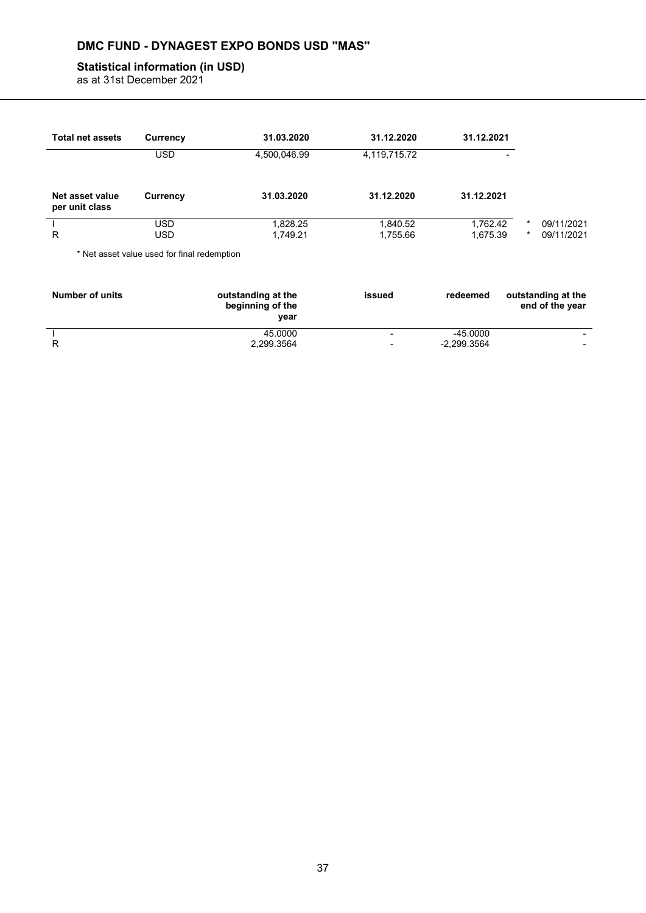# DMC FUND - DYNAGEST EXPO BONDS USD "MAS"

## Statistical information (in USD)

as at 31st December 2021

| Total net assets | Currency | 31.03.2020 | 31.12.2020 | 31.12.2021 | |
|---|---|---|---|---|---|
| | USD | 4,500,046.99 | 4,119,715.72 | - | |

| Net asset value per unit class | Currency | 31.03.2020 | 31.12.2020 | 31.12.2021 | |
|---|---|---|---|---|---|
| I | USD | 1,828.25 | 1,840.52 | 1,762.42 | * 09/11/2021 |
| R | USD | 1,749.21 | 1,755.66 | 1,675.39 | * 09/11/2021 |

\* Net asset value used for final redemption

| Number of units | outstanding at the beginning of the year | issued | redeemed | outstanding at the end of the year |
|---|---|---|---|---|
| I | 45.0000 | - | -45.0000 | - |
| R | 2,299.3564 | - | -2,299.3564 | - |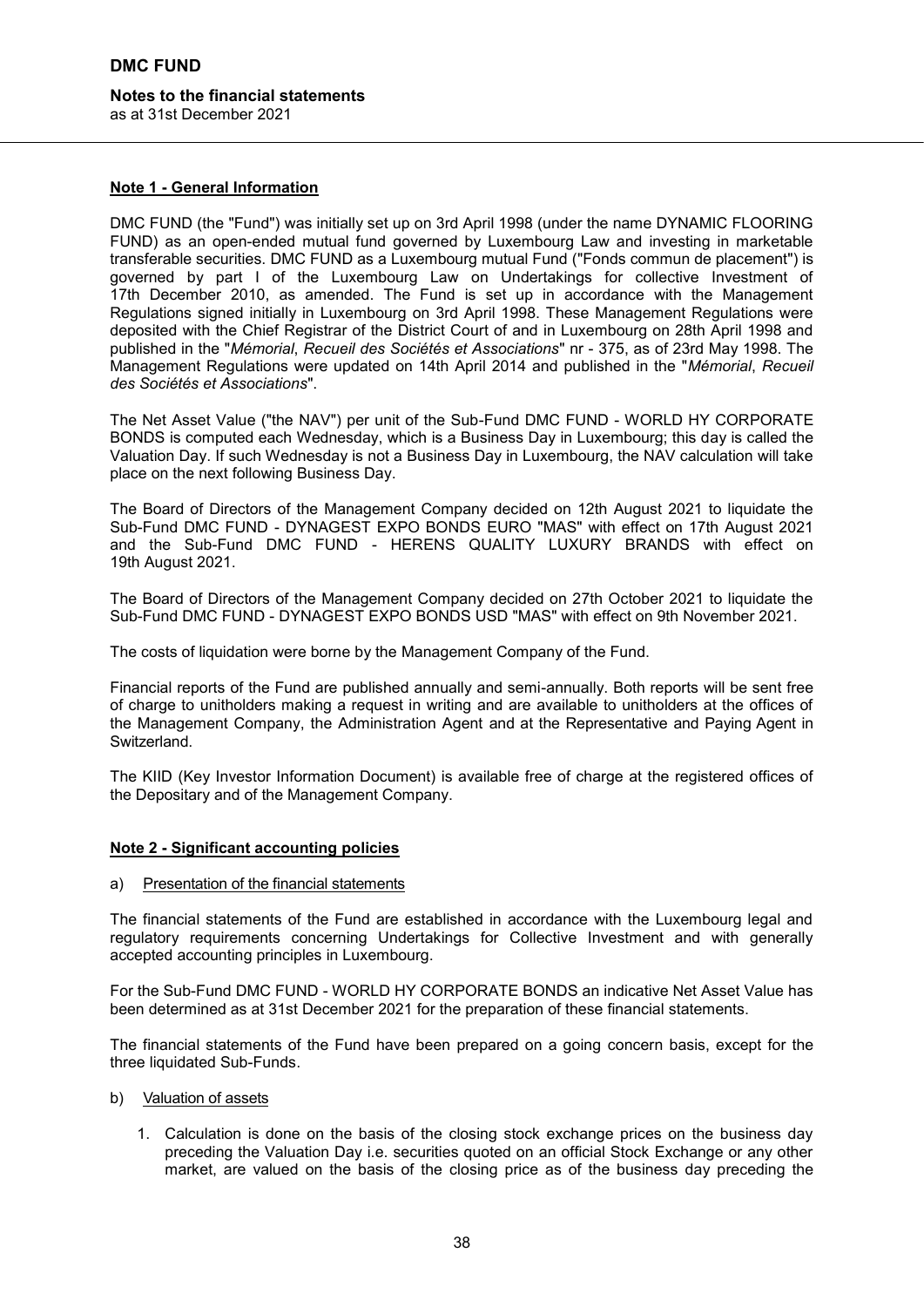**Note 1 - General Information**

DMC FUND (the "Fund") was initially set up on 3rd April 1998 (under the name DYNAMIC FLOORING FUND) as an open-ended mutual fund governed by Luxembourg Law and investing in marketable transferable securities. DMC FUND as a Luxembourg mutual Fund ("Fonds commun de placement") is governed by part I of the Luxembourg Law on Undertakings for collective Investment of 17th December 2010, as amended. The Fund is set up in accordance with the Management Regulations signed initially in Luxembourg on 3rd April 1998. These Management Regulations were deposited with the Chief Registrar of the District Court of and in Luxembourg on 28th April 1998 and published in the "*Mémorial*, *Recueil des Sociétés et Associations*" nr - 375, as of 23rd May 1998. The Management Regulations were updated on 14th April 2014 and published in the "*Mémorial*, *Recueil des Sociétés et Associations*".

The Net Asset Value ("the NAV") per unit of the Sub-Fund DMC FUND - WORLD HY CORPORATE BONDS is computed each Wednesday, which is a Business Day in Luxembourg; this day is called the Valuation Day. If such Wednesday is not a Business Day in Luxembourg, the NAV calculation will take place on the next following Business Day.

The Board of Directors of the Management Company decided on 12th August 2021 to liquidate the Sub-Fund DMC FUND - DYNAGEST EXPO BONDS EURO "MAS" with effect on 17th August 2021 and the Sub-Fund DMC FUND - HERENS QUALITY LUXURY BRANDS with effect on 19th August 2021.

The Board of Directors of the Management Company decided on 27th October 2021 to liquidate the Sub-Fund DMC FUND - DYNAGEST EXPO BONDS USD "MAS" with effect on 9th November 2021.

The costs of liquidation were borne by the Management Company of the Fund.

Financial reports of the Fund are published annually and semi-annually. Both reports will be sent free of charge to unitholders making a request in writing and are available to unitholders at the offices of the Management Company, the Administration Agent and at the Representative and Paying Agent in Switzerland.

The KIID (Key Investor Information Document) is available free of charge at the registered offices of the Depositary and of the Management Company.

**Note 2 - Significant accounting policies**

a) Presentation of the financial statements

The financial statements of the Fund are established in accordance with the Luxembourg legal and regulatory requirements concerning Undertakings for Collective Investment and with generally accepted accounting principles in Luxembourg.

For the Sub-Fund DMC FUND - WORLD HY CORPORATE BONDS an indicative Net Asset Value has been determined as at 31st December 2021 for the preparation of these financial statements.

The financial statements of the Fund have been prepared on a going concern basis, except for the three liquidated Sub-Funds.

b) Valuation of assets

1. Calculation is done on the basis of the closing stock exchange prices on the business day preceding the Valuation Day i.e. securities quoted on an official Stock Exchange or any other market, are valued on the basis of the closing price as of the business day preceding the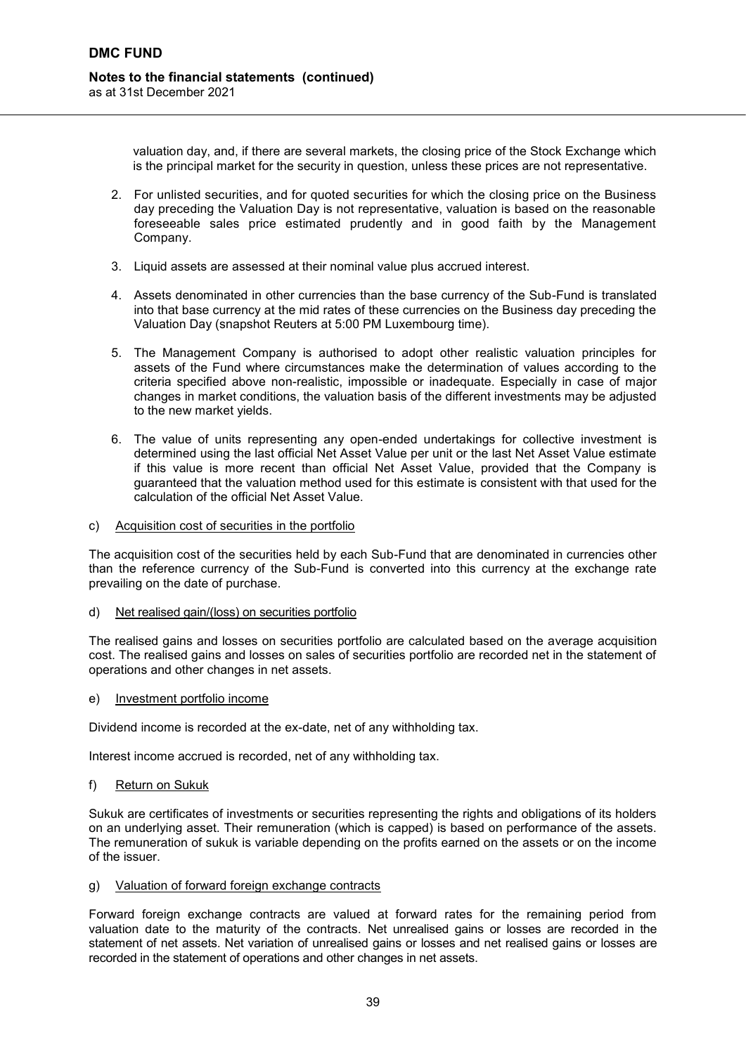valuation day, and, if there are several markets, the closing price of the Stock Exchange which is the principal market for the security in question, unless these prices are not representative.

2. For unlisted securities, and for quoted securities for which the closing price on the Business day preceding the Valuation Day is not representative, valuation is based on the reasonable foreseeable sales price estimated prudently and in good faith by the Management Company.

3. Liquid assets are assessed at their nominal value plus accrued interest.

4. Assets denominated in other currencies than the base currency of the Sub-Fund is translated into that base currency at the mid rates of these currencies on the Business day preceding the Valuation Day (snapshot Reuters at 5:00 PM Luxembourg time).

5. The Management Company is authorised to adopt other realistic valuation principles for assets of the Fund where circumstances make the determination of values according to the criteria specified above non-realistic, impossible or inadequate. Especially in case of major changes in market conditions, the valuation basis of the different investments may be adjusted to the new market yields.

6. The value of units representing any open-ended undertakings for collective investment is determined using the last official Net Asset Value per unit or the last Net Asset Value estimate if this value is more recent than official Net Asset Value, provided that the Company is guaranteed that the valuation method used for this estimate is consistent with that used for the calculation of the official Net Asset Value.

c) Acquisition cost of securities in the portfolio

The acquisition cost of the securities held by each Sub-Fund that are denominated in currencies other than the reference currency of the Sub-Fund is converted into this currency at the exchange rate prevailing on the date of purchase.

d) Net realised gain/(loss) on securities portfolio

The realised gains and losses on securities portfolio are calculated based on the average acquisition cost. The realised gains and losses on sales of securities portfolio are recorded net in the statement of operations and other changes in net assets.

e) Investment portfolio income

Dividend income is recorded at the ex-date, net of any withholding tax.

Interest income accrued is recorded, net of any withholding tax.

f) Return on Sukuk

Sukuk are certificates of investments or securities representing the rights and obligations of its holders on an underlying asset. Their remuneration (which is capped) is based on performance of the assets. The remuneration of sukuk is variable depending on the profits earned on the assets or on the income of the issuer.

g) Valuation of forward foreign exchange contracts

Forward foreign exchange contracts are valued at forward rates for the remaining period from valuation date to the maturity of the contracts. Net unrealised gains or losses are recorded in the statement of net assets. Net variation of unrealised gains or losses and net realised gains or losses are recorded in the statement of operations and other changes in net assets.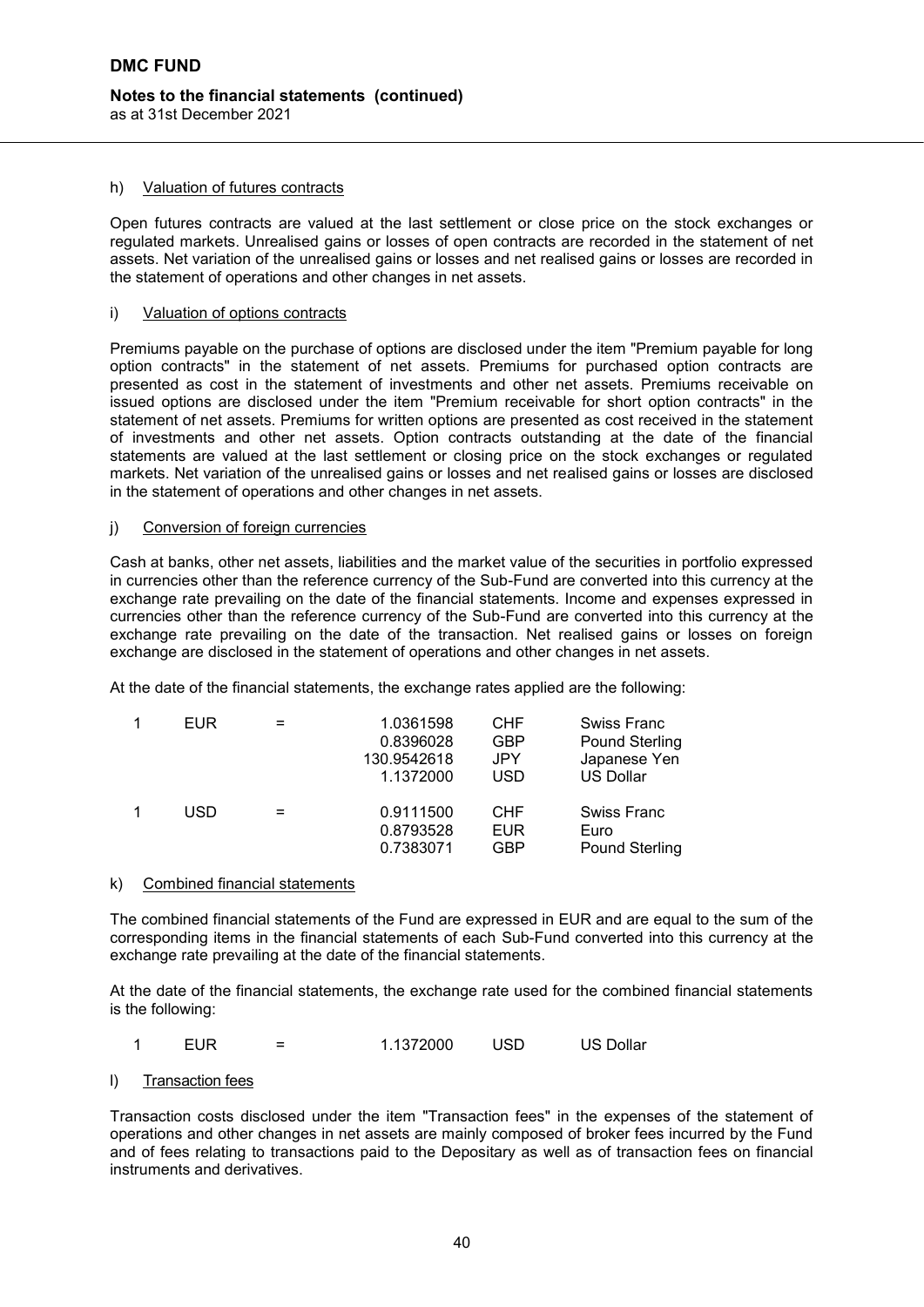h) Valuation of futures contracts

Open futures contracts are valued at the last settlement or close price on the stock exchanges or regulated markets. Unrealised gains or losses of open contracts are recorded in the statement of net assets. Net variation of the unrealised gains or losses and net realised gains or losses are recorded in the statement of operations and other changes in net assets.

i) Valuation of options contracts

Premiums payable on the purchase of options are disclosed under the item "Premium payable for long option contracts" in the statement of net assets. Premiums for purchased option contracts are presented as cost in the statement of investments and other net assets. Premiums receivable on issued options are disclosed under the item "Premium receivable for short option contracts" in the statement of net assets. Premiums for written options are presented as cost received in the statement of investments and other net assets. Option contracts outstanding at the date of the financial statements are valued at the last settlement or closing price on the stock exchanges or regulated markets. Net variation of the unrealised gains or losses and net realised gains or losses are disclosed in the statement of operations and other changes in net assets.

j) Conversion of foreign currencies

Cash at banks, other net assets, liabilities and the market value of the securities in portfolio expressed in currencies other than the reference currency of the Sub-Fund are converted into this currency at the exchange rate prevailing on the date of the financial statements. Income and expenses expressed in currencies other than the reference currency of the Sub-Fund are converted into this currency at the exchange rate prevailing on the date of the transaction. Net realised gains or losses on foreign exchange are disclosed in the statement of operations and other changes in net assets.

At the date of the financial statements, the exchange rates applied are the following:

| | | | | | |
|---|---|---|---|---|---|
| 1 | EUR | = | 1.0361598 | CHF | Swiss Franc |
| | | | 0.8396028 | GBP | Pound Sterling |
| | | | 130.9542618 | JPY | Japanese Yen |
| | | | 1.1372000 | USD | US Dollar |
| 1 | USD | = | 0.9111500 | CHF | Swiss Franc |
| | | | 0.8793528 | EUR | Euro |
| | | | 0.7383071 | GBP | Pound Sterling |

k) Combined financial statements

The combined financial statements of the Fund are expressed in EUR and are equal to the sum of the corresponding items in the financial statements of each Sub-Fund converted into this currency at the exchange rate prevailing at the date of the financial statements.

At the date of the financial statements, the exchange rate used for the combined financial statements is the following:

| | | | | | |
|---|---|---|---|---|---|
| 1 | EUR | = | 1.1372000 | USD | US Dollar |

l) Transaction fees

Transaction costs disclosed under the item "Transaction fees" in the expenses of the statement of operations and other changes in net assets are mainly composed of broker fees incurred by the Fund and of fees relating to transactions paid to the Depositary as well as of transaction fees on financial instruments and derivatives.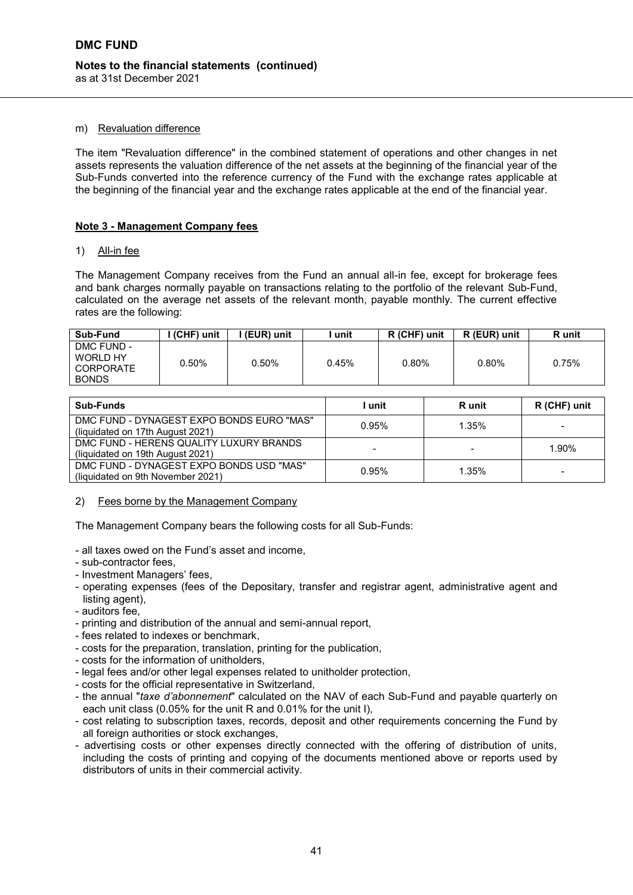m) Revaluation difference

The item "Revaluation difference" in the combined statement of operations and other changes in net assets represents the valuation difference of the net assets at the beginning of the financial year of the Sub-Funds converted into the reference currency of the Fund with the exchange rates applicable at the beginning of the financial year and the exchange rates applicable at the end of the financial year.

## Note 3 - Management Company fees

1) All-in fee

The Management Company receives from the Fund an annual all-in fee, except for brokerage fees and bank charges normally payable on transactions relating to the portfolio of the relevant Sub-Fund, calculated on the average net assets of the relevant month, payable monthly. The current effective rates are the following:

| Sub-Fund | I (CHF) unit | I (EUR) unit | I unit | R (CHF) unit | R (EUR) unit | R unit |
|---|---|---|---|---|---|---|
| DMC FUND - WORLD HY CORPORATE BONDS | 0.50% | 0.50% | 0.45% | 0.80% | 0.80% | 0.75% |

| Sub-Funds | I unit | R unit | R (CHF) unit |
|---|---|---|---|
| DMC FUND - DYNAGEST EXPO BONDS EURO "MAS" (liquidated on 17th August 2021) | 0.95% | 1.35% | - |
| DMC FUND - HERENS QUALITY LUXURY BRANDS (liquidated on 19th August 2021) | - | - | 1.90% |
| DMC FUND - DYNAGEST EXPO BONDS USD "MAS" (liquidated on 9th November 2021) | 0.95% | 1.35% | - |

2) Fees borne by the Management Company

The Management Company bears the following costs for all Sub-Funds:

- all taxes owed on the Fund's asset and income,
- sub-contractor fees,
- Investment Managers' fees,
- operating expenses (fees of the Depositary, transfer and registrar agent, administrative agent and listing agent),
- auditors fee,
- printing and distribution of the annual and semi-annual report,
- fees related to indexes or benchmark,
- costs for the preparation, translation, printing for the publication,
- costs for the information of unitholders,
- legal fees and/or other legal expenses related to unitholder protection,
- costs for the official representative in Switzerland,
- the annual "*taxe d'abonnement*" calculated on the NAV of each Sub-Fund and payable quarterly on each unit class (0.05% for the unit R and 0.01% for the unit I),
- cost relating to subscription taxes, records, deposit and other requirements concerning the Fund by all foreign authorities or stock exchanges,
- advertising costs or other expenses directly connected with the offering of distribution of units, including the costs of printing and copying of the documents mentioned above or reports used by distributors of units in their commercial activity.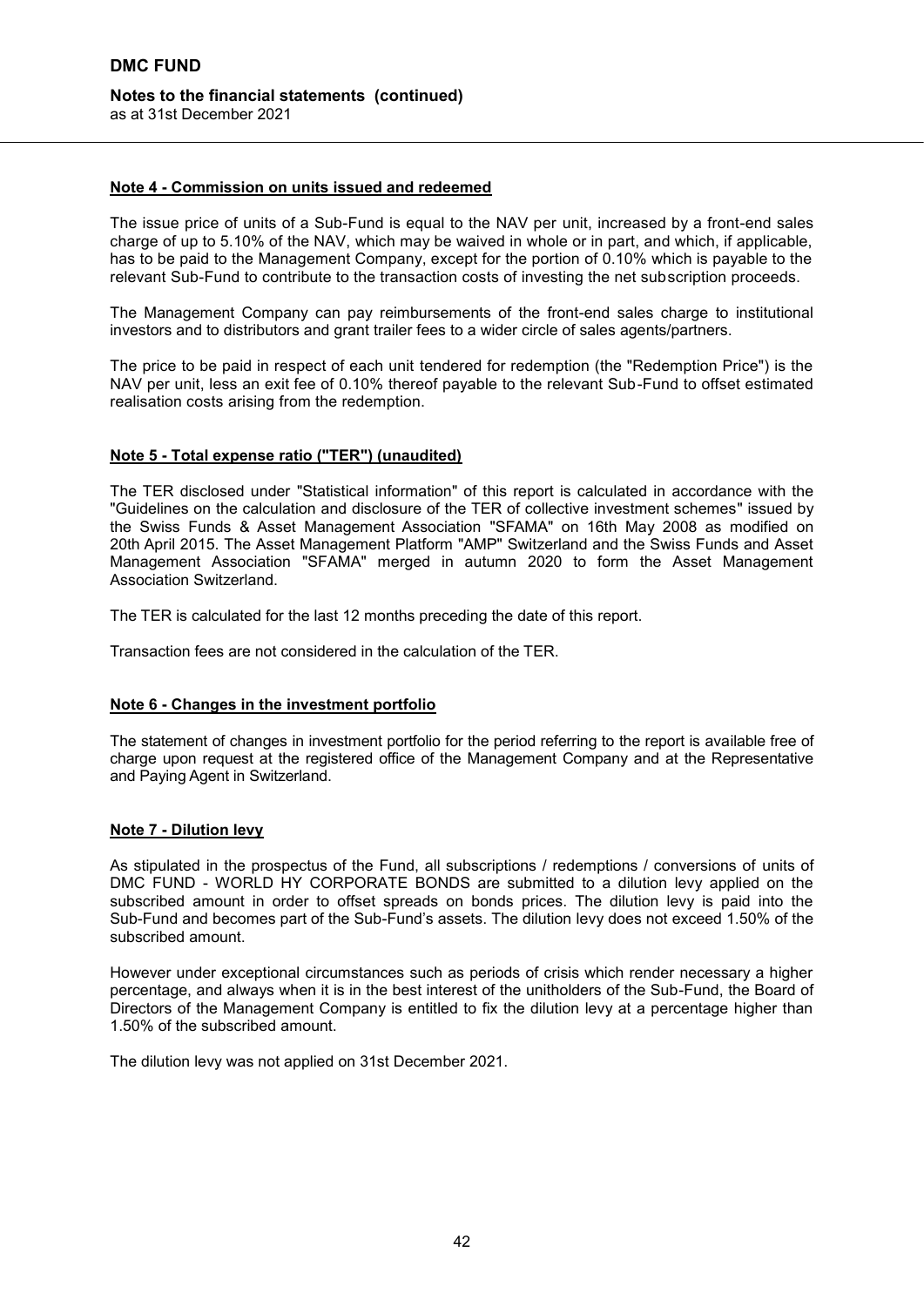#### Note 4 - Commission on units issued and redeemed

The issue price of units of a Sub-Fund is equal to the NAV per unit, increased by a front-end sales charge of up to 5.10% of the NAV, which may be waived in whole or in part, and which, if applicable, has to be paid to the Management Company, except for the portion of 0.10% which is payable to the relevant Sub-Fund to contribute to the transaction costs of investing the net subscription proceeds.

The Management Company can pay reimbursements of the front-end sales charge to institutional investors and to distributors and grant trailer fees to a wider circle of sales agents/partners.

The price to be paid in respect of each unit tendered for redemption (the "Redemption Price") is the NAV per unit, less an exit fee of 0.10% thereof payable to the relevant Sub-Fund to offset estimated realisation costs arising from the redemption.

#### Note 5 - Total expense ratio ("TER") (unaudited)

The TER disclosed under "Statistical information" of this report is calculated in accordance with the "Guidelines on the calculation and disclosure of the TER of collective investment schemes" issued by the Swiss Funds & Asset Management Association "SFAMA" on 16th May 2008 as modified on 20th April 2015. The Asset Management Platform "AMP" Switzerland and the Swiss Funds and Asset Management Association "SFAMA" merged in autumn 2020 to form the Asset Management Association Switzerland.

The TER is calculated for the last 12 months preceding the date of this report.

Transaction fees are not considered in the calculation of the TER.

#### Note 6 - Changes in the investment portfolio

The statement of changes in investment portfolio for the period referring to the report is available free of charge upon request at the registered office of the Management Company and at the Representative and Paying Agent in Switzerland.

#### Note 7 - Dilution levy

As stipulated in the prospectus of the Fund, all subscriptions / redemptions / conversions of units of DMC FUND - WORLD HY CORPORATE BONDS are submitted to a dilution levy applied on the subscribed amount in order to offset spreads on bonds prices. The dilution levy is paid into the Sub-Fund and becomes part of the Sub-Fund's assets. The dilution levy does not exceed 1.50% of the subscribed amount.

However under exceptional circumstances such as periods of crisis which render necessary a higher percentage, and always when it is in the best interest of the unitholders of the Sub-Fund, the Board of Directors of the Management Company is entitled to fix the dilution levy at a percentage higher than 1.50% of the subscribed amount.

The dilution levy was not applied on 31st December 2021.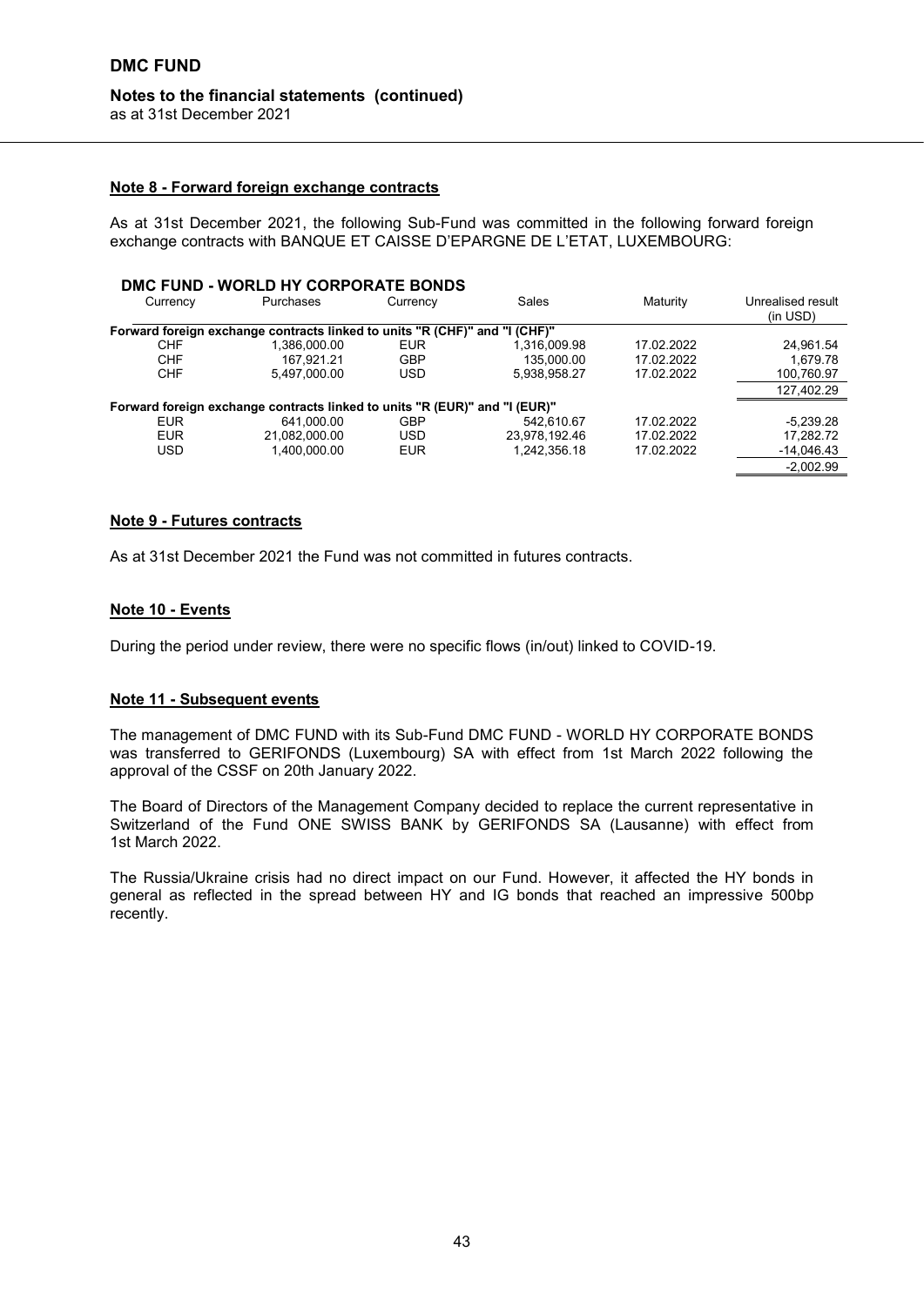## Note 8 - Forward foreign exchange contracts

As at 31st December 2021, the following Sub-Fund was committed in the following forward foreign exchange contracts with BANQUE ET CAISSE D'EPARGNE DE L'ETAT, LUXEMBOURG:

**DMC FUND - WORLD HY CORPORATE BONDS**

| Currency | Purchases | Currency | Sales | Maturity | Unrealised result (in USD) |
|---|---|---|---|---|---|
| **Forward foreign exchange contracts linked to units "R (CHF)" and "I (CHF)"** | | | | | |
| CHF | 1,386,000.00 | EUR | 1,316,009.98 | 17.02.2022 | 24,961.54 |
| CHF | 167,921.21 | GBP | 135,000.00 | 17.02.2022 | 1,679.78 |
| CHF | 5,497,000.00 | USD | 5,938,958.27 | 17.02.2022 | 100,760.97 |
| | | | | | 127,402.29 |
| **Forward foreign exchange contracts linked to units "R (EUR)" and "I (EUR)"** | | | | | |
| EUR | 641,000.00 | GBP | 542,610.67 | 17.02.2022 | -5,239.28 |
| EUR | 21,082,000.00 | USD | 23,978,192.46 | 17.02.2022 | 17,282.72 |
| USD | 1,400,000.00 | EUR | 1,242,356.18 | 17.02.2022 | -14,046.43 |
| | | | | | -2,002.99 |

## Note 9 - Futures contracts

As at 31st December 2021 the Fund was not committed in futures contracts.

## Note 10 - Events

During the period under review, there were no specific flows (in/out) linked to COVID-19.

## Note 11 - Subsequent events

The management of DMC FUND with its Sub-Fund DMC FUND - WORLD HY CORPORATE BONDS was transferred to GERIFONDS (Luxembourg) SA with effect from 1st March 2022 following the approval of the CSSF on 20th January 2022.

The Board of Directors of the Management Company decided to replace the current representative in Switzerland of the Fund ONE SWISS BANK by GERIFONDS SA (Lausanne) with effect from 1st March 2022.

The Russia/Ukraine crisis had no direct impact on our Fund. However, it affected the HY bonds in general as reflected in the spread between HY and IG bonds that reached an impressive 500bp recently.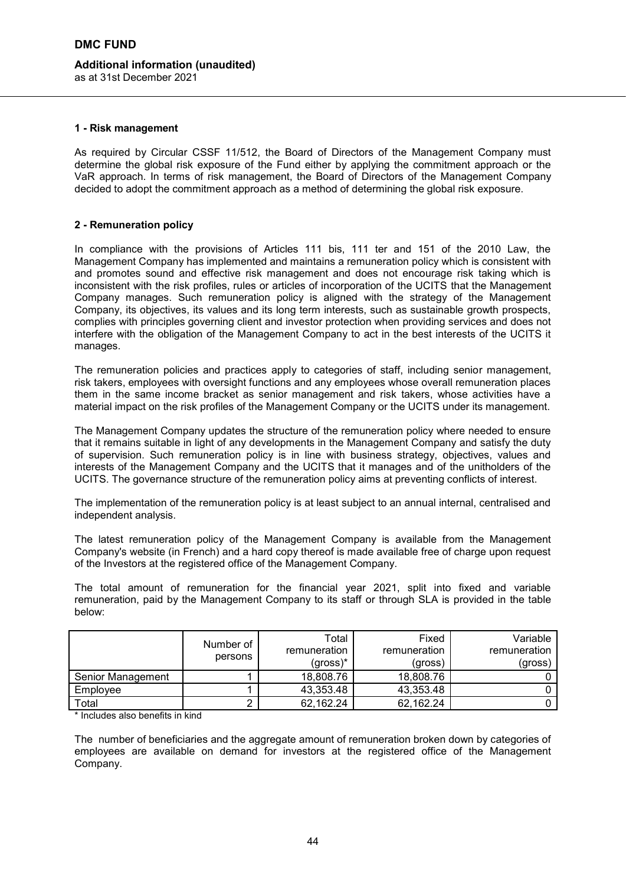## 1 - Risk management

As required by Circular CSSF 11/512, the Board of Directors of the Management Company must determine the global risk exposure of the Fund either by applying the commitment approach or the VaR approach. In terms of risk management, the Board of Directors of the Management Company decided to adopt the commitment approach as a method of determining the global risk exposure.

## 2 - Remuneration policy

In compliance with the provisions of Articles 111 bis, 111 ter and 151 of the 2010 Law, the Management Company has implemented and maintains a remuneration policy which is consistent with and promotes sound and effective risk management and does not encourage risk taking which is inconsistent with the risk profiles, rules or articles of incorporation of the UCITS that the Management Company manages. Such remuneration policy is aligned with the strategy of the Management Company, its objectives, its values and its long term interests, such as sustainable growth prospects, complies with principles governing client and investor protection when providing services and does not interfere with the obligation of the Management Company to act in the best interests of the UCITS it manages.

The remuneration policies and practices apply to categories of staff, including senior management, risk takers, employees with oversight functions and any employees whose overall remuneration places them in the same income bracket as senior management and risk takers, whose activities have a material impact on the risk profiles of the Management Company or the UCITS under its management.

The Management Company updates the structure of the remuneration policy where needed to ensure that it remains suitable in light of any developments in the Management Company and satisfy the duty of supervision. Such remuneration policy is in line with business strategy, objectives, values and interests of the Management Company and the UCITS that it manages and of the unitholders of the UCITS. The governance structure of the remuneration policy aims at preventing conflicts of interest.

The implementation of the remuneration policy is at least subject to an annual internal, centralised and independent analysis.

The latest remuneration policy of the Management Company is available from the Management Company's website (in French) and a hard copy thereof is made available free of charge upon request of the Investors at the registered office of the Management Company.

The total amount of remuneration for the financial year 2021, split into fixed and variable remuneration, paid by the Management Company to its staff or through SLA is provided in the table below:

| | Number of persons | Total remuneration (gross)* | Fixed remuneration (gross) | Variable remuneration (gross) |
|---|---|---|---|---|
| Senior Management | 1 | 18,808.76 | 18,808.76 | 0 |
| Employee | 1 | 43,353.48 | 43,353.48 | 0 |
| Total | 2 | 62,162.24 | 62,162.24 | 0 |

* Includes also benefits in kind

The number of beneficiaries and the aggregate amount of remuneration broken down by categories of employees are available on demand for investors at the registered office of the Management Company.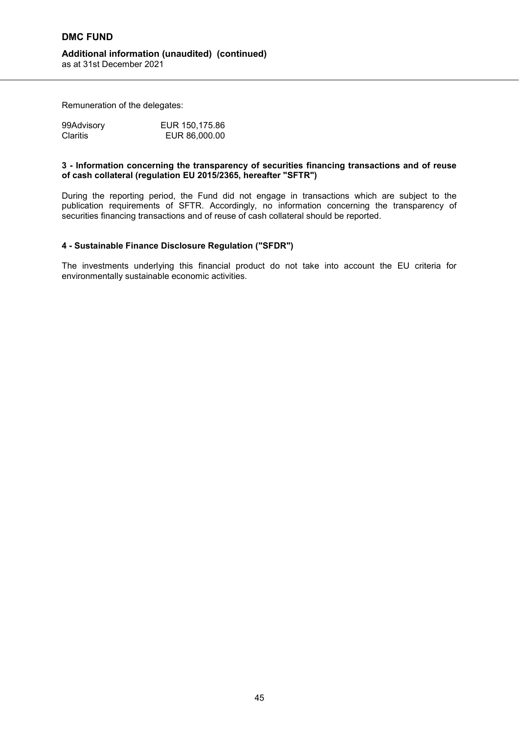Remuneration of the delegates:

| | |
|---|---|
| 99Advisory | EUR 150,175.86 |
| Claritis | EUR 86,000.00 |

**3 - Information concerning the transparency of securities financing transactions and of reuse of cash collateral (regulation EU 2015/2365, hereafter "SFTR")**

During the reporting period, the Fund did not engage in transactions which are subject to the publication requirements of SFTR. Accordingly, no information concerning the transparency of securities financing transactions and of reuse of cash collateral should be reported.

**4 - Sustainable Finance Disclosure Regulation ("SFDR")**

The investments underlying this financial product do not take into account the EU criteria for environmentally sustainable economic activities.